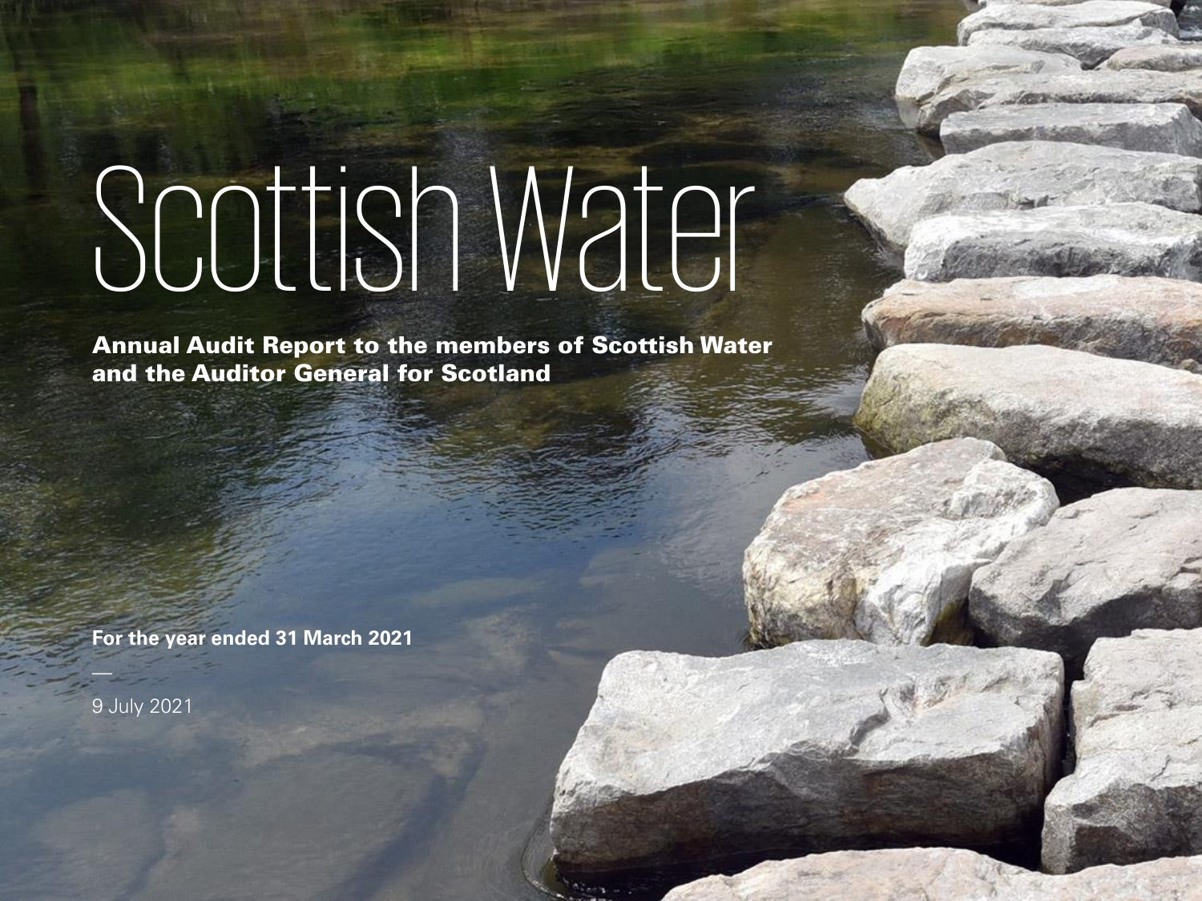# Scottish Water

**Annual Audit Report to the members of Scottish Water and the Auditor General for Scotland**

**For the year ended 31 March 2021**

—

9 July 2021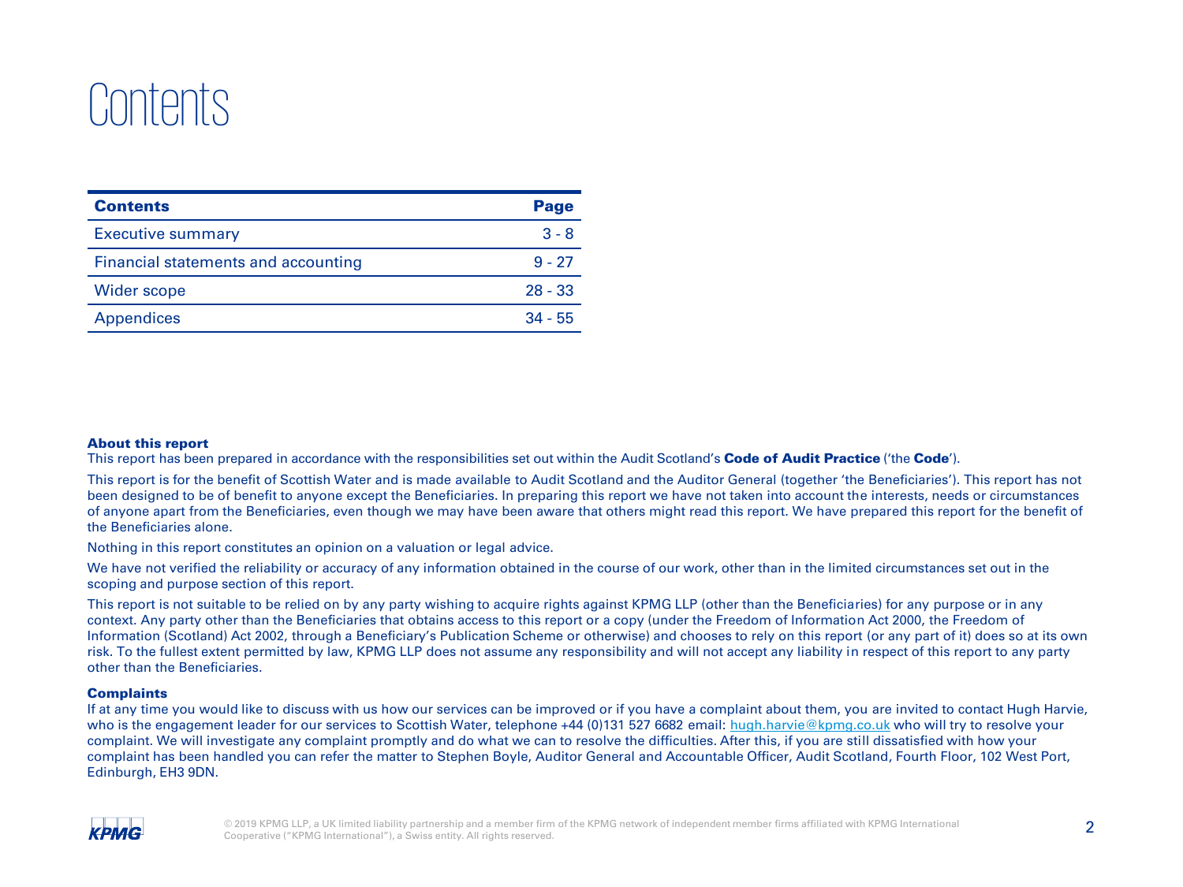# Contents

| Contents | Page |
|---|---|
| Executive summary | 3 - 8 |
| Financial statements and accounting | 9 - 27 |
| Wider scope | 28 - 33 |
| Appendices | 34 - 55 |

**About this report**

This report has been prepared in accordance with the responsibilities set out within the Audit Scotland's **Code of Audit Practice** ('the **Code**').

This report is for the benefit of Scottish Water and is made available to Audit Scotland and the Auditor General (together 'the Beneficiaries'). This report has not been designed to be of benefit to anyone except the Beneficiaries. In preparing this report we have not taken into account the interests, needs or circumstances of anyone apart from the Beneficiaries, even though we may have been aware that others might read this report. We have prepared this report for the benefit of the Beneficiaries alone.

Nothing in this report constitutes an opinion on a valuation or legal advice.

We have not verified the reliability or accuracy of any information obtained in the course of our work, other than in the limited circumstances set out in the scoping and purpose section of this report.

This report is not suitable to be relied on by any party wishing to acquire rights against KPMG LLP (other than the Beneficiaries) for any purpose or in any context. Any party other than the Beneficiaries that obtains access to this report or a copy (under the Freedom of Information Act 2000, the Freedom of Information (Scotland) Act 2002, through a Beneficiary's Publication Scheme or otherwise) and chooses to rely on this report (or any part of it) does so at its own risk. To the fullest extent permitted by law, KPMG LLP does not assume any responsibility and will not accept any liability in respect of this report to any party other than the Beneficiaries.

**Complaints**

If at any time you would like to discuss with us how our services can be improved or if you have a complaint about them, you are invited to contact Hugh Harvie, who is the engagement leader for our services to Scottish Water, telephone +44 (0)131 527 6682 email: hugh.harvie@kpmg.co.uk who will try to resolve your complaint. We will investigate any complaint promptly and do what we can to resolve the difficulties. After this, if you are still dissatisfied with how your complaint has been handled you can refer the matter to Stephen Boyle, Auditor General and Accountable Officer, Audit Scotland, Fourth Floor, 102 West Port, Edinburgh, EH3 9DN.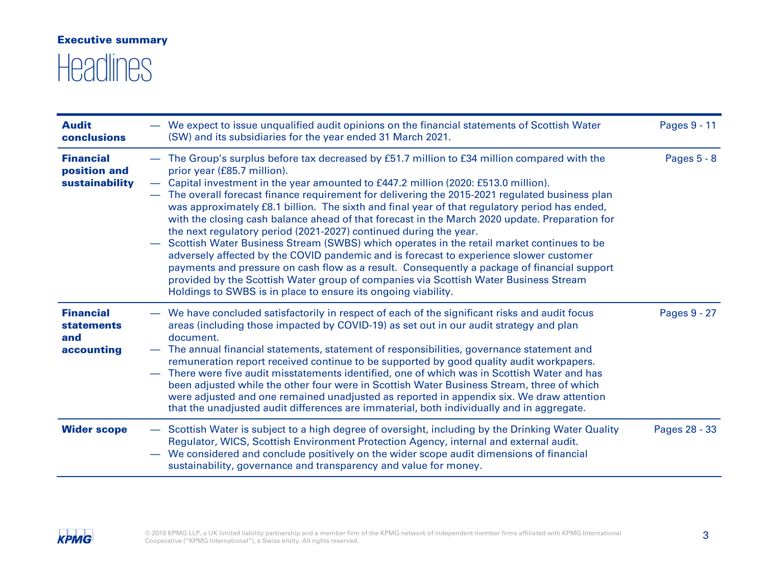**Executive summary**

# Headlines

| | | |
|---|---|---|
| **Audit conclusions** | — We expect to issue unqualified audit opinions on the financial statements of Scottish Water (SW) and its subsidiaries for the year ended 31 March 2021. | Pages 9 - 11 |
| **Financial position and sustainability** | — The Group's surplus before tax decreased by £51.7 million to £34 million compared with the prior year (£85.7 million).<br>— Capital investment in the year amounted to £447.2 million (2020: £513.0 million).<br>— The overall forecast finance requirement for delivering the 2015-2021 regulated business plan was approximately £8.1 billion. The sixth and final year of that regulatory period has ended, with the closing cash balance ahead of that forecast in the March 2020 update. Preparation for the next regulatory period (2021-2027) continued during the year.<br>— Scottish Water Business Stream (SWBS) which operates in the retail market continues to be adversely affected by the COVID pandemic and is forecast to experience slower customer payments and pressure on cash flow as a result. Consequently a package of financial support provided by the Scottish Water group of companies via Scottish Water Business Stream Holdings to SWBS is in place to ensure its ongoing viability. | Pages 5 - 8 |
| **Financial statements and accounting** | — We have concluded satisfactorily in respect of each of the significant risks and audit focus areas (including those impacted by COVID-19) as set out in our audit strategy and plan document.<br>— The annual financial statements, statement of responsibilities, governance statement and remuneration report received continue to be supported by good quality audit workpapers.<br>— There were five audit misstatements identified, one of which was in Scottish Water and has been adjusted while the other four were in Scottish Water Business Stream, three of which were adjusted and one remained unadjusted as reported in appendix six. We draw attention that the unadjusted audit differences are immaterial, both individually and in aggregate. | Pages 9 - 27 |
| **Wider scope** | — Scottish Water is subject to a high degree of oversight, including by the Drinking Water Quality Regulator, WICS, Scottish Environment Protection Agency, internal and external audit.<br>— We considered and conclude positively on the wider scope audit dimensions of financial sustainability, governance and transparency and value for money. | Pages 28 - 33 |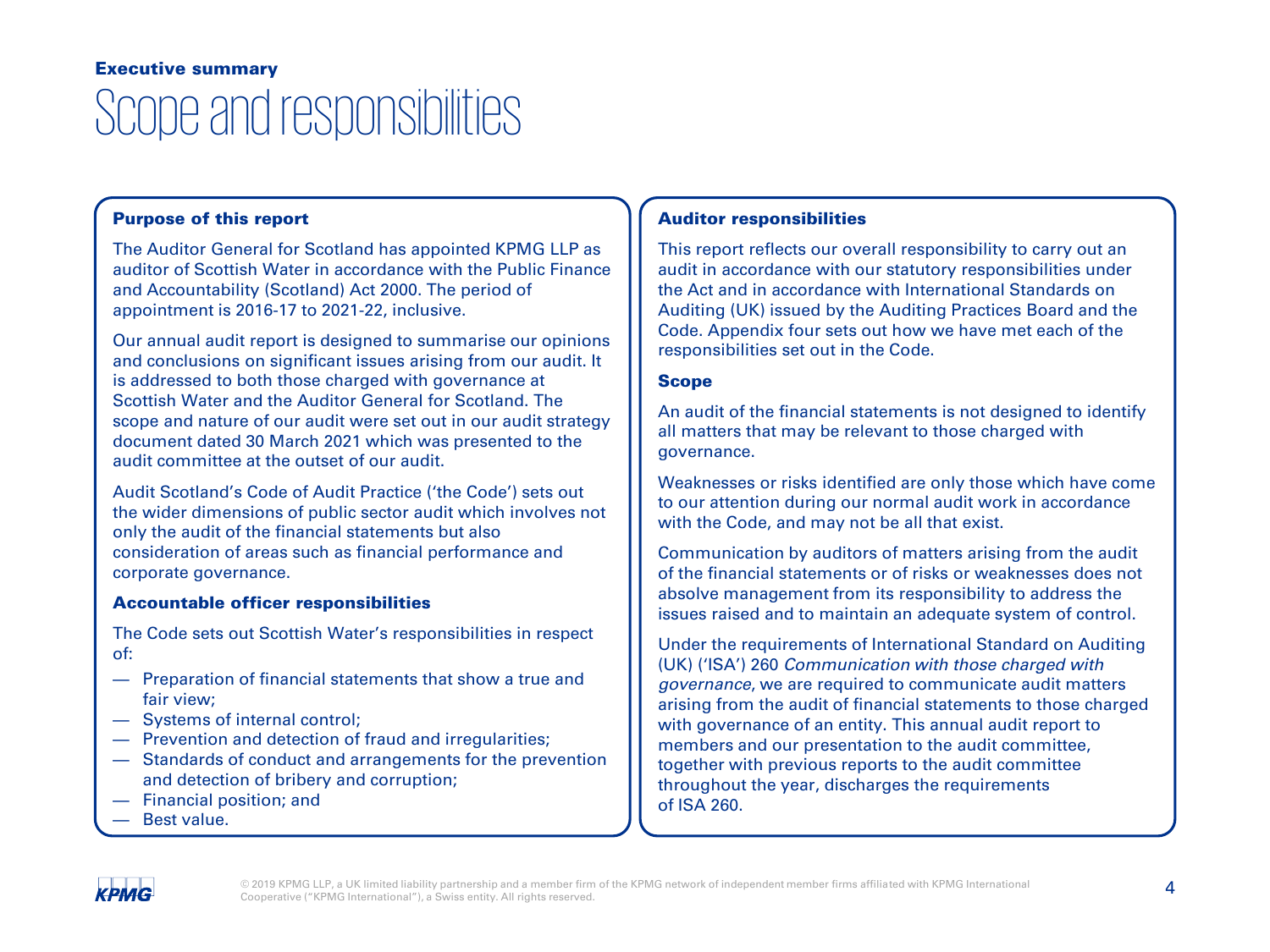**Executive summary**

# Scope and responsibilities

### Purpose of this report

The Auditor General for Scotland has appointed KPMG LLP as auditor of Scottish Water in accordance with the Public Finance and Accountability (Scotland) Act 2000. The period of appointment is 2016-17 to 2021-22, inclusive.

Our annual audit report is designed to summarise our opinions and conclusions on significant issues arising from our audit. It is addressed to both those charged with governance at Scottish Water and the Auditor General for Scotland. The scope and nature of our audit were set out in our audit strategy document dated 30 March 2021 which was presented to the audit committee at the outset of our audit.

Audit Scotland's Code of Audit Practice ('the Code') sets out the wider dimensions of public sector audit which involves not only the audit of the financial statements but also consideration of areas such as financial performance and corporate governance.

### Accountable officer responsibilities

The Code sets out Scottish Water's responsibilities in respect of:

- Preparation of financial statements that show a true and fair view;
- Systems of internal control;
- Prevention and detection of fraud and irregularities;
- Standards of conduct and arrangements for the prevention and detection of bribery and corruption;
- Financial position; and
- Best value.

### Auditor responsibilities

This report reflects our overall responsibility to carry out an audit in accordance with our statutory responsibilities under the Act and in accordance with International Standards on Auditing (UK) issued by the Auditing Practices Board and the Code. Appendix four sets out how we have met each of the responsibilities set out in the Code.

### Scope

An audit of the financial statements is not designed to identify all matters that may be relevant to those charged with governance.

Weaknesses or risks identified are only those which have come to our attention during our normal audit work in accordance with the Code, and may not be all that exist.

Communication by auditors of matters arising from the audit of the financial statements or of risks or weaknesses does not absolve management from its responsibility to address the issues raised and to maintain an adequate system of control.

Under the requirements of International Standard on Auditing (UK) ('ISA') 260 *Communication with those charged with governance*, we are required to communicate audit matters arising from the audit of financial statements to those charged with governance of an entity. This annual audit report to members and our presentation to the audit committee, together with previous reports to the audit committee throughout the year, discharges the requirements of ISA 260.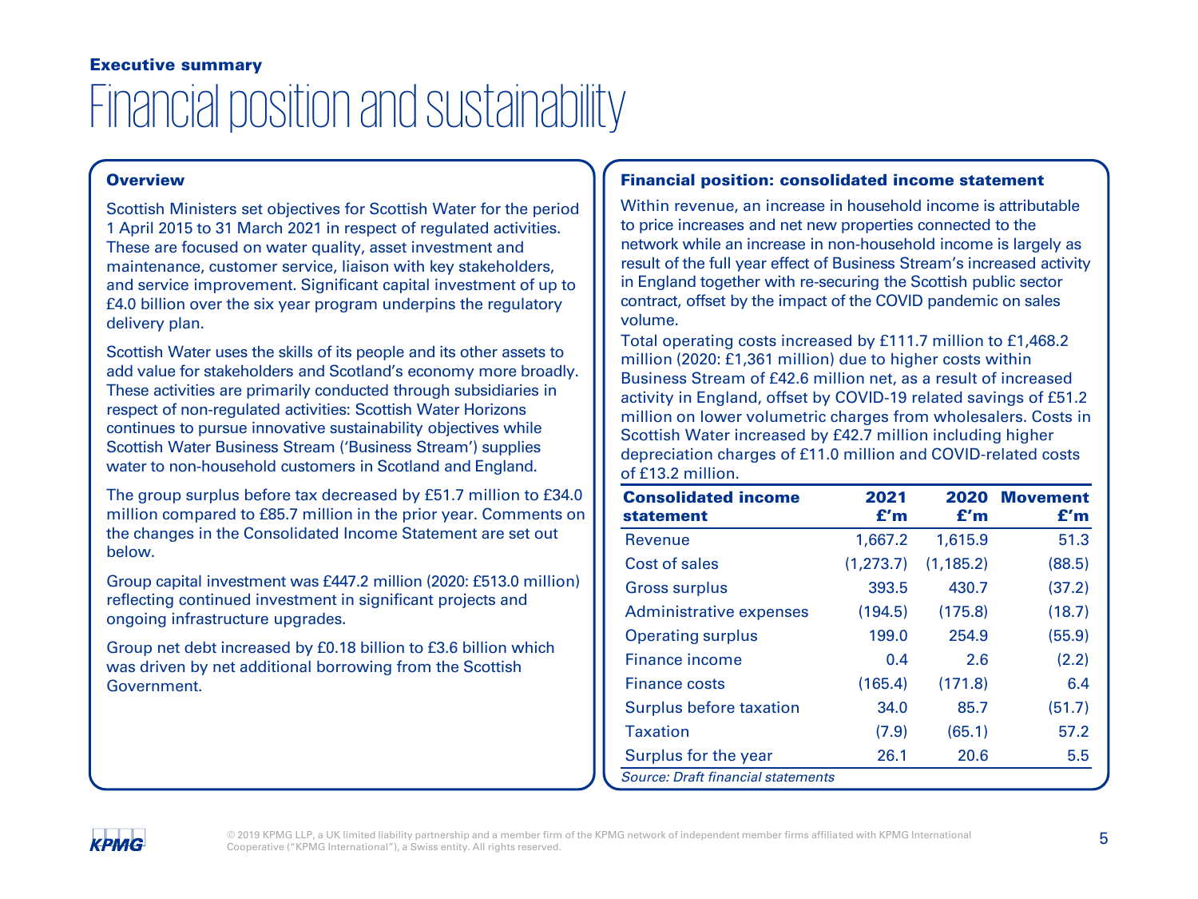## Executive summary

# Financial position and sustainability

### Overview

Scottish Ministers set objectives for Scottish Water for the period 1 April 2015 to 31 March 2021 in respect of regulated activities. These are focused on water quality, asset investment and maintenance, customer service, liaison with key stakeholders, and service improvement. Significant capital investment of up to £4.0 billion over the six year program underpins the regulatory delivery plan.

Scottish Water uses the skills of its people and its other assets to add value for stakeholders and Scotland's economy more broadly. These activities are primarily conducted through subsidiaries in respect of non-regulated activities: Scottish Water Horizons continues to pursue innovative sustainability objectives while Scottish Water Business Stream ('Business Stream') supplies water to non-household customers in Scotland and England.

The group surplus before tax decreased by £51.7 million to £34.0 million compared to £85.7 million in the prior year. Comments on the changes in the Consolidated Income Statement are set out below.

Group capital investment was £447.2 million (2020: £513.0 million) reflecting continued investment in significant projects and ongoing infrastructure upgrades.

Group net debt increased by £0.18 billion to £3.6 billion which was driven by net additional borrowing from the Scottish Government.

### Financial position: consolidated income statement

Within revenue, an increase in household income is attributable to price increases and net new properties connected to the network while an increase in non-household income is largely as result of the full year effect of Business Stream's increased activity in England together with re-securing the Scottish public sector contract, offset by the impact of the COVID pandemic on sales volume.

Total operating costs increased by £111.7 million to £1,468.2 million (2020: £1,361 million) due to higher costs within Business Stream of £42.6 million net, as a result of increased activity in England, offset by COVID-19 related savings of £51.2 million on lower volumetric charges from wholesalers. Costs in Scottish Water increased by £42.7 million including higher depreciation charges of £11.0 million and COVID-related costs of £13.2 million.

| Consolidated income statement | 2021 £'m | 2020 £'m | Movement £'m |
|---|---|---|---|
| Revenue | 1,667.2 | 1,615.9 | 51.3 |
| Cost of sales | (1,273.7) | (1,185.2) | (88.5) |
| Gross surplus | 393.5 | 430.7 | (37.2) |
| Administrative expenses | (194.5) | (175.8) | (18.7) |
| Operating surplus | 199.0 | 254.9 | (55.9) |
| Finance income | 0.4 | 2.6 | (2.2) |
| Finance costs | (165.4) | (171.8) | 6.4 |
| Surplus before taxation | 34.0 | 85.7 | (51.7) |
| Taxation | (7.9) | (65.1) | 57.2 |
| Surplus for the year | 26.1 | 20.6 | 5.5 |

*Source: Draft financial statements*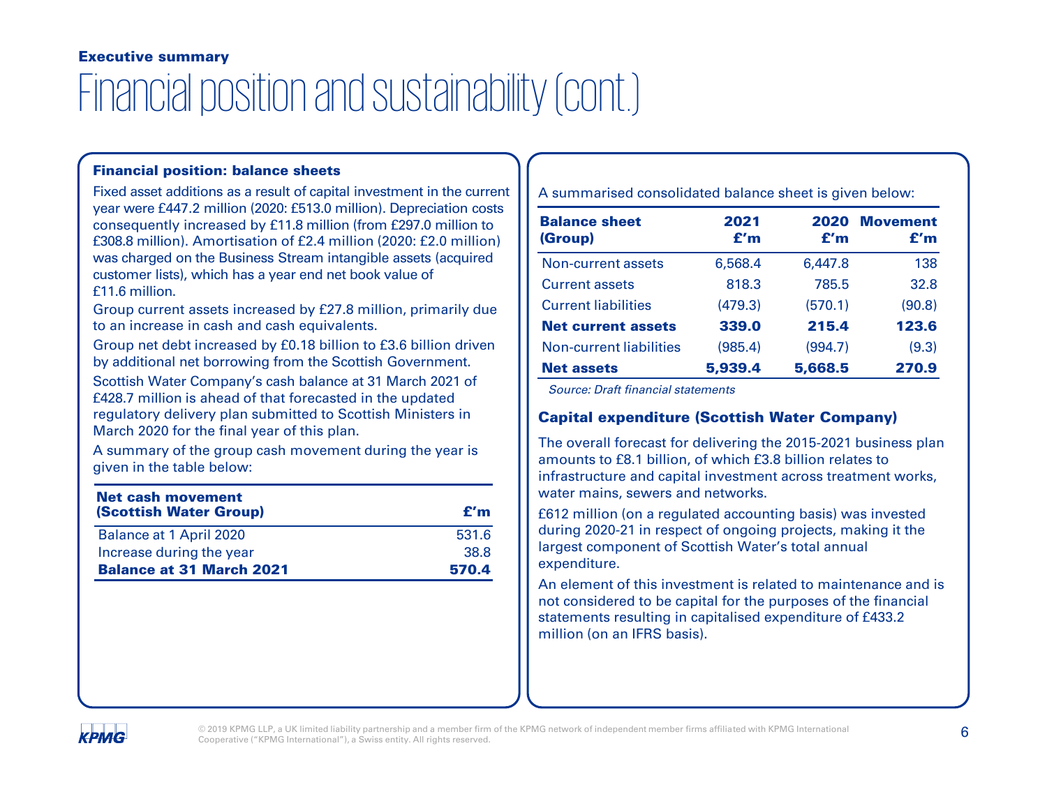### Executive summary

# Financial position and sustainability (cont.)

#### Financial position: balance sheets

Fixed asset additions as a result of capital investment in the current year were £447.2 million (2020: £513.0 million). Depreciation costs consequently increased by £11.8 million (from £297.0 million to £308.8 million). Amortisation of £2.4 million (2020: £2.0 million) was charged on the Business Stream intangible assets (acquired customer lists), which has a year end net book value of £11.6 million.

Group current assets increased by £27.8 million, primarily due to an increase in cash and cash equivalents.

Group net debt increased by £0.18 billion to £3.6 billion driven by additional net borrowing from the Scottish Government.

Scottish Water Company's cash balance at 31 March 2021 of £428.7 million is ahead of that forecasted in the updated regulatory delivery plan submitted to Scottish Ministers in March 2020 for the final year of this plan.

A summary of the group cash movement during the year is given in the table below:

| Net cash movement (Scottish Water Group) | £'m |
|---|---|
| Balance at 1 April 2020 | 531.6 |
| Increase during the year | 38.8 |
| **Balance at 31 March 2021** | **570.4** |

A summarised consolidated balance sheet is given below:

| Balance sheet (Group) | 2021 £'m | 2020 £'m | Movement £'m |
|---|---|---|---|
| Non-current assets | 6,568.4 | 6,447.8 | 138 |
| Current assets | 818.3 | 785.5 | 32.8 |
| Current liabilities | (479.3) | (570.1) | (90.8) |
| **Net current assets** | **339.0** | **215.4** | **123.6** |
| Non-current liabilities | (985.4) | (994.7) | (9.3) |
| **Net assets** | **5,939.4** | **5,668.5** | **270.9** |

*Source: Draft financial statements*

#### Capital expenditure (Scottish Water Company)

The overall forecast for delivering the 2015-2021 business plan amounts to £8.1 billion, of which £3.8 billion relates to infrastructure and capital investment across treatment works, water mains, sewers and networks.

£612 million (on a regulated accounting basis) was invested during 2020-21 in respect of ongoing projects, making it the largest component of Scottish Water's total annual expenditure.

An element of this investment is related to maintenance and is not considered to be capital for the purposes of the financial statements resulting in capitalised expenditure of £433.2 million (on an IFRS basis).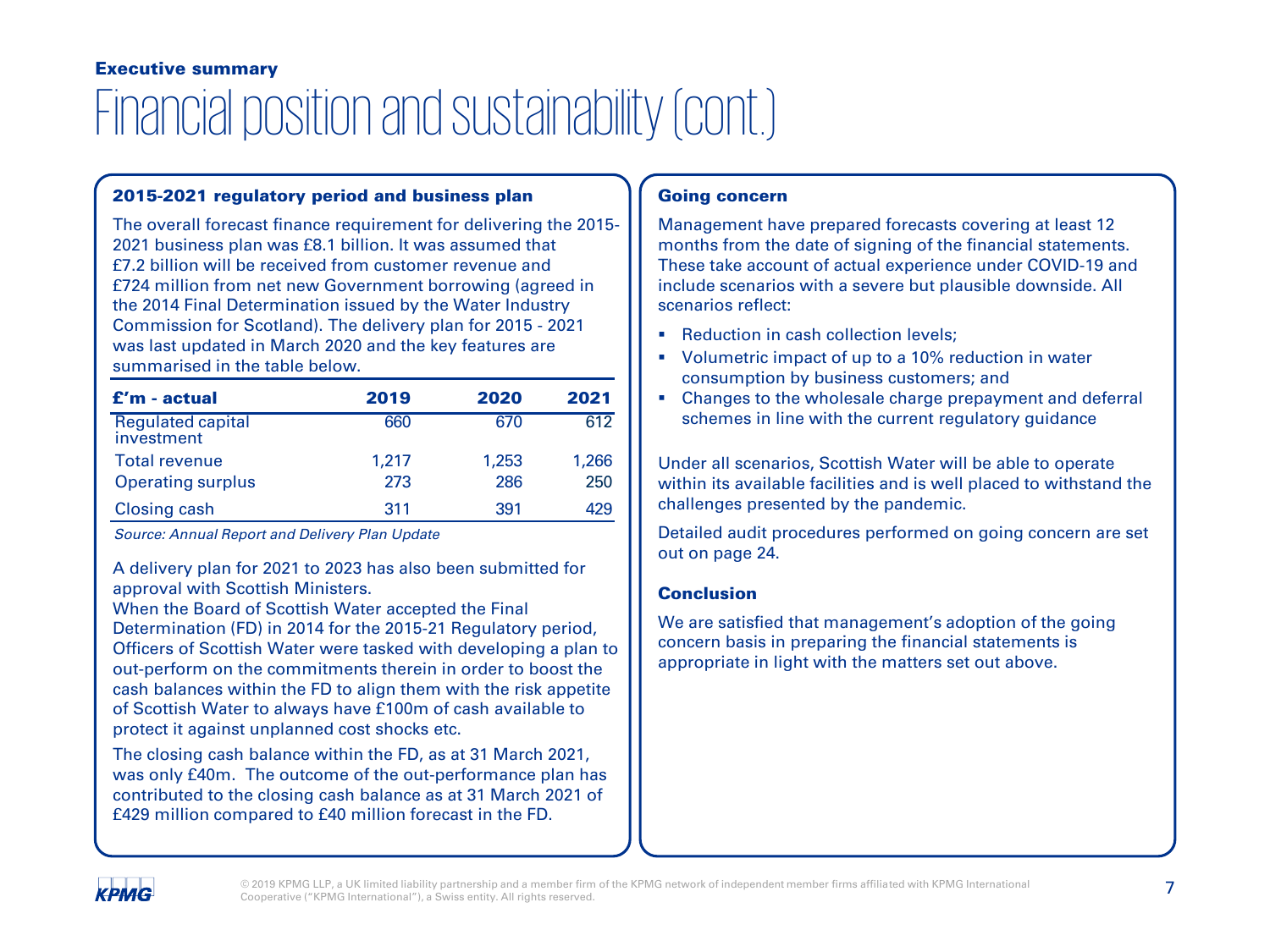**Executive summary**

# Financial position and sustainability (cont.)

## 2015-2021 regulatory period and business plan

The overall forecast finance requirement for delivering the 2015-2021 business plan was £8.1 billion. It was assumed that £7.2 billion will be received from customer revenue and £724 million from net new Government borrowing (agreed in the 2014 Final Determination issued by the Water Industry Commission for Scotland). The delivery plan for 2015 - 2021 was last updated in March 2020 and the key features are summarised in the table below.

| £'m - actual | 2019 | 2020 | 2021 |
|---|---|---|---|
| Regulated capital investment | 660 | 670 | 612 |
| Total revenue | 1,217 | 1,253 | 1,266 |
| Operating surplus | 273 | 286 | 250 |
| Closing cash | 311 | 391 | 429 |

*Source: Annual Report and Delivery Plan Update*

A delivery plan for 2021 to 2023 has also been submitted for approval with Scottish Ministers.

When the Board of Scottish Water accepted the Final Determination (FD) in 2014 for the 2015-21 Regulatory period, Officers of Scottish Water were tasked with developing a plan to out-perform on the commitments therein in order to boost the cash balances within the FD to align them with the risk appetite of Scottish Water to always have £100m of cash available to protect it against unplanned cost shocks etc.

The closing cash balance within the FD, as at 31 March 2021, was only £40m. The outcome of the out-performance plan has contributed to the closing cash balance as at 31 March 2021 of £429 million compared to £40 million forecast in the FD.

## Going concern

Management have prepared forecasts covering at least 12 months from the date of signing of the financial statements. These take account of actual experience under COVID-19 and include scenarios with a severe but plausible downside. All scenarios reflect:

- Reduction in cash collection levels;
- Volumetric impact of up to a 10% reduction in water consumption by business customers; and
- Changes to the wholesale charge prepayment and deferral schemes in line with the current regulatory guidance

Under all scenarios, Scottish Water will be able to operate within its available facilities and is well placed to withstand the challenges presented by the pandemic.

Detailed audit procedures performed on going concern are set out on page 24.

### Conclusion

We are satisfied that management's adoption of the going concern basis in preparing the financial statements is appropriate in light with the matters set out above.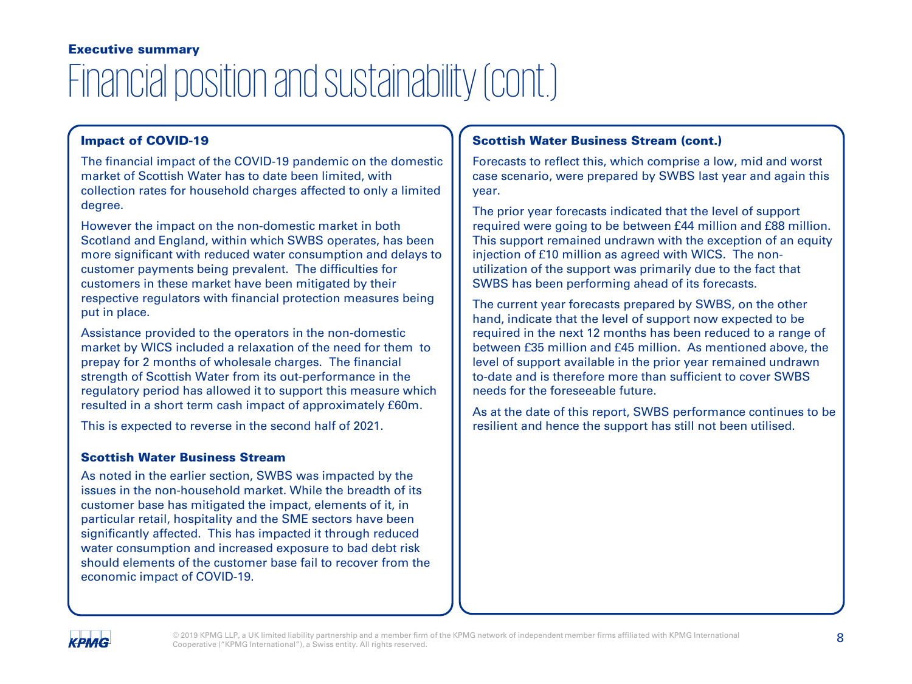Executive summary

# Financial position and sustainability (cont.)

### Impact of COVID-19

The financial impact of the COVID-19 pandemic on the domestic market of Scottish Water has to date been limited, with collection rates for household charges affected to only a limited degree.

However the impact on the non-domestic market in both Scotland and England, within which SWBS operates, has been more significant with reduced water consumption and delays to customer payments being prevalent. The difficulties for customers in these market have been mitigated by their respective regulators with financial protection measures being put in place.

Assistance provided to the operators in the non-domestic market by WICS included a relaxation of the need for them to prepay for 2 months of wholesale charges. The financial strength of Scottish Water from its out-performance in the regulatory period has allowed it to support this measure which resulted in a short term cash impact of approximately £60m.

This is expected to reverse in the second half of 2021.

### Scottish Water Business Stream

As noted in the earlier section, SWBS was impacted by the issues in the non-household market. While the breadth of its customer base has mitigated the impact, elements of it, in particular retail, hospitality and the SME sectors have been significantly affected. This has impacted it through reduced water consumption and increased exposure to bad debt risk should elements of the customer base fail to recover from the economic impact of COVID-19.

### Scottish Water Business Stream (cont.)

Forecasts to reflect this, which comprise a low, mid and worst case scenario, were prepared by SWBS last year and again this year.

The prior year forecasts indicated that the level of support required were going to be between £44 million and £88 million. This support remained undrawn with the exception of an equity injection of £10 million as agreed with WICS. The non-utilization of the support was primarily due to the fact that SWBS has been performing ahead of its forecasts.

The current year forecasts prepared by SWBS, on the other hand, indicate that the level of support now expected to be required in the next 12 months has been reduced to a range of between £35 million and £45 million. As mentioned above, the level of support available in the prior year remained undrawn to-date and is therefore more than sufficient to cover SWBS needs for the foreseeable future.

As at the date of this report, SWBS performance continues to be resilient and hence the support has still not been utilised.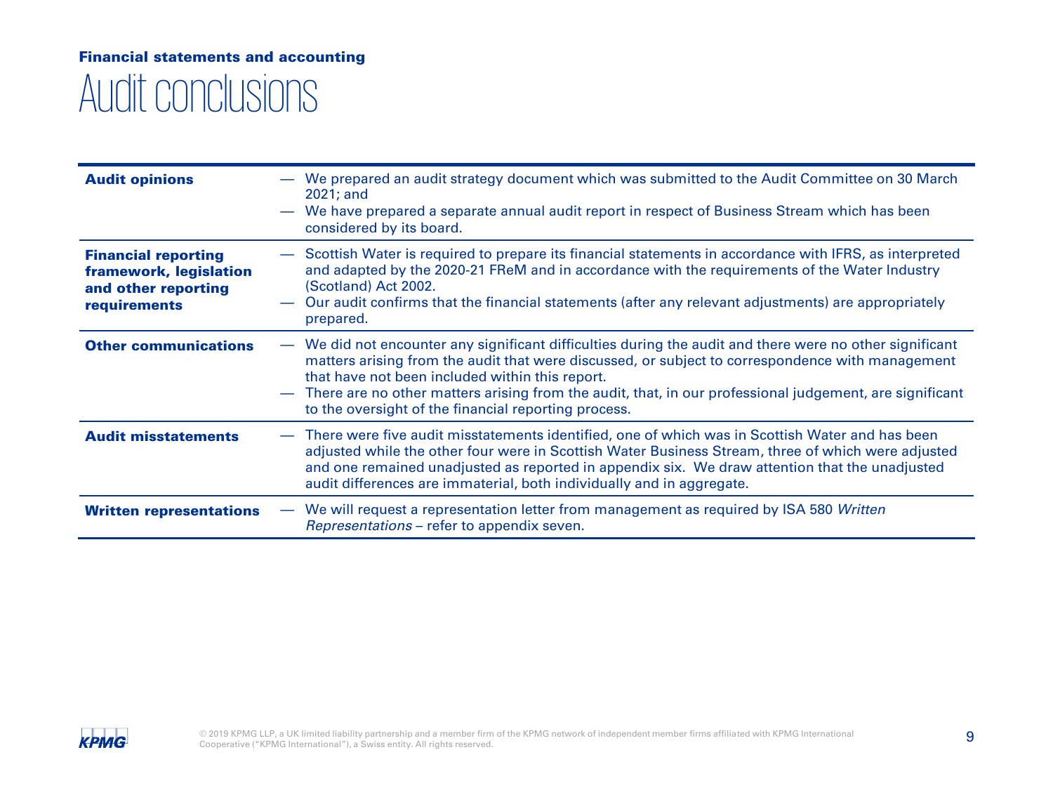**Financial statements and accounting**

# Audit conclusions

| | |
|---|---|
| **Audit opinions** | — We prepared an audit strategy document which was submitted to the Audit Committee on 30 March 2021; and<br>— We have prepared a separate annual audit report in respect of Business Stream which has been considered by its board. |
| **Financial reporting framework, legislation and other reporting requirements** | — Scottish Water is required to prepare its financial statements in accordance with IFRS, as interpreted and adapted by the 2020-21 FReM and in accordance with the requirements of the Water Industry (Scotland) Act 2002.<br>— Our audit confirms that the financial statements (after any relevant adjustments) are appropriately prepared. |
| **Other communications** | — We did not encounter any significant difficulties during the audit and there were no other significant matters arising from the audit that were discussed, or subject to correspondence with management that have not been included within this report.<br>— There are no other matters arising from the audit, that, in our professional judgement, are significant to the oversight of the financial reporting process. |
| **Audit misstatements** | — There were five audit misstatements identified, one of which was in Scottish Water and has been adjusted while the other four were in Scottish Water Business Stream, three of which were adjusted and one remained unadjusted as reported in appendix six. We draw attention that the unadjusted audit differences are immaterial, both individually and in aggregate. |
| **Written representations** | — We will request a representation letter from management as required by ISA 580 *Written Representations* – refer to appendix seven. |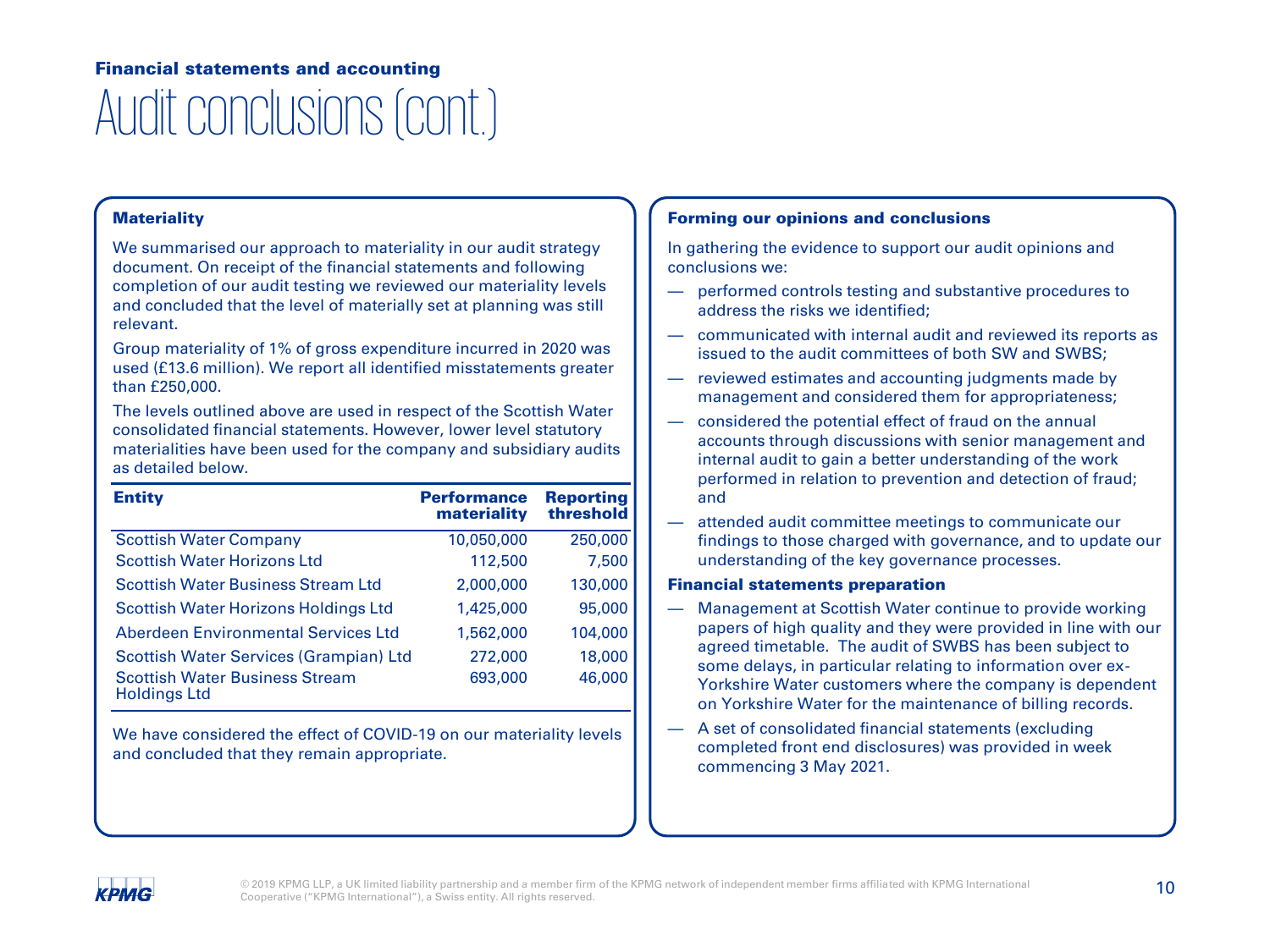## Financial statements and accounting

# Audit conclusions (cont.)

### Materiality

We summarised our approach to materiality in our audit strategy document. On receipt of the financial statements and following completion of our audit testing we reviewed our materiality levels and concluded that the level of materially set at planning was still relevant.

Group materiality of 1% of gross expenditure incurred in 2020 was used (£13.6 million). We report all identified misstatements greater than £250,000.

The levels outlined above are used in respect of the Scottish Water consolidated financial statements. However, lower level statutory materialities have been used for the company and subsidiary audits as detailed below.

| Entity | Performance materiality | Reporting threshold |
|---|---|---|
| Scottish Water Company | 10,050,000 | 250,000 |
| Scottish Water Horizons Ltd | 112,500 | 7,500 |
| Scottish Water Business Stream Ltd | 2,000,000 | 130,000 |
| Scottish Water Horizons Holdings Ltd | 1,425,000 | 95,000 |
| Aberdeen Environmental Services Ltd | 1,562,000 | 104,000 |
| Scottish Water Services (Grampian) Ltd | 272,000 | 18,000 |
| Scottish Water Business Stream Holdings Ltd | 693,000 | 46,000 |

We have considered the effect of COVID-19 on our materiality levels and concluded that they remain appropriate.

### Forming our opinions and conclusions

In gathering the evidence to support our audit opinions and conclusions we:

- performed controls testing and substantive procedures to address the risks we identified;
- communicated with internal audit and reviewed its reports as issued to the audit committees of both SW and SWBS;
- reviewed estimates and accounting judgments made by management and considered them for appropriateness;
- considered the potential effect of fraud on the annual accounts through discussions with senior management and internal audit to gain a better understanding of the work performed in relation to prevention and detection of fraud; and
- attended audit committee meetings to communicate our findings to those charged with governance, and to update our understanding of the key governance processes.

### Financial statements preparation

- Management at Scottish Water continue to provide working papers of high quality and they were provided in line with our agreed timetable. The audit of SWBS has been subject to some delays, in particular relating to information over ex-Yorkshire Water customers where the company is dependent on Yorkshire Water for the maintenance of billing records.
- A set of consolidated financial statements (excluding completed front end disclosures) was provided in week commencing 3 May 2021.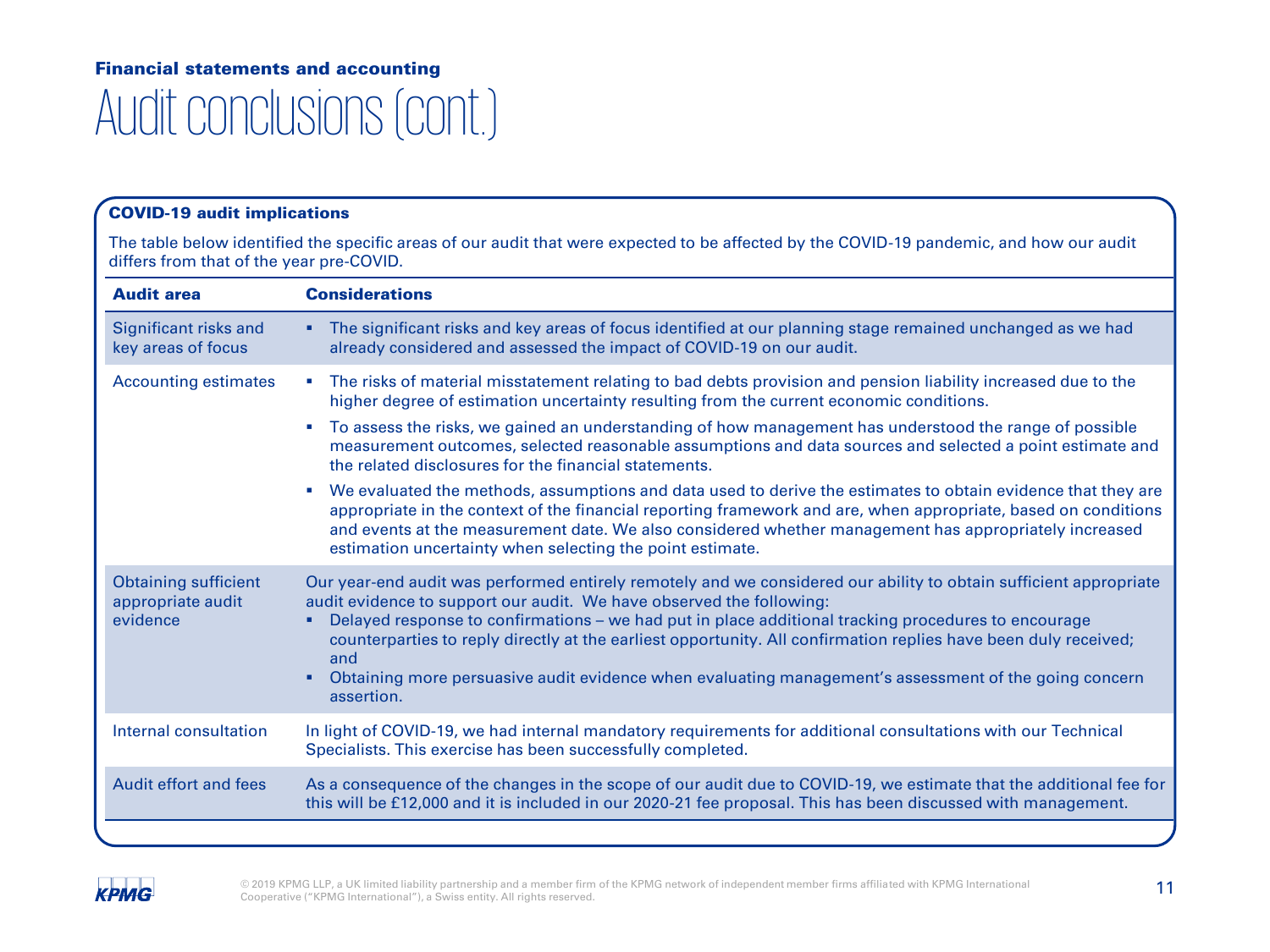**Financial statements and accounting**

# Audit conclusions (cont.)

### COVID-19 audit implications

The table below identified the specific areas of our audit that were expected to be affected by the COVID-19 pandemic, and how our audit differs from that of the year pre-COVID.

| Audit area | Considerations |
|---|---|
| Significant risks and key areas of focus | ▪ The significant risks and key areas of focus identified at our planning stage remained unchanged as we had already considered and assessed the impact of COVID-19 on our audit. |
| Accounting estimates | ▪ The risks of material misstatement relating to bad debts provision and pension liability increased due to the higher degree of estimation uncertainty resulting from the current economic conditions.<br>▪ To assess the risks, we gained an understanding of how management has understood the range of possible measurement outcomes, selected reasonable assumptions and data sources and selected a point estimate and the related disclosures for the financial statements.<br>▪ We evaluated the methods, assumptions and data used to derive the estimates to obtain evidence that they are appropriate in the context of the financial reporting framework and are, when appropriate, based on conditions and events at the measurement date. We also considered whether management has appropriately increased estimation uncertainty when selecting the point estimate. |
| Obtaining sufficient appropriate audit evidence | Our year-end audit was performed entirely remotely and we considered our ability to obtain sufficient appropriate audit evidence to support our audit. We have observed the following:<br>▪ Delayed response to confirmations – we had put in place additional tracking procedures to encourage counterparties to reply directly at the earliest opportunity. All confirmation replies have been duly received; and<br>▪ Obtaining more persuasive audit evidence when evaluating management's assessment of the going concern assertion. |
| Internal consultation | In light of COVID-19, we had internal mandatory requirements for additional consultations with our Technical Specialists. This exercise has been successfully completed. |
| Audit effort and fees | As a consequence of the changes in the scope of our audit due to COVID-19, we estimate that the additional fee for this will be £12,000 and it is included in our 2020-21 fee proposal. This has been discussed with management. |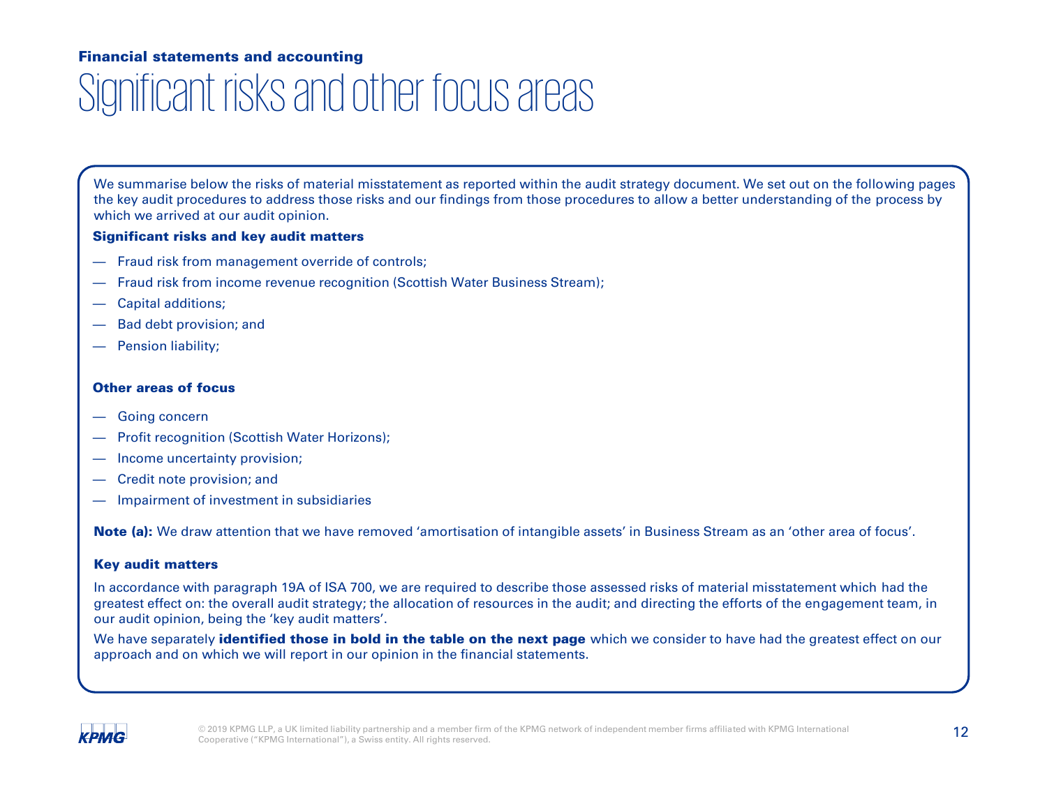**Financial statements and accounting**

# Significant risks and other focus areas

We summarise below the risks of material misstatement as reported within the audit strategy document. We set out on the following pages the key audit procedures to address those risks and our findings from those procedures to allow a better understanding of the process by which we arrived at our audit opinion.

**Significant risks and key audit matters**

- Fraud risk from management override of controls;
- Fraud risk from income revenue recognition (Scottish Water Business Stream);
- Capital additions;
- Bad debt provision; and
- Pension liability;

**Other areas of focus**

- Going concern
- Profit recognition (Scottish Water Horizons);
- Income uncertainty provision;
- Credit note provision; and
- Impairment of investment in subsidiaries

**Note (a):** We draw attention that we have removed 'amortisation of intangible assets' in Business Stream as an 'other area of focus'.

**Key audit matters**

In accordance with paragraph 19A of ISA 700, we are required to describe those assessed risks of material misstatement which had the greatest effect on: the overall audit strategy; the allocation of resources in the audit; and directing the efforts of the engagement team, in our audit opinion, being the 'key audit matters'.

We have separately **identified those in bold in the table on the next page** which we consider to have had the greatest effect on our approach and on which we will report in our opinion in the financial statements.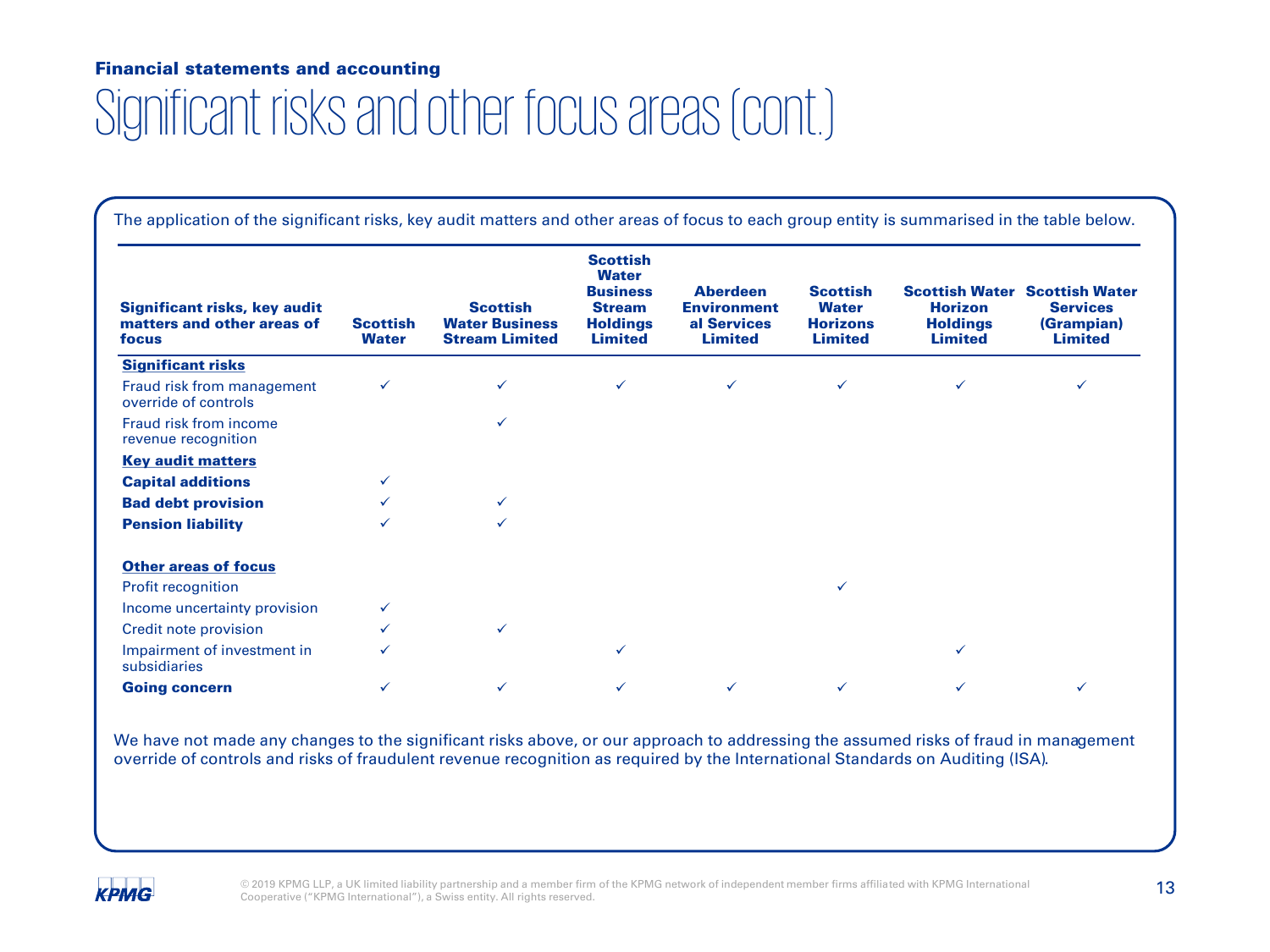**Financial statements and accounting**

# Significant risks and other focus areas (cont.)

The application of the significant risks, key audit matters and other areas of focus to each group entity is summarised in the table below.

| Significant risks, key audit matters and other areas of focus | Scottish Water | Scottish Water Business Stream Limited | Scottish Water Business Stream Holdings Limited | Aberdeen Environmental Services Limited | Scottish Water Horizons Limited | Scottish Water Horizon Holdings Limited | Scottish Water Services (Grampian) Limited |
|---|---|---|---|---|---|---|---|
| **Significant risks** | | | | | | | |
| Fraud risk from management override of controls | ✓ | ✓ | ✓ | ✓ | ✓ | ✓ | ✓ |
| Fraud risk from income revenue recognition | | ✓ | | | | | |
| **Key audit matters** | | | | | | | |
| **Capital additions** | ✓ | | | | | | |
| **Bad debt provision** | ✓ | ✓ | | | | | |
| **Pension liability** | ✓ | ✓ | | | | | |
| **Other areas of focus** | | | | | | | |
| Profit recognition | | | | | ✓ | | |
| Income uncertainty provision | ✓ | | | | | | |
| Credit note provision | ✓ | ✓ | | | | | |
| Impairment of investment in subsidiaries | ✓ | | ✓ | | | ✓ | |
| **Going concern** | ✓ | ✓ | ✓ | ✓ | ✓ | ✓ | ✓ |

We have not made any changes to the significant risks above, or our approach to addressing the assumed risks of fraud in management override of controls and risks of fraudulent revenue recognition as required by the International Standards on Auditing (ISA).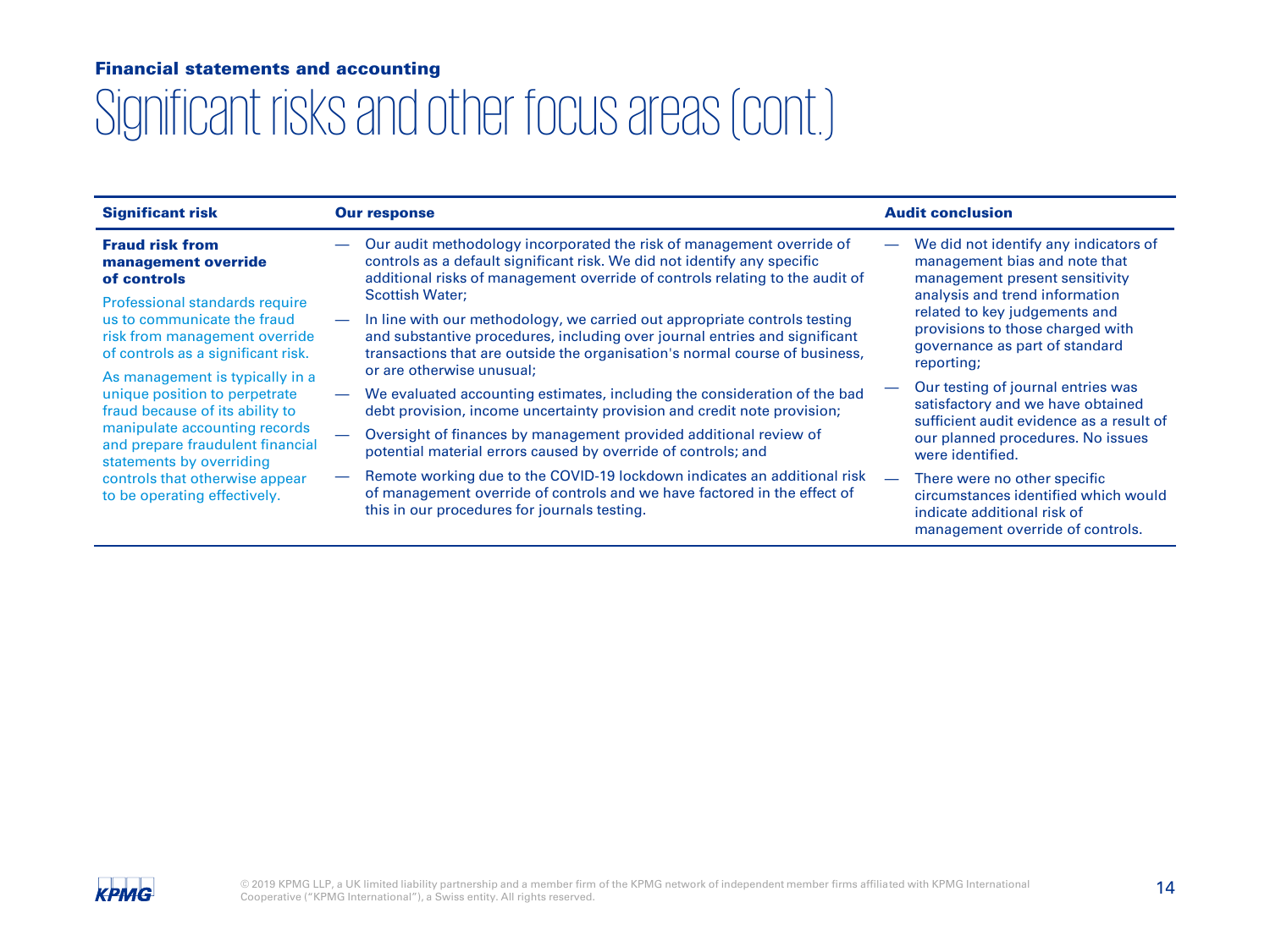**Financial statements and accounting**

# Significant risks and other focus areas (cont.)

| Significant risk | Our response | Audit conclusion |
|---|---|---|
| **Fraud risk from management override of controls**<br><br>Professional standards require us to communicate the fraud risk from management override of controls as a significant risk.<br><br>As management is typically in a unique position to perpetrate fraud because of its ability to manipulate accounting records and prepare fraudulent financial statements by overriding controls that otherwise appear to be operating effectively. | — Our audit methodology incorporated the risk of management override of controls as a default significant risk. We did not identify any specific additional risks of management override of controls relating to the audit of Scottish Water;<br><br>— In line with our methodology, we carried out appropriate controls testing and substantive procedures, including over journal entries and significant transactions that are outside the organisation's normal course of business, or are otherwise unusual;<br><br>— We evaluated accounting estimates, including the consideration of the bad debt provision, income uncertainty provision and credit note provision;<br><br>— Oversight of finances by management provided additional review of potential material errors caused by override of controls; and<br><br>— Remote working due to the COVID-19 lockdown indicates an additional risk of management override of controls and we have factored in the effect of this in our procedures for journals testing. | — We did not identify any indicators of management bias and note that management present sensitivity analysis and trend information related to key judgements and provisions to those charged with governance as part of standard reporting;<br><br>— Our testing of journal entries was satisfactory and we have obtained sufficient audit evidence as a result of our planned procedures. No issues were identified.<br><br>— There were no other specific circumstances identified which would indicate additional risk of management override of controls. |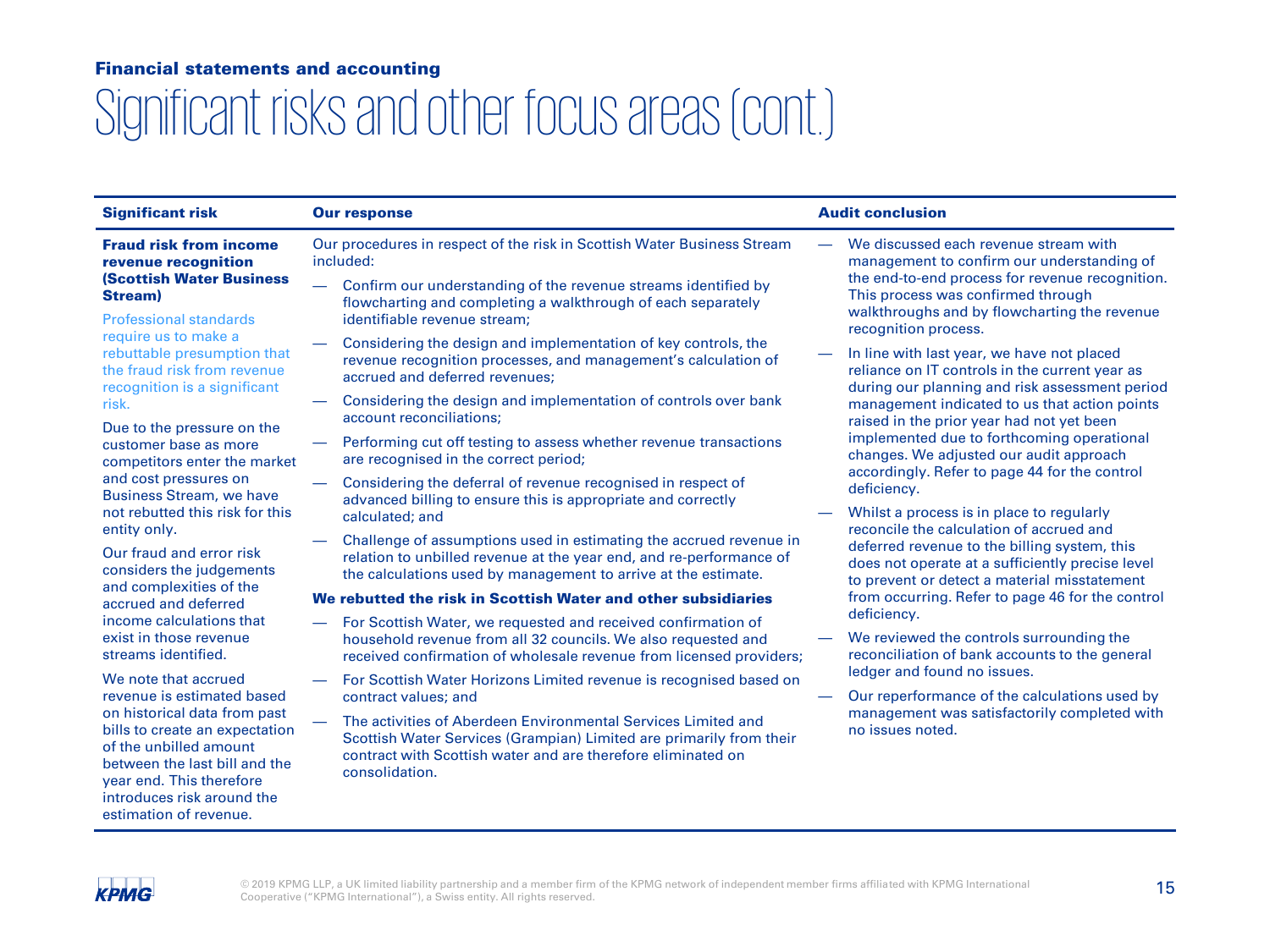**Financial statements and accounting**

# Significant risks and other focus areas (cont.)

| Significant risk | Our response | Audit conclusion |
|---|---|---|
| **Fraud risk from income revenue recognition (Scottish Water Business Stream)**<br><br>Professional standards require us to make a rebuttable presumption that the fraud risk from revenue recognition is a significant risk.<br><br>Due to the pressure on the customer base as more competitors enter the market and cost pressures on Business Stream, we have not rebutted this risk for this entity only.<br><br>Our fraud and error risk considers the judgements and complexities of the accrued and deferred income calculations that exist in those revenue streams identified.<br><br>We note that accrued revenue is estimated based on historical data from past bills to create an expectation of the unbilled amount between the last bill and the year end. This therefore introduces risk around the estimation of revenue. | Our procedures in respect of the risk in Scottish Water Business Stream included:<br><br>— Confirm our understanding of the revenue streams identified by flowcharting and completing a walkthrough of each separately identifiable revenue stream;<br>— Considering the design and implementation of key controls, the revenue recognition processes, and management's calculation of accrued and deferred revenues;<br>— Considering the design and implementation of controls over bank account reconciliations;<br>— Performing cut off testing to assess whether revenue transactions are recognised in the correct period;<br>— Considering the deferral of revenue recognised in respect of advanced billing to ensure this is appropriate and correctly calculated; and<br>— Challenge of assumptions used in estimating the accrued revenue in relation to unbilled revenue at the year end, and re-performance of the calculations used by management to arrive at the estimate.<br><br>**We rebutted the risk in Scottish Water and other subsidiaries**<br><br>— For Scottish Water, we requested and received confirmation of household revenue from all 32 councils. We also requested and received confirmation of wholesale revenue from licensed providers;<br>— For Scottish Water Horizons Limited revenue is recognised based on contract values; and<br>— The activities of Aberdeen Environmental Services Limited and Scottish Water Services (Grampian) Limited are primarily from their contract with Scottish water and are therefore eliminated on consolidation. | — We discussed each revenue stream with management to confirm our understanding of the end-to-end process for revenue recognition. This process was confirmed through walkthroughs and by flowcharting the revenue recognition process.<br>— In line with last year, we have not placed reliance on IT controls in the current year as during our planning and risk assessment period management indicated to us that action points raised in the prior year had not yet been implemented due to forthcoming operational changes. We adjusted our audit approach accordingly. Refer to page 44 for the control deficiency.<br>— Whilst a process is in place to regularly reconcile the calculation of accrued and deferred revenue to the billing system, this does not operate at a sufficiently precise level to prevent or detect a material misstatement from occurring. Refer to page 46 for the control deficiency.<br>— We reviewed the controls surrounding the reconciliation of bank accounts to the general ledger and found no issues.<br>— Our reperformance of the calculations used by management was satisfactorily completed with no issues noted. |

© 2019 KPMG LLP, a UK limited liability partnership and a member firm of the KPMG network of independent member firms affiliated with KPMG International Cooperative ("KPMG International"), a Swiss entity. All rights reserved.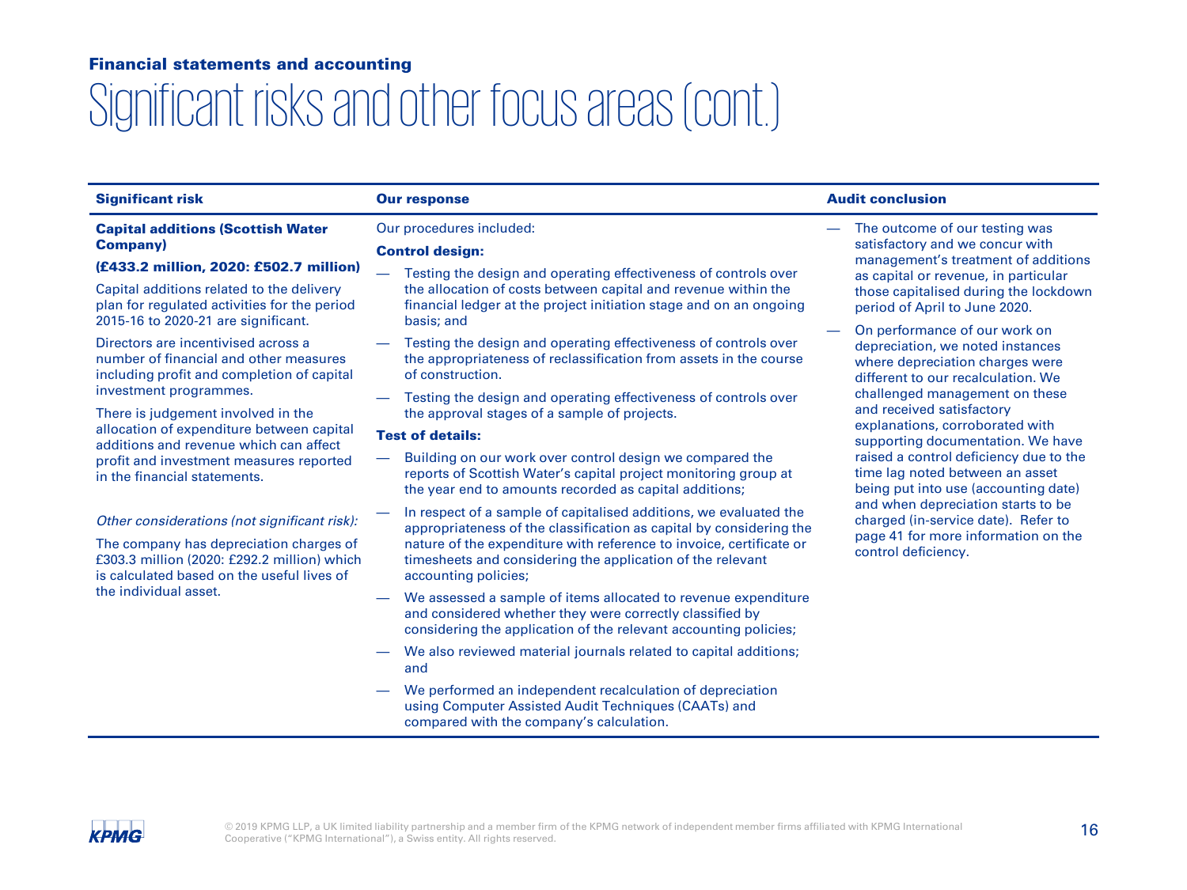## Financial statements and accounting

# Significant risks and other focus areas (cont.)

| Significant risk | Our response | Audit conclusion |
|---|---|---|
| **Capital additions (Scottish Water Company)**<br><br>**(£433.2 million, 2020: £502.7 million)**<br><br>Capital additions related to the delivery plan for regulated activities for the period 2015-16 to 2020-21 are significant.<br><br>Directors are incentivised across a number of financial and other measures including profit and completion of capital investment programmes.<br><br>There is judgement involved in the allocation of expenditure between capital additions and revenue which can affect profit and investment measures reported in the financial statements.<br><br>*Other considerations (not significant risk):*<br><br>The company has depreciation charges of £303.3 million (2020: £292.2 million) which is calculated based on the useful lives of the individual asset. | Our procedures included:<br><br>**Control design:**<br><br>— Testing the design and operating effectiveness of controls over the allocation of costs between capital and revenue within the financial ledger at the project initiation stage and on an ongoing basis; and<br><br>— Testing the design and operating effectiveness of controls over the appropriateness of reclassification from assets in the course of construction.<br><br>— Testing the design and operating effectiveness of controls over the approval stages of a sample of projects.<br><br>**Test of details:**<br><br>— Building on our work over control design we compared the reports of Scottish Water's capital project monitoring group at the year end to amounts recorded as capital additions;<br><br>— In respect of a sample of capitalised additions, we evaluated the appropriateness of the classification as capital by considering the nature of the expenditure with reference to invoice, certificate or timesheets and considering the application of the relevant accounting policies;<br><br>— We assessed a sample of items allocated to revenue expenditure and considered whether they were correctly classified by considering the application of the relevant accounting policies;<br><br>— We also reviewed material journals related to capital additions; and<br><br>— We performed an independent recalculation of depreciation using Computer Assisted Audit Techniques (CAATs) and compared with the company's calculation. | — The outcome of our testing was satisfactory and we concur with management's treatment of additions as capital or revenue, in particular those capitalised during the lockdown period of April to June 2020.<br><br>— On performance of our work on depreciation, we noted instances where depreciation charges were different to our recalculation. We challenged management on these and received satisfactory explanations, corroborated with supporting documentation. We have raised a control deficiency due to the time lag noted between an asset being put into use (accounting date) and when depreciation starts to be charged (in-service date). Refer to page 41 for more information on the control deficiency. |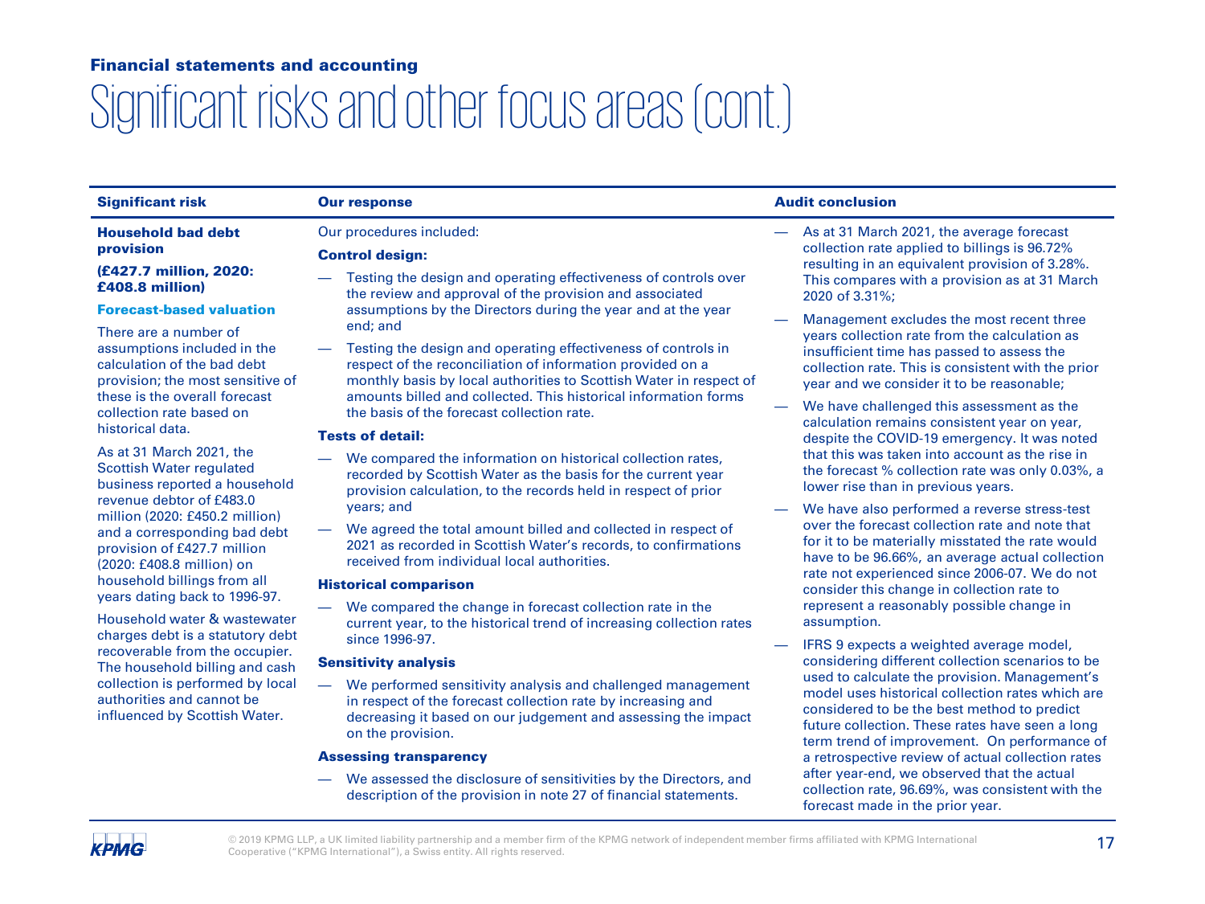## Financial statements and accounting

# Significant risks and other focus areas (cont.)

| Significant risk | Our response | Audit conclusion |
|---|---|---|
| **Household bad debt provision**<br><br>**(£427.7 million, 2020: £408.8 million)**<br><br>**Forecast-based valuation**<br><br>There are a number of assumptions included in the calculation of the bad debt provision; the most sensitive of these is the overall forecast collection rate based on historical data.<br><br>As at 31 March 2021, the Scottish Water regulated business reported a household revenue debtor of £483.0 million (2020: £450.2 million) and a corresponding bad debt provision of £427.7 million (2020: £408.8 million) on household billings from all years dating back to 1996-97.<br><br>Household water & wastewater charges debt is a statutory debt recoverable from the occupier. The household billing and cash collection is performed by local authorities and cannot be influenced by Scottish Water. | Our procedures included:<br><br>**Control design:**<br><br>— Testing the design and operating effectiveness of controls over the review and approval of the provision and associated assumptions by the Directors during the year and at the year end; and<br><br>— Testing the design and operating effectiveness of controls in respect of the reconciliation of information provided on a monthly basis by local authorities to Scottish Water in respect of amounts billed and collected. This historical information forms the basis of the forecast collection rate.<br><br>**Tests of detail:**<br><br>— We compared the information on historical collection rates, recorded by Scottish Water as the basis for the current year provision calculation, to the records held in respect of prior years; and<br><br>— We agreed the total amount billed and collected in respect of 2021 as recorded in Scottish Water's records, to confirmations received from individual local authorities.<br><br>**Historical comparison**<br><br>— We compared the change in forecast collection rate in the current year, to the historical trend of increasing collection rates since 1996-97.<br><br>**Sensitivity analysis**<br><br>— We performed sensitivity analysis and challenged management in respect of the forecast collection rate by increasing and decreasing it based on our judgement and assessing the impact on the provision.<br><br>**Assessing transparency**<br><br>— We assessed the disclosure of sensitivities by the Directors, and description of the provision in note 27 of financial statements. | — As at 31 March 2021, the average forecast collection rate applied to billings is 96.72% resulting in an equivalent provision of 3.28%. This compares with a provision as at 31 March 2020 of 3.31%;<br><br>— Management excludes the most recent three years collection rate from the calculation as insufficient time has passed to assess the collection rate. This is consistent with the prior year and we consider it to be reasonable;<br><br>— We have challenged this assessment as the calculation remains consistent year on year, despite the COVID-19 emergency. It was noted that this was taken into account as the rise in the forecast % collection rate was only 0.03%, a lower rise than in previous years.<br><br>— We have also performed a reverse stress-test over the forecast collection rate and note that for it to be materially misstated the rate would have to be 96.66%, an average actual collection rate not experienced since 2006-07. We do not consider this change in collection rate to represent a reasonably possible change in assumption.<br><br>— IFRS 9 expects a weighted average model, considering different collection scenarios to be used to calculate the provision. Management's model uses historical collection rates which are considered to be the best method to predict future collection. These rates have seen a long term trend of improvement. On performance of a retrospective review of actual collection rates after year-end, we observed that the actual collection rate, 96.69%, was consistent with the forecast made in the prior year. |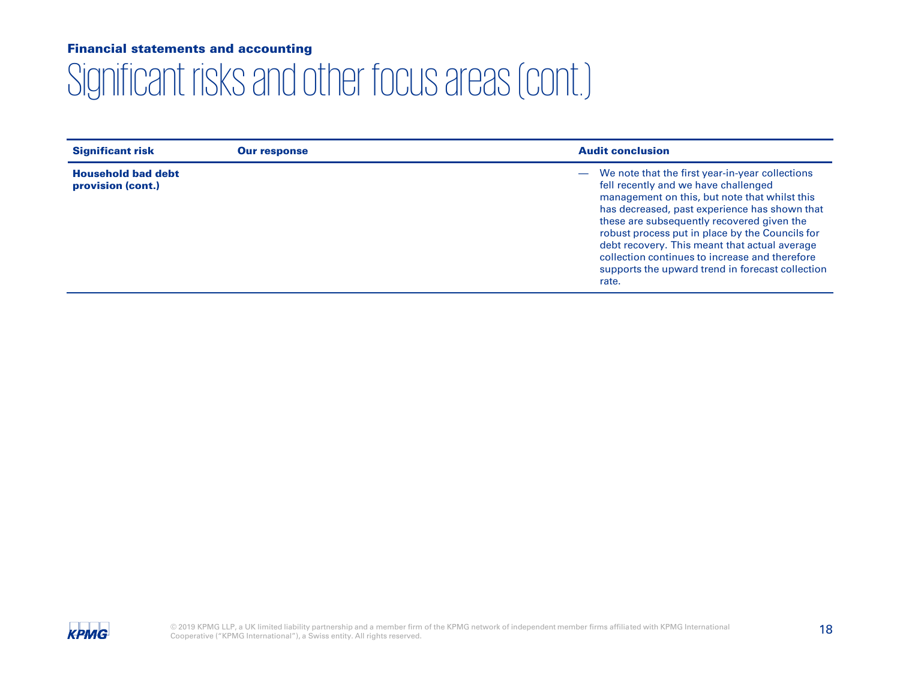**Financial statements and accounting**

# Significant risks and other focus areas (cont.)

| Significant risk | Our response | Audit conclusion |
| --- | --- | --- |
| **Household bad debt provision (cont.)** | | — We note that the first year-in-year collections fell recently and we have challenged management on this, but note that whilst this has decreased, past experience has shown that these are subsequently recovered given the robust process put in place by the Councils for debt recovery. This meant that actual average collection continues to increase and therefore supports the upward trend in forecast collection rate. |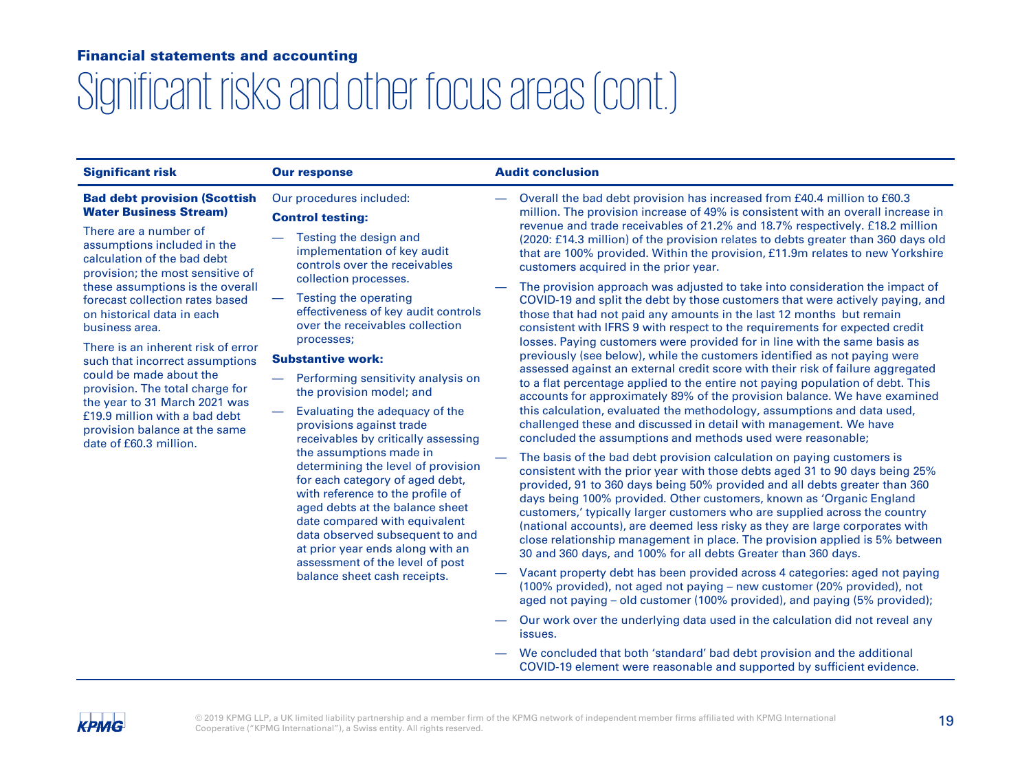**Financial statements and accounting**

# Significant risks and other focus areas (cont.)

| Significant risk | Our response | Audit conclusion |
|---|---|---|
| **Bad debt provision (Scottish Water Business Stream)**<br><br>There are a number of assumptions included in the calculation of the bad debt provision; the most sensitive of these assumptions is the overall forecast collection rates based on historical data in each business area.<br><br>There is an inherent risk of error such that incorrect assumptions could be made about the provision. The total charge for the year to 31 March 2021 was £19.9 million with a bad debt provision balance at the same date of £60.3 million. | Our procedures included:<br><br>**Control testing:**<br><br>— Testing the design and implementation of key audit controls over the receivables collection processes.<br><br>— Testing the operating effectiveness of key audit controls over the receivables collection processes;<br><br>**Substantive work:**<br><br>— Performing sensitivity analysis on the provision model; and<br><br>— Evaluating the adequacy of the provisions against trade receivables by critically assessing the assumptions made in determining the level of provision for each category of aged debt, with reference to the profile of aged debts at the balance sheet date compared with equivalent data observed subsequent to and at prior year ends along with an assessment of the level of post balance sheet cash receipts. | — Overall the bad debt provision has increased from £40.4 million to £60.3 million. The provision increase of 49% is consistent with an overall increase in revenue and trade receivables of 21.2% and 18.7% respectively. £18.2 million (2020: £14.3 million) of the provision relates to debts greater than 360 days old that are 100% provided. Within the provision, £11.9m relates to new Yorkshire customers acquired in the prior year.<br><br>— The provision approach was adjusted to take into consideration the impact of COVID-19 and split the debt by those customers that were actively paying, and those that had not paid any amounts in the last 12 months but remain consistent with IFRS 9 with respect to the requirements for expected credit losses. Paying customers were provided for in line with the same basis as previously (see below), while the customers identified as not paying were assessed against an external credit score with their risk of failure aggregated to a flat percentage applied to the entire not paying population of debt. This accounts for approximately 89% of the provision balance. We have examined this calculation, evaluated the methodology, assumptions and data used, challenged these and discussed in detail with management. We have concluded the assumptions and methods used were reasonable;<br><br>— The basis of the bad debt provision calculation on paying customers is consistent with the prior year with those debts aged 31 to 90 days being 25% provided, 91 to 360 days being 50% provided and all debts greater than 360 days being 100% provided. Other customers, known as 'Organic England customers,' typically larger customers who are supplied across the country (national accounts), are deemed less risky as they are large corporates with close relationship management in place. The provision applied is 5% between 30 and 360 days, and 100% for all debts Greater than 360 days.<br><br>— Vacant property debt has been provided across 4 categories: aged not paying (100% provided), not aged not paying – new customer (20% provided), not aged not paying – old customer (100% provided), and paying (5% provided);<br><br>— Our work over the underlying data used in the calculation did not reveal any issues.<br><br>— We concluded that both 'standard' bad debt provision and the additional COVID-19 element were reasonable and supported by sufficient evidence. |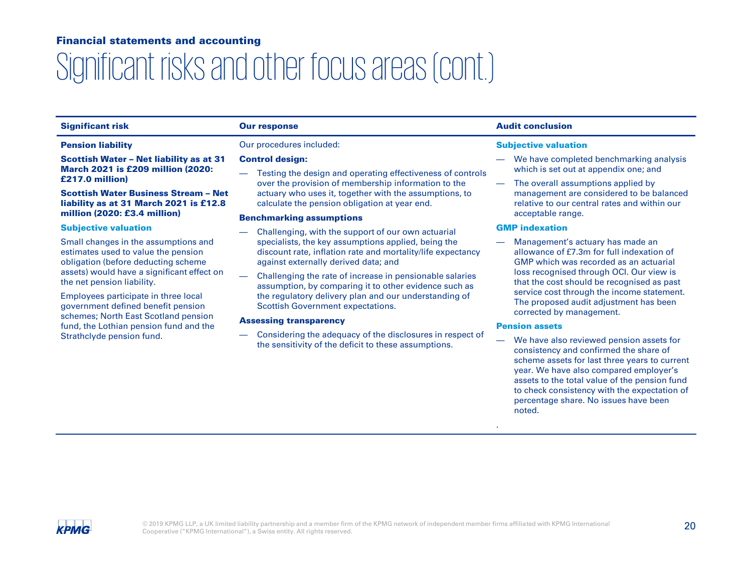## Financial statements and accounting

# Significant risks and other focus areas (cont.)

| Significant risk | Our response | Audit conclusion |
| --- | --- | --- |
| **Pension liability**<br><br>**Scottish Water – Net liability as at 31 March 2021 is £209 million (2020: £217.0 million)**<br><br>**Scottish Water Business Stream – Net liability as at 31 March 2021 is £12.8 million (2020: £3.4 million)**<br><br>**Subjective valuation**<br><br>Small changes in the assumptions and estimates used to value the pension obligation (before deducting scheme assets) would have a significant effect on the net pension liability.<br><br>Employees participate in three local government defined benefit pension schemes; North East Scotland pension fund, the Lothian pension fund and the Strathclyde pension fund. | Our procedures included:<br><br>**Control design:**<br><br>— Testing the design and operating effectiveness of controls over the provision of membership information to the actuary who uses it, together with the assumptions, to calculate the pension obligation at year end.<br><br>**Benchmarking assumptions**<br><br>— Challenging, with the support of our own actuarial specialists, the key assumptions applied, being the discount rate, inflation rate and mortality/life expectancy against externally derived data; and<br><br>— Challenging the rate of increase in pensionable salaries assumption, by comparing it to other evidence such as the regulatory delivery plan and our understanding of Scottish Government expectations.<br><br>**Assessing transparency**<br><br>— Considering the adequacy of the disclosures in respect of the sensitivity of the deficit to these assumptions. | **Subjective valuation**<br><br>— We have completed benchmarking analysis which is set out at appendix one; and<br><br>— The overall assumptions applied by management are considered to be balanced relative to our central rates and within our acceptable range.<br><br>**GMP indexation**<br><br>— Management's actuary has made an allowance of £7.3m for full indexation of GMP which was recorded as an actuarial loss recognised through OCI. Our view is that the cost should be recognised as past service cost through the income statement. The proposed audit adjustment has been corrected by management.<br><br>**Pension assets**<br><br>— We have also reviewed pension assets for consistency and confirmed the share of scheme assets for last three years to current year. We have also compared employer's assets to the total value of the pension fund to check consistency with the expectation of percentage share. No issues have been noted.<br><br>. |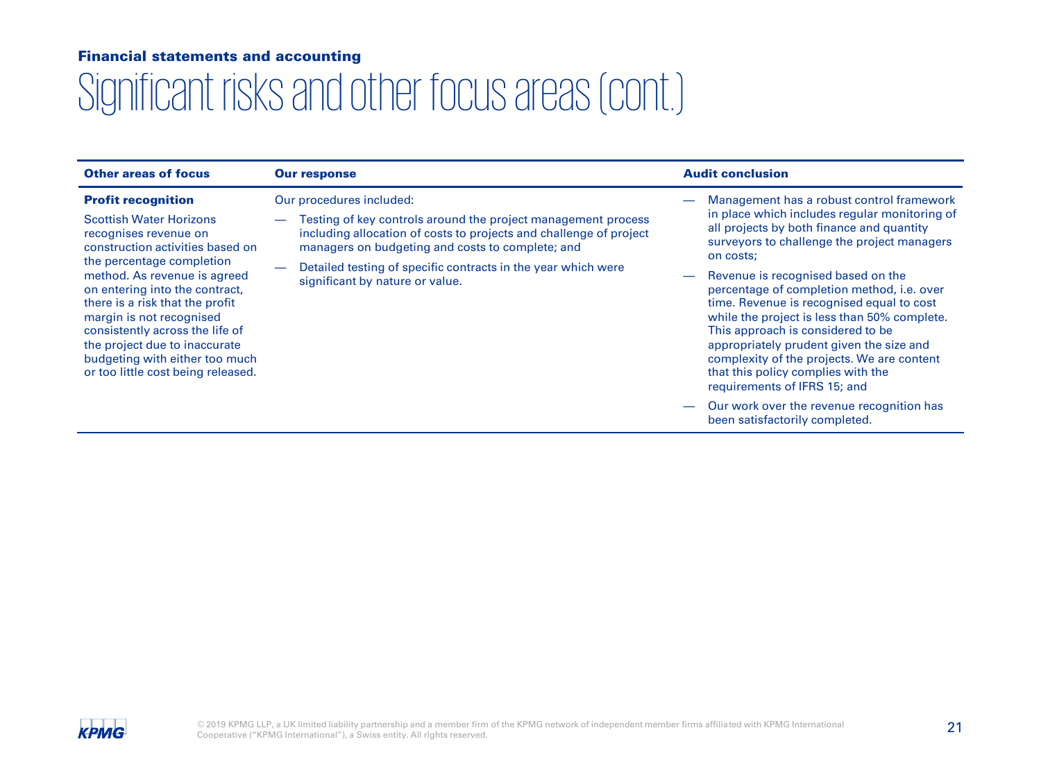## Financial statements and accounting

# Significant risks and other focus areas (cont.)

| Other areas of focus | Our response | Audit conclusion |
| --- | --- | --- |
| **Profit recognition**<br><br>Scottish Water Horizons recognises revenue on construction activities based on the percentage completion method. As revenue is agreed on entering into the contract, there is a risk that the profit margin is not recognised consistently across the life of the project due to inaccurate budgeting with either too much or too little cost being released. | Our procedures included:<br><br>— Testing of key controls around the project management process including allocation of costs to projects and challenge of project managers on budgeting and costs to complete; and<br><br>— Detailed testing of specific contracts in the year which were significant by nature or value. | — Management has a robust control framework in place which includes regular monitoring of all projects by both finance and quantity surveyors to challenge the project managers on costs;<br><br>— Revenue is recognised based on the percentage of completion method, i.e. over time. Revenue is recognised equal to cost while the project is less than 50% complete. This approach is considered to be appropriately prudent given the size and complexity of the projects. We are content that this policy complies with the requirements of IFRS 15; and<br><br>— Our work over the revenue recognition has been satisfactorily completed. |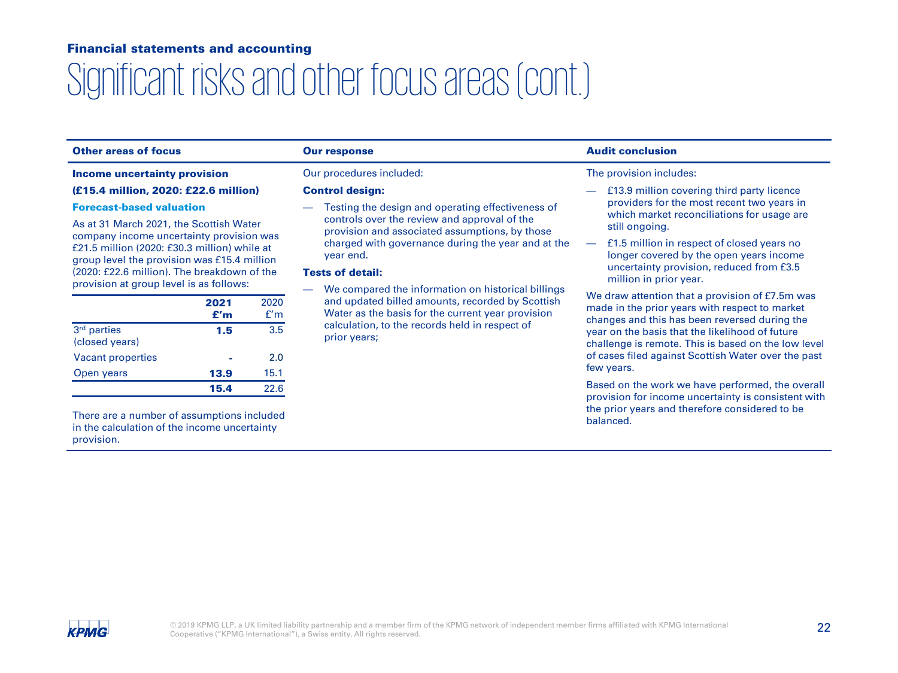Financial statements and accounting

# Significant risks and other focus areas (cont.)

## Other areas of focus

**Income uncertainty provision**

**(£15.4 million, 2020: £22.6 million)**

**Forecast-based valuation**

As at 31 March 2021, the Scottish Water company income uncertainty provision was £21.5 million (2020: £30.3 million) while at group level the provision was £15.4 million (2020: £22.6 million). The breakdown of the provision at group level is as follows:

| | **2021 £'m** | 2020 £'m |
|---|---|---|
| 3rd parties (closed years) | **1.5** | 3.5 |
| Vacant properties | **-** | 2.0 |
| Open years | **13.9** | 15.1 |
| | **15.4** | 22.6 |

There are a number of assumptions included in the calculation of the income uncertainty provision.

## Our response

Our procedures included:

**Control design:**

— Testing the design and operating effectiveness of controls over the review and approval of the provision and associated assumptions, by those charged with governance during the year and at the year end.

**Tests of detail:**

— We compared the information on historical billings and updated billed amounts, recorded by Scottish Water as the basis for the current year provision calculation, to the records held in respect of prior years;

## Audit conclusion

The provision includes:

— £13.9 million covering third party licence providers for the most recent two years in which market reconciliations for usage are still ongoing.

— £1.5 million in respect of closed years no longer covered by the open years income uncertainty provision, reduced from £3.5 million in prior year.

We draw attention that a provision of £7.5m was made in the prior years with respect to market changes and this has been reversed during the year on the basis that the likelihood of future challenge is remote. This is based on the low level of cases filed against Scottish Water over the past few years.

Based on the work we have performed, the overall provision for income uncertainty is consistent with the prior years and therefore considered to be balanced.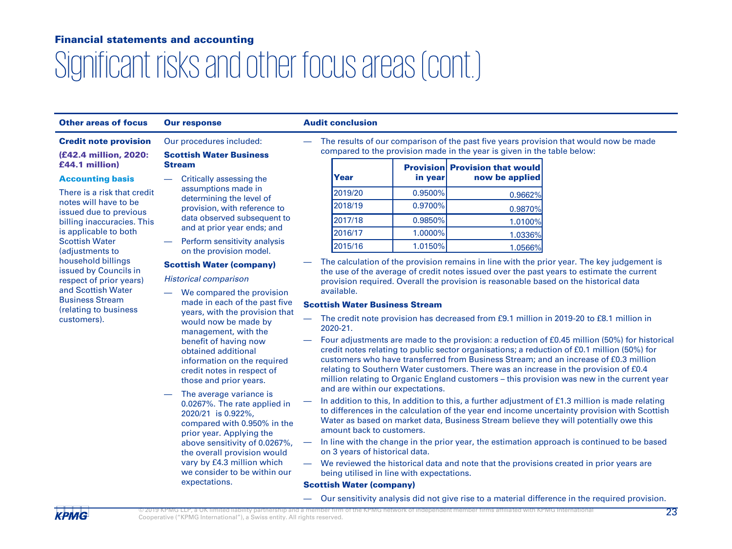## Financial statements and accounting

# Significant risks and other focus areas (cont.)

| Other areas of focus | Our response | Audit conclusion |
|---|---|---|

### Other areas of focus

**Credit note provision**

**(£42.4 million, 2020: £44.1 million)**

**Accounting basis**

There is a risk that credit notes will have to be issued due to previous billing inaccuracies. This is applicable to both Scottish Water (adjustments to household billings issued by Councils in respect of prior years) and Scottish Water Business Stream (relating to business customers).

### Our response

Our procedures included:

**Scottish Water Business Stream**

- Critically assessing the assumptions made in determining the level of provision, with reference to data observed subsequent to and at prior year ends; and
- Perform sensitivity analysis on the provision model.

**Scottish Water (company)**

*Historical comparison*

- We compared the provision made in each of the past five years, with the provision that would now be made by management, with the benefit of having now obtained additional information on the required credit notes in respect of those and prior years.
- The average variance is 0.0267%. The rate applied in 2020/21 is 0.922%, compared with 0.950% in the prior year. Applying the above sensitivity of 0.0267%, the overall provision would vary by £4.3 million which we consider to be within our expectations.

### Audit conclusion

- The results of our comparison of the past five years provision that would now be made compared to the provision made in the year is given in the table below:

| Year | Provision in year | Provision that would now be applied |
|---|---|---|
| 2019/20 | 0.9500% | 0.9662% |
| 2018/19 | 0.9700% | 0.9870% |
| 2017/18 | 0.9850% | 1.0100% |
| 2016/17 | 1.0000% | 1.0336% |
| 2015/16 | 1.0150% | 1.0566% |

- The calculation of the provision remains in line with the prior year. The key judgement is the use of the average of credit notes issued over the past years to estimate the current provision required. Overall the provision is reasonable based on the historical data available.

**Scottish Water Business Stream**

- The credit note provision has decreased from £9.1 million in 2019-20 to £8.1 million in 2020-21.
- Four adjustments are made to the provision: a reduction of £0.45 million (50%) for historical credit notes relating to public sector organisations; a reduction of £0.1 million (50%) for customers who have transferred from Business Stream; and an increase of £0.3 million relating to Southern Water customers. There was an increase in the provision of £0.4 million relating to Organic England customers – this provision was new in the current year and are within our expectations.
- In addition to this, In addition to this, a further adjustment of £1.3 million is made relating to differences in the calculation of the year end income uncertainty provision with Scottish Water as based on market data, Business Stream believe they will potentially owe this amount back to customers.
- In line with the change in the prior year, the estimation approach is continued to be based on 3 years of historical data.
- We reviewed the historical data and note that the provisions created in prior years are being utilised in line with expectations.

**Scottish Water (company)**

- Our sensitivity analysis did not give rise to a material difference in the required provision.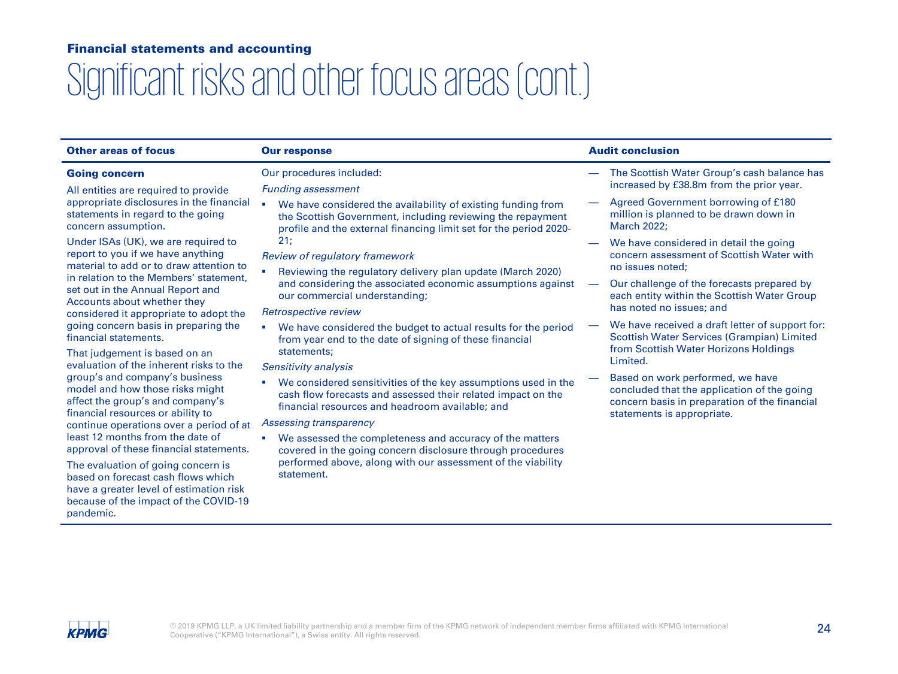**Financial statements and accounting**

# Significant risks and other focus areas (cont.)

| Other areas of focus | Our response | Audit conclusion |
|---|---|---|
| **Going concern**<br><br>All entities are required to provide appropriate disclosures in the financial statements in regard to the going concern assumption.<br><br>Under ISAs (UK), we are required to report to you if we have anything material to add or to draw attention to in relation to the Members' statement, set out in the Annual Report and Accounts about whether they considered it appropriate to adopt the going concern basis in preparing the financial statements.<br><br>That judgement is based on an evaluation of the inherent risks to the group's and company's business model and how those risks might affect the group's and company's financial resources or ability to continue operations over a period of at least 12 months from the date of approval of these financial statements.<br><br>The evaluation of going concern is based on forecast cash flows which have a greater level of estimation risk because of the impact of the COVID-19 pandemic. | Our procedures included:<br><br>*Funding assessment*<br>▪ We have considered the availability of existing funding from the Scottish Government, including reviewing the repayment profile and the external financing limit set for the period 2020-21;<br><br>*Review of regulatory framework*<br>▪ Reviewing the regulatory delivery plan update (March 2020) and considering the associated economic assumptions against our commercial understanding;<br><br>*Retrospective review*<br>▪ We have considered the budget to actual results for the period from year end to the date of signing of these financial statements;<br><br>*Sensitivity analysis*<br>▪ We considered sensitivities of the key assumptions used in the cash flow forecasts and assessed their related impact on the financial resources and headroom available; and<br><br>*Assessing transparency*<br>▪ We assessed the completeness and accuracy of the matters covered in the going concern disclosure through procedures performed above, along with our assessment of the viability statement. | — The Scottish Water Group's cash balance has increased by £38.8m from the prior year.<br><br>— Agreed Government borrowing of £180 million is planned to be drawn down in March 2022;<br><br>— We have considered in detail the going concern assessment of Scottish Water with no issues noted;<br><br>— Our challenge of the forecasts prepared by each entity within the Scottish Water Group has noted no issues; and<br><br>— We have received a draft letter of support for: Scottish Water Services (Grampian) Limited from Scottish Water Horizons Holdings Limited.<br><br>— Based on work performed, we have concluded that the application of the going concern basis in preparation of the financial statements is appropriate. |

© 2019 KPMG LLP, a UK limited liability partnership and a member firm of the KPMG network of independent member firms affiliated with KPMG International Cooperative ("KPMG International"), a Swiss entity. All rights reserved.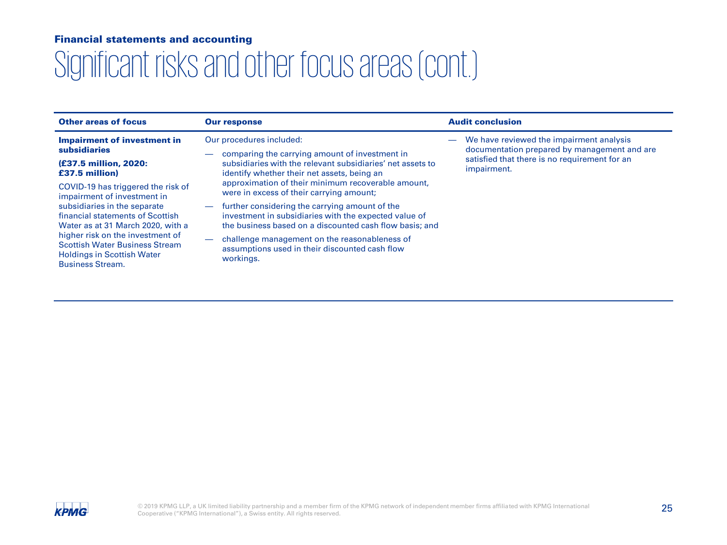### Financial statements and accounting

# Significant risks and other focus areas (cont.)

| Other areas of focus | Our response | Audit conclusion |
|---|---|---|
| **Impairment of investment in subsidiaries**<br><br>**(£37.5 million, 2020: £37.5 million)**<br><br>COVID-19 has triggered the risk of impairment of investment in subsidiaries in the separate financial statements of Scottish Water as at 31 March 2020, with a higher risk on the investment of Scottish Water Business Stream Holdings in Scottish Water Business Stream. | Our procedures included:<br><br>— comparing the carrying amount of investment in subsidiaries with the relevant subsidiaries' net assets to identify whether their net assets, being an approximation of their minimum recoverable amount, were in excess of their carrying amount;<br><br>— further considering the carrying amount of the investment in subsidiaries with the expected value of the business based on a discounted cash flow basis; and<br><br>— challenge management on the reasonableness of assumptions used in their discounted cash flow workings. | — We have reviewed the impairment analysis documentation prepared by management and are satisfied that there is no requirement for an impairment. |

© 2019 KPMG LLP, a UK limited liability partnership and a member firm of the KPMG network of independent member firms affiliated with KPMG International Cooperative ("KPMG International"), a Swiss entity. All rights reserved.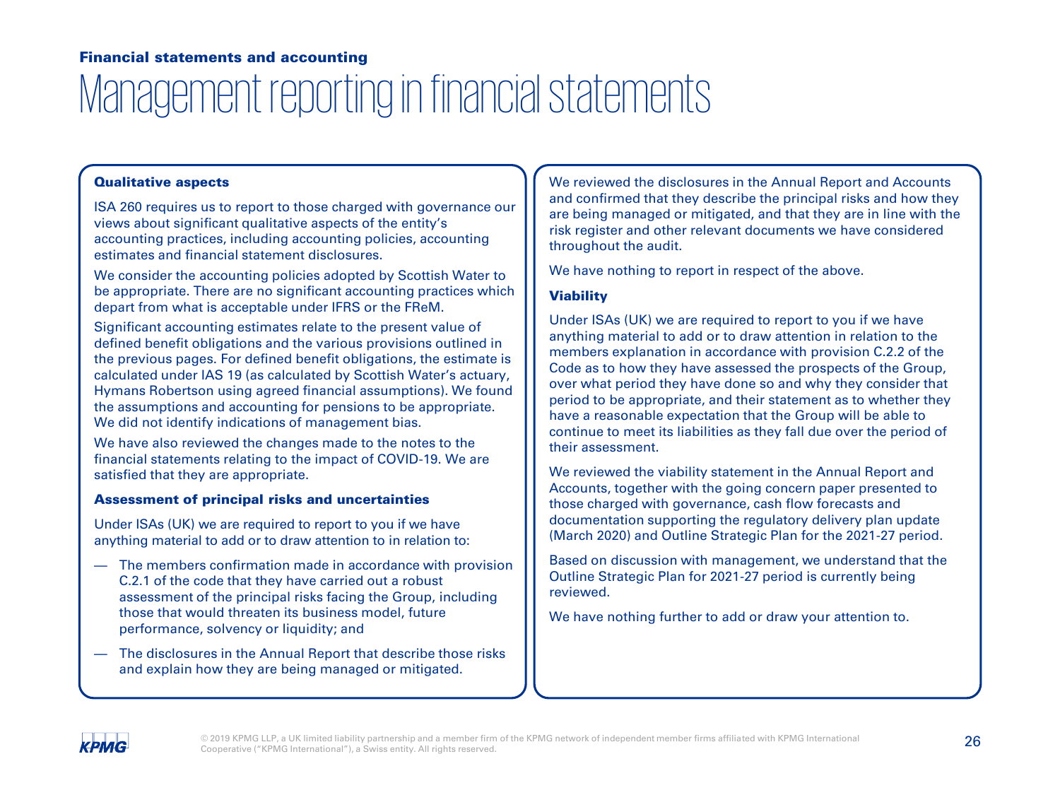## Financial statements and accounting

# Management reporting in financial statements

### Qualitative aspects

ISA 260 requires us to report to those charged with governance our views about significant qualitative aspects of the entity's accounting practices, including accounting policies, accounting estimates and financial statement disclosures.

We consider the accounting policies adopted by Scottish Water to be appropriate. There are no significant accounting practices which depart from what is acceptable under IFRS or the FReM.

Significant accounting estimates relate to the present value of defined benefit obligations and the various provisions outlined in the previous pages. For defined benefit obligations, the estimate is calculated under IAS 19 (as calculated by Scottish Water's actuary, Hymans Robertson using agreed financial assumptions). We found the assumptions and accounting for pensions to be appropriate. We did not identify indications of management bias.

We have also reviewed the changes made to the notes to the financial statements relating to the impact of COVID-19. We are satisfied that they are appropriate.

### Assessment of principal risks and uncertainties

Under ISAs (UK) we are required to report to you if we have anything material to add or to draw attention to in relation to:

- The members confirmation made in accordance with provision C.2.1 of the code that they have carried out a robust assessment of the principal risks facing the Group, including those that would threaten its business model, future performance, solvency or liquidity; and
- The disclosures in the Annual Report that describe those risks and explain how they are being managed or mitigated.

We reviewed the disclosures in the Annual Report and Accounts and confirmed that they describe the principal risks and how they are being managed or mitigated, and that they are in line with the risk register and other relevant documents we have considered throughout the audit.

We have nothing to report in respect of the above.

### Viability

Under ISAs (UK) we are required to report to you if we have anything material to add or to draw attention in relation to the members explanation in accordance with provision C.2.2 of the Code as to how they have assessed the prospects of the Group, over what period they have done so and why they consider that period to be appropriate, and their statement as to whether they have a reasonable expectation that the Group will be able to continue to meet its liabilities as they fall due over the period of their assessment.

We reviewed the viability statement in the Annual Report and Accounts, together with the going concern paper presented to those charged with governance, cash flow forecasts and documentation supporting the regulatory delivery plan update (March 2020) and Outline Strategic Plan for the 2021-27 period.

Based on discussion with management, we understand that the Outline Strategic Plan for 2021-27 period is currently being reviewed.

We have nothing further to add or draw your attention to.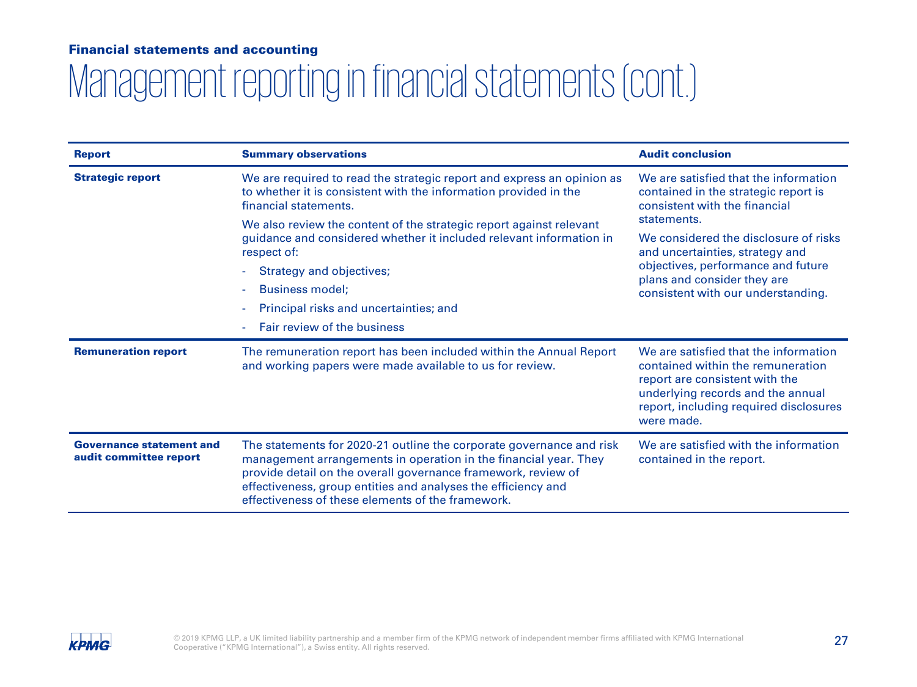**Financial statements and accounting**

# Management reporting in financial statements (cont.)

| Report | Summary observations | Audit conclusion |
|---|---|---|
| **Strategic report** | We are required to read the strategic report and express an opinion as to whether it is consistent with the information provided in the financial statements.<br>We also review the content of the strategic report against relevant guidance and considered whether it included relevant information in respect of:<br>- Strategy and objectives;<br>- Business model;<br>- Principal risks and uncertainties; and<br>- Fair review of the business | We are satisfied that the information contained in the strategic report is consistent with the financial statements.<br>We considered the disclosure of risks and uncertainties, strategy and objectives, performance and future plans and consider they are consistent with our understanding. |
| **Remuneration report** | The remuneration report has been included within the Annual Report and working papers were made available to us for review. | We are satisfied that the information contained within the remuneration report are consistent with the underlying records and the annual report, including required disclosures were made. |
| **Governance statement and audit committee report** | The statements for 2020-21 outline the corporate governance and risk management arrangements in operation in the financial year. They provide detail on the overall governance framework, review of effectiveness, group entities and analyses the efficiency and effectiveness of these elements of the framework. | We are satisfied with the information contained in the report. |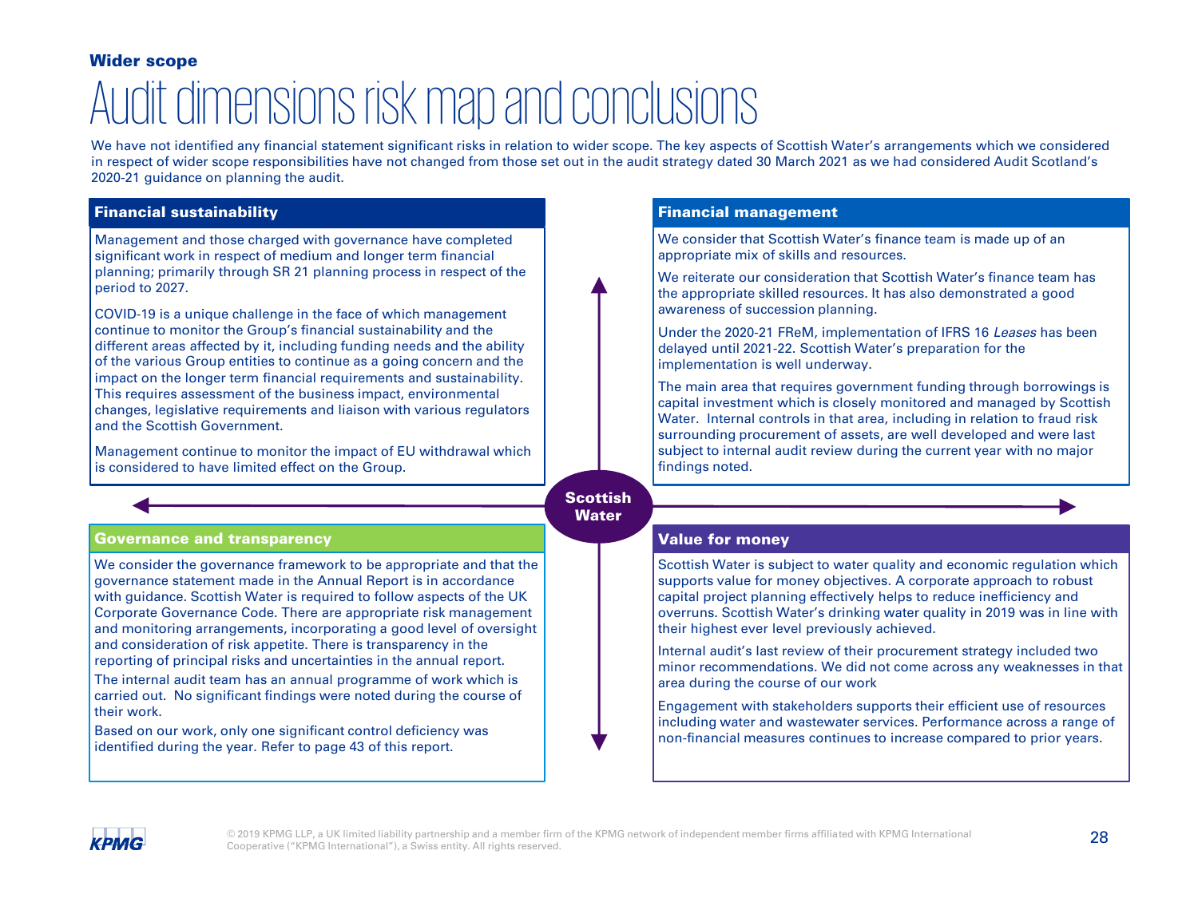**Wider scope**

# Audit dimensions risk map and conclusions

We have not identified any financial statement significant risks in relation to wider scope. The key aspects of Scottish Water's arrangements which we considered in respect of wider scope responsibilities have not changed from those set out in the audit strategy dated 30 March 2021 as we had considered Audit Scotland's 2020-21 guidance on planning the audit.

## Financial sustainability

Management and those charged with governance have completed significant work in respect of medium and longer term financial planning; primarily through SR 21 planning process in respect of the period to 2027.

COVID-19 is a unique challenge in the face of which management continue to monitor the Group's financial sustainability and the different areas affected by it, including funding needs and the ability of the various Group entities to continue as a going concern and the impact on the longer term financial requirements and sustainability. This requires assessment of the business impact, environmental changes, legislative requirements and liaison with various regulators and the Scottish Government.

Management continue to monitor the impact of EU withdrawal which is considered to have limited effect on the Group.

## Financial management

We consider that Scottish Water's finance team is made up of an appropriate mix of skills and resources.

We reiterate our consideration that Scottish Water's finance team has the appropriate skilled resources. It has also demonstrated a good awareness of succession planning.

Under the 2020-21 FReM, implementation of IFRS 16 *Leases* has been delayed until 2021-22. Scottish Water's preparation for the implementation is well underway.

The main area that requires government funding through borrowings is capital investment which is closely monitored and managed by Scottish Water. Internal controls in that area, including in relation to fraud risk surrounding procurement of assets, are well developed and were last subject to internal audit review during the current year with no major findings noted.

**Scottish Water**

## Governance and transparency

We consider the governance framework to be appropriate and that the governance statement made in the Annual Report is in accordance with guidance. Scottish Water is required to follow aspects of the UK Corporate Governance Code. There are appropriate risk management and monitoring arrangements, incorporating a good level of oversight and consideration of risk appetite. There is transparency in the reporting of principal risks and uncertainties in the annual report.

The internal audit team has an annual programme of work which is carried out. No significant findings were noted during the course of their work.

Based on our work, only one significant control deficiency was identified during the year. Refer to page 43 of this report.

## Value for money

Scottish Water is subject to water quality and economic regulation which supports value for money objectives. A corporate approach to robust capital project planning effectively helps to reduce inefficiency and overruns. Scottish Water's drinking water quality in 2019 was in line with their highest ever level previously achieved.

Internal audit's last review of their procurement strategy included two minor recommendations. We did not come across any weaknesses in that area during the course of our work

Engagement with stakeholders supports their efficient use of resources including water and wastewater services. Performance across a range of non-financial measures continues to increase compared to prior years.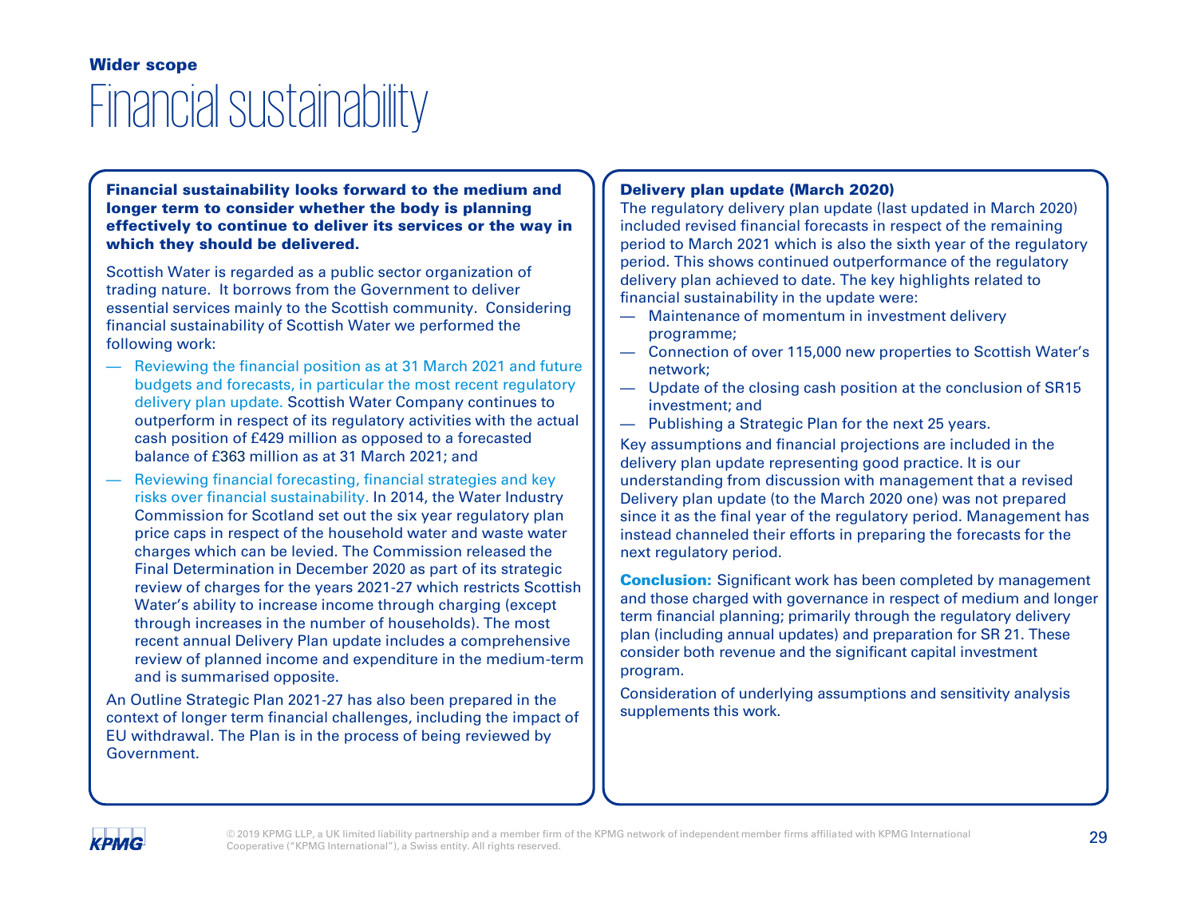**Wider scope**

# Financial sustainability

**Financial sustainability looks forward to the medium and longer term to consider whether the body is planning effectively to continue to deliver its services or the way in which they should be delivered.**

Scottish Water is regarded as a public sector organization of trading nature. It borrows from the Government to deliver essential services mainly to the Scottish community. Considering financial sustainability of Scottish Water we performed the following work:

- Reviewing the financial position as at 31 March 2021 and future budgets and forecasts, in particular the most recent regulatory delivery plan update. Scottish Water Company continues to outperform in respect of its regulatory activities with the actual cash position of £429 million as opposed to a forecasted balance of £363 million as at 31 March 2021; and
- Reviewing financial forecasting, financial strategies and key risks over financial sustainability. In 2014, the Water Industry Commission for Scotland set out the six year regulatory plan price caps in respect of the household water and waste water charges which can be levied. The Commission released the Final Determination in December 2020 as part of its strategic review of charges for the years 2021-27 which restricts Scottish Water's ability to increase income through charging (except through increases in the number of households). The most recent annual Delivery Plan update includes a comprehensive review of planned income and expenditure in the medium-term and is summarised opposite.

An Outline Strategic Plan 2021-27 has also been prepared in the context of longer term financial challenges, including the impact of EU withdrawal. The Plan is in the process of being reviewed by Government.

**Delivery plan update (March 2020)**

The regulatory delivery plan update (last updated in March 2020) included revised financial forecasts in respect of the remaining period to March 2021 which is also the sixth year of the regulatory period. This shows continued outperformance of the regulatory delivery plan achieved to date. The key highlights related to financial sustainability in the update were:

- Maintenance of momentum in investment delivery programme;
- Connection of over 115,000 new properties to Scottish Water's network;
- Update of the closing cash position at the conclusion of SR15 investment; and
- Publishing a Strategic Plan for the next 25 years.

Key assumptions and financial projections are included in the delivery plan update representing good practice. It is our understanding from discussion with management that a revised Delivery plan update (to the March 2020 one) was not prepared since it as the final year of the regulatory period. Management has instead channeled their efforts in preparing the forecasts for the next regulatory period.

**Conclusion:** Significant work has been completed by management and those charged with governance in respect of medium and longer term financial planning; primarily through the regulatory delivery plan (including annual updates) and preparation for SR 21. These consider both revenue and the significant capital investment program.

Consideration of underlying assumptions and sensitivity analysis supplements this work.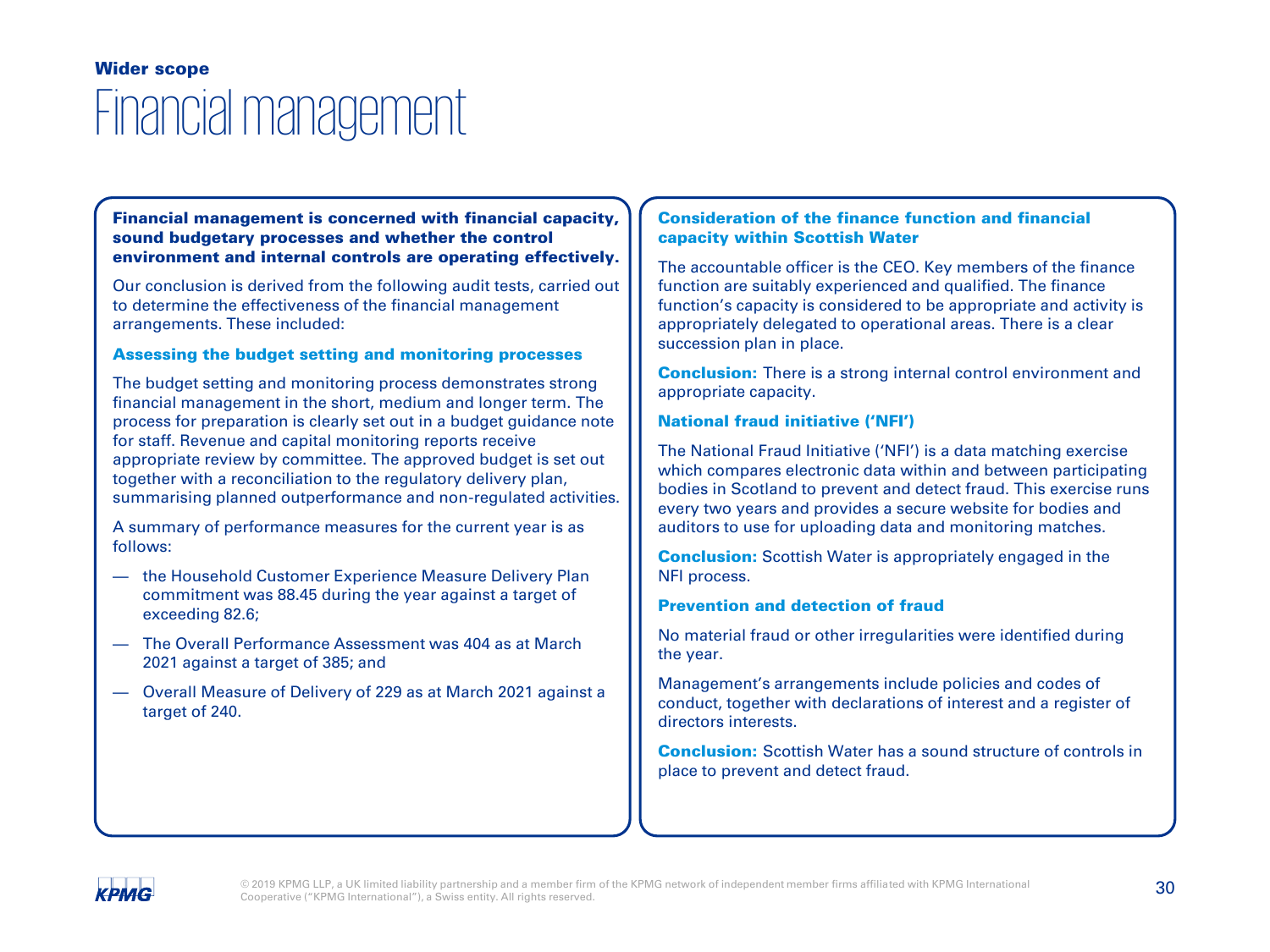## Wider scope

# Financial management

**Financial management is concerned with financial capacity, sound budgetary processes and whether the control environment and internal controls are operating effectively.**

Our conclusion is derived from the following audit tests, carried out to determine the effectiveness of the financial management arrangements. These included:

### Assessing the budget setting and monitoring processes

The budget setting and monitoring process demonstrates strong financial management in the short, medium and longer term. The process for preparation is clearly set out in a budget guidance note for staff. Revenue and capital monitoring reports receive appropriate review by committee. The approved budget is set out together with a reconciliation to the regulatory delivery plan, summarising planned outperformance and non-regulated activities.

A summary of performance measures for the current year is as follows:

- the Household Customer Experience Measure Delivery Plan commitment was 88.45 during the year against a target of exceeding 82.6;
- The Overall Performance Assessment was 404 as at March 2021 against a target of 385; and
- Overall Measure of Delivery of 229 as at March 2021 against a target of 240.

### Consideration of the finance function and financial capacity within Scottish Water

The accountable officer is the CEO. Key members of the finance function are suitably experienced and qualified. The finance function's capacity is considered to be appropriate and activity is appropriately delegated to operational areas. There is a clear succession plan in place.

**Conclusion:** There is a strong internal control environment and appropriate capacity.

### National fraud initiative ('NFI')

The National Fraud Initiative ('NFI') is a data matching exercise which compares electronic data within and between participating bodies in Scotland to prevent and detect fraud. This exercise runs every two years and provides a secure website for bodies and auditors to use for uploading data and monitoring matches.

**Conclusion:** Scottish Water is appropriately engaged in the NFI process.

### Prevention and detection of fraud

No material fraud or other irregularities were identified during the year.

Management's arrangements include policies and codes of conduct, together with declarations of interest and a register of directors interests.

**Conclusion:** Scottish Water has a sound structure of controls in place to prevent and detect fraud.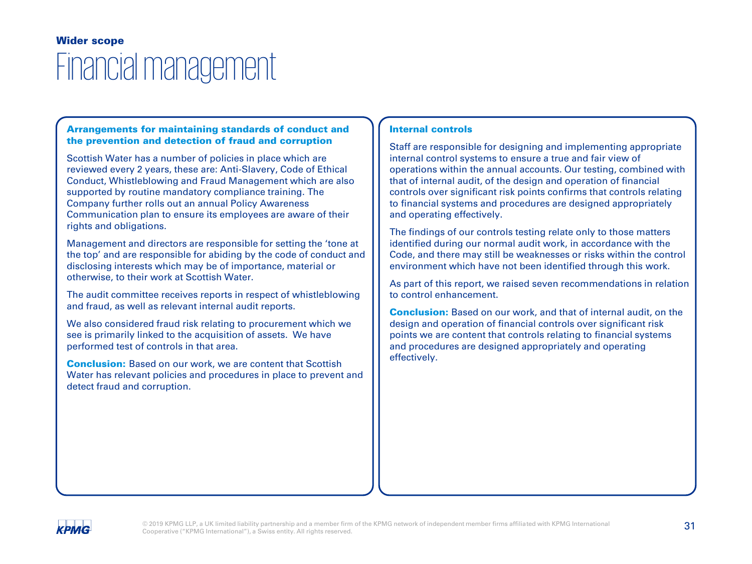**Wider scope**

# Financial management

### Arrangements for maintaining standards of conduct and the prevention and detection of fraud and corruption

Scottish Water has a number of policies in place which are reviewed every 2 years, these are: Anti-Slavery, Code of Ethical Conduct, Whistleblowing and Fraud Management which are also supported by routine mandatory compliance training. The Company further rolls out an annual Policy Awareness Communication plan to ensure its employees are aware of their rights and obligations.

Management and directors are responsible for setting the 'tone at the top' and are responsible for abiding by the code of conduct and disclosing interests which may be of importance, material or otherwise, to their work at Scottish Water.

The audit committee receives reports in respect of whistleblowing and fraud, as well as relevant internal audit reports.

We also considered fraud risk relating to procurement which we see is primarily linked to the acquisition of assets. We have performed test of controls in that area.

**Conclusion:** Based on our work, we are content that Scottish Water has relevant policies and procedures in place to prevent and detect fraud and corruption.

### Internal controls

Staff are responsible for designing and implementing appropriate internal control systems to ensure a true and fair view of operations within the annual accounts. Our testing, combined with that of internal audit, of the design and operation of financial controls over significant risk points confirms that controls relating to financial systems and procedures are designed appropriately and operating effectively.

The findings of our controls testing relate only to those matters identified during our normal audit work, in accordance with the Code, and there may still be weaknesses or risks within the control environment which have not been identified through this work.

As part of this report, we raised seven recommendations in relation to control enhancement.

**Conclusion:** Based on our work, and that of internal audit, on the design and operation of financial controls over significant risk points we are content that controls relating to financial systems and procedures are designed appropriately and operating effectively.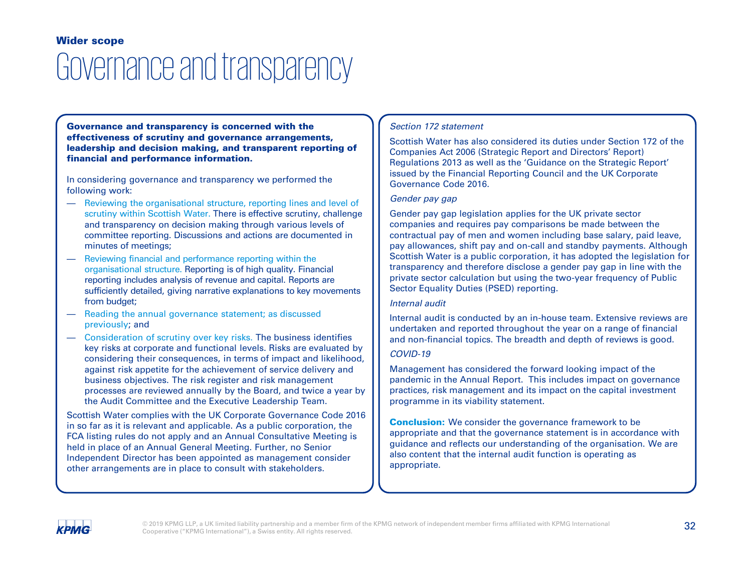## Wider scope

# Governance and transparency

**Governance and transparency is concerned with the effectiveness of scrutiny and governance arrangements, leadership and decision making, and transparent reporting of financial and performance information.**

In considering governance and transparency we performed the following work:

- Reviewing the organisational structure, reporting lines and level of scrutiny within Scottish Water. There is effective scrutiny, challenge and transparency on decision making through various levels of committee reporting. Discussions and actions are documented in minutes of meetings;
- Reviewing financial and performance reporting within the organisational structure. Reporting is of high quality. Financial reporting includes analysis of revenue and capital. Reports are sufficiently detailed, giving narrative explanations to key movements from budget;
- Reading the annual governance statement; as discussed previously; and
- Consideration of scrutiny over key risks. The business identifies key risks at corporate and functional levels. Risks are evaluated by considering their consequences, in terms of impact and likelihood, against risk appetite for the achievement of service delivery and business objectives. The risk register and risk management processes are reviewed annually by the Board, and twice a year by the Audit Committee and the Executive Leadership Team.

Scottish Water complies with the UK Corporate Governance Code 2016 in so far as it is relevant and applicable. As a public corporation, the FCA listing rules do not apply and an Annual Consultative Meeting is held in place of an Annual General Meeting. Further, no Senior Independent Director has been appointed as management consider other arrangements are in place to consult with stakeholders.

*Section 172 statement*

Scottish Water has also considered its duties under Section 172 of the Companies Act 2006 (Strategic Report and Directors' Report) Regulations 2013 as well as the 'Guidance on the Strategic Report' issued by the Financial Reporting Council and the UK Corporate Governance Code 2016.

*Gender pay gap*

Gender pay gap legislation applies for the UK private sector companies and requires pay comparisons be made between the contractual pay of men and women including base salary, paid leave, pay allowances, shift pay and on-call and standby payments. Although Scottish Water is a public corporation, it has adopted the legislation for transparency and therefore disclose a gender pay gap in line with the private sector calculation but using the two-year frequency of Public Sector Equality Duties (PSED) reporting.

*Internal audit*

Internal audit is conducted by an in-house team. Extensive reviews are undertaken and reported throughout the year on a range of financial and non-financial topics. The breadth and depth of reviews is good.

*COVID-19*

Management has considered the forward looking impact of the pandemic in the Annual Report. This includes impact on governance practices, risk management and its impact on the capital investment programme in its viability statement.

**Conclusion:** We consider the governance framework to be appropriate and that the governance statement is in accordance with guidance and reflects our understanding of the organisation. We are also content that the internal audit function is operating as appropriate.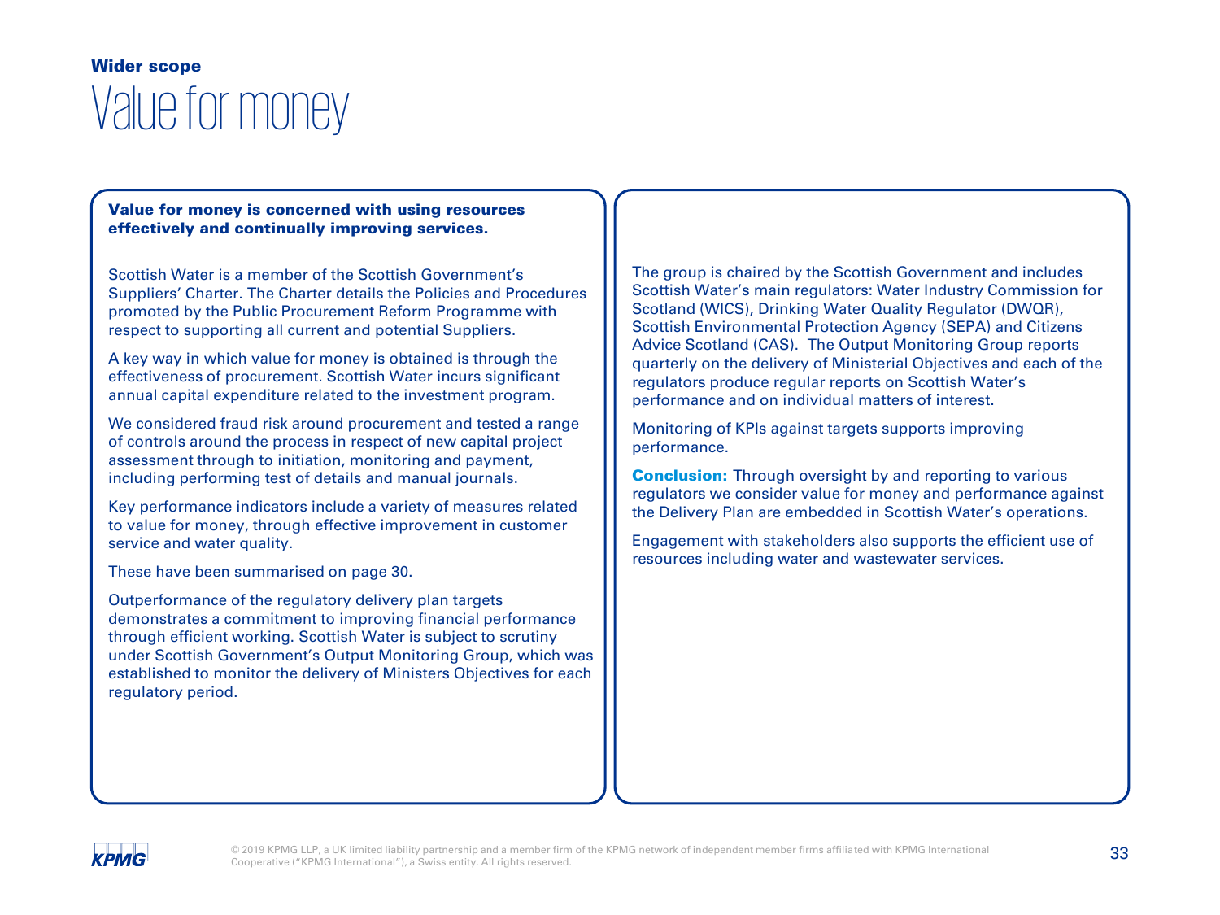## Wider scope

# Value for money

**Value for money is concerned with using resources effectively and continually improving services.**

Scottish Water is a member of the Scottish Government's Suppliers' Charter. The Charter details the Policies and Procedures promoted by the Public Procurement Reform Programme with respect to supporting all current and potential Suppliers.

A key way in which value for money is obtained is through the effectiveness of procurement. Scottish Water incurs significant annual capital expenditure related to the investment program.

We considered fraud risk around procurement and tested a range of controls around the process in respect of new capital project assessment through to initiation, monitoring and payment, including performing test of details and manual journals.

Key performance indicators include a variety of measures related to value for money, through effective improvement in customer service and water quality.

These have been summarised on page 30.

Outperformance of the regulatory delivery plan targets demonstrates a commitment to improving financial performance through efficient working. Scottish Water is subject to scrutiny under Scottish Government's Output Monitoring Group, which was established to monitor the delivery of Ministers Objectives for each regulatory period.

The group is chaired by the Scottish Government and includes Scottish Water's main regulators: Water Industry Commission for Scotland (WICS), Drinking Water Quality Regulator (DWQR), Scottish Environmental Protection Agency (SEPA) and Citizens Advice Scotland (CAS). The Output Monitoring Group reports quarterly on the delivery of Ministerial Objectives and each of the regulators produce regular reports on Scottish Water's performance and on individual matters of interest.

Monitoring of KPIs against targets supports improving performance.

**Conclusion:** Through oversight by and reporting to various regulators we consider value for money and performance against the Delivery Plan are embedded in Scottish Water's operations.

Engagement with stakeholders also supports the efficient use of resources including water and wastewater services.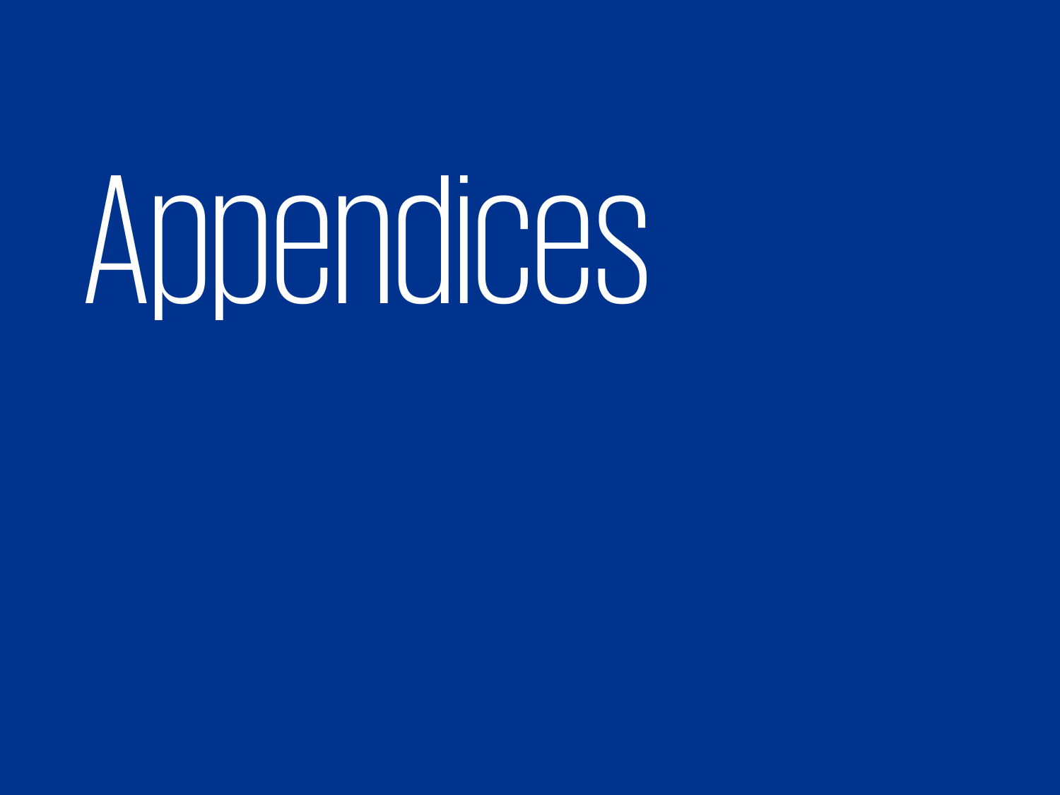# Appendices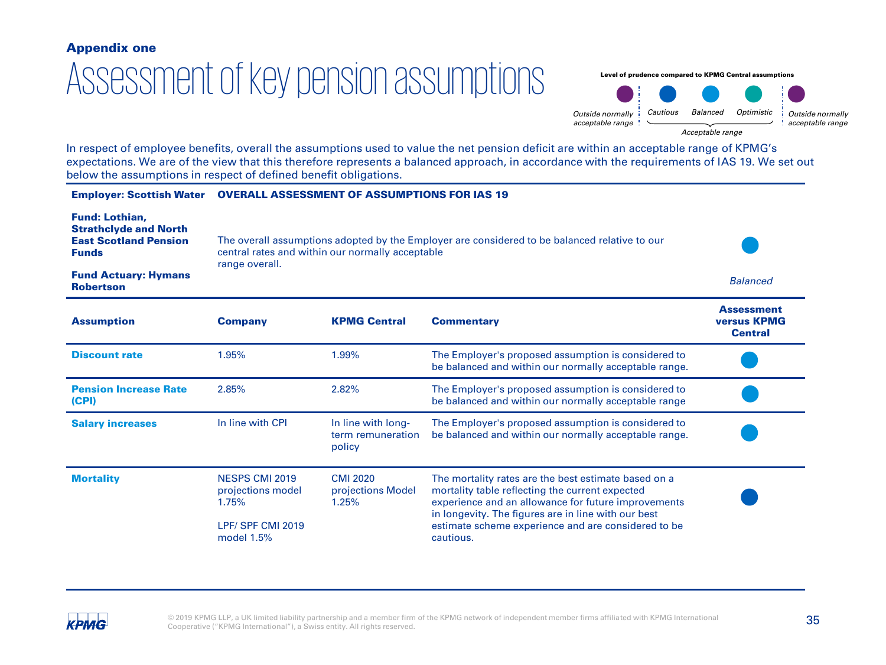**Appendix one**

# Assessment of key pension assumptions

**Level of prudence compared to KPMG Central assumptions**

*Outside normally acceptable range* | *Cautious* | *Balanced* | *Optimistic* | *Outside normally acceptable range*

*Acceptable range* (Cautious, Balanced, Optimistic)

In respect of employee benefits, overall the assumptions used to value the net pension deficit are within an acceptable range of KPMG's expectations. We are of the view that this therefore represents a balanced approach, in accordance with the requirements of IAS 19. We set out below the assumptions in respect of defined benefit obligations.

**Employer: Scottish Water** — **OVERALL ASSESSMENT OF ASSUMPTIONS FOR IAS 19**

**Fund: Lothian, Strathclyde and North East Scotland Pension Funds**

**Fund Actuary: Hymans Robertson**

The overall assumptions adopted by the Employer are considered to be balanced relative to our central rates and within our normally acceptable range overall.

*Balanced*

| Assumption | Company | KPMG Central | Commentary | Assessment versus KPMG Central |
|---|---|---|---|---|
| **Discount rate** | 1.95% | 1.99% | The Employer's proposed assumption is considered to be balanced and within our normally acceptable range. | Balanced |
| **Pension Increase Rate (CPI)** | 2.85% | 2.82% | The Employer's proposed assumption is considered to be balanced and within our normally acceptable range | Balanced |
| **Salary increases** | In line with CPI | In line with long-term remuneration policy | The Employer's proposed assumption is considered to be balanced and within our normally acceptable range. | Balanced |
| **Mortality** | NESPS CMI 2019 projections model 1.75%<br><br>LPF/ SPF CMI 2019 model 1.5% | CMI 2020 projections Model 1.25% | The mortality rates are the best estimate based on a mortality table reflecting the current expected experience and an allowance for future improvements in longevity. The figures are in line with our best estimate scheme experience and are considered to be cautious. | Cautious |

© 2019 KPMG LLP, a UK limited liability partnership and a member firm of the KPMG network of independent member firms affiliated with KPMG International Cooperative ("KPMG International"), a Swiss entity. All rights reserved.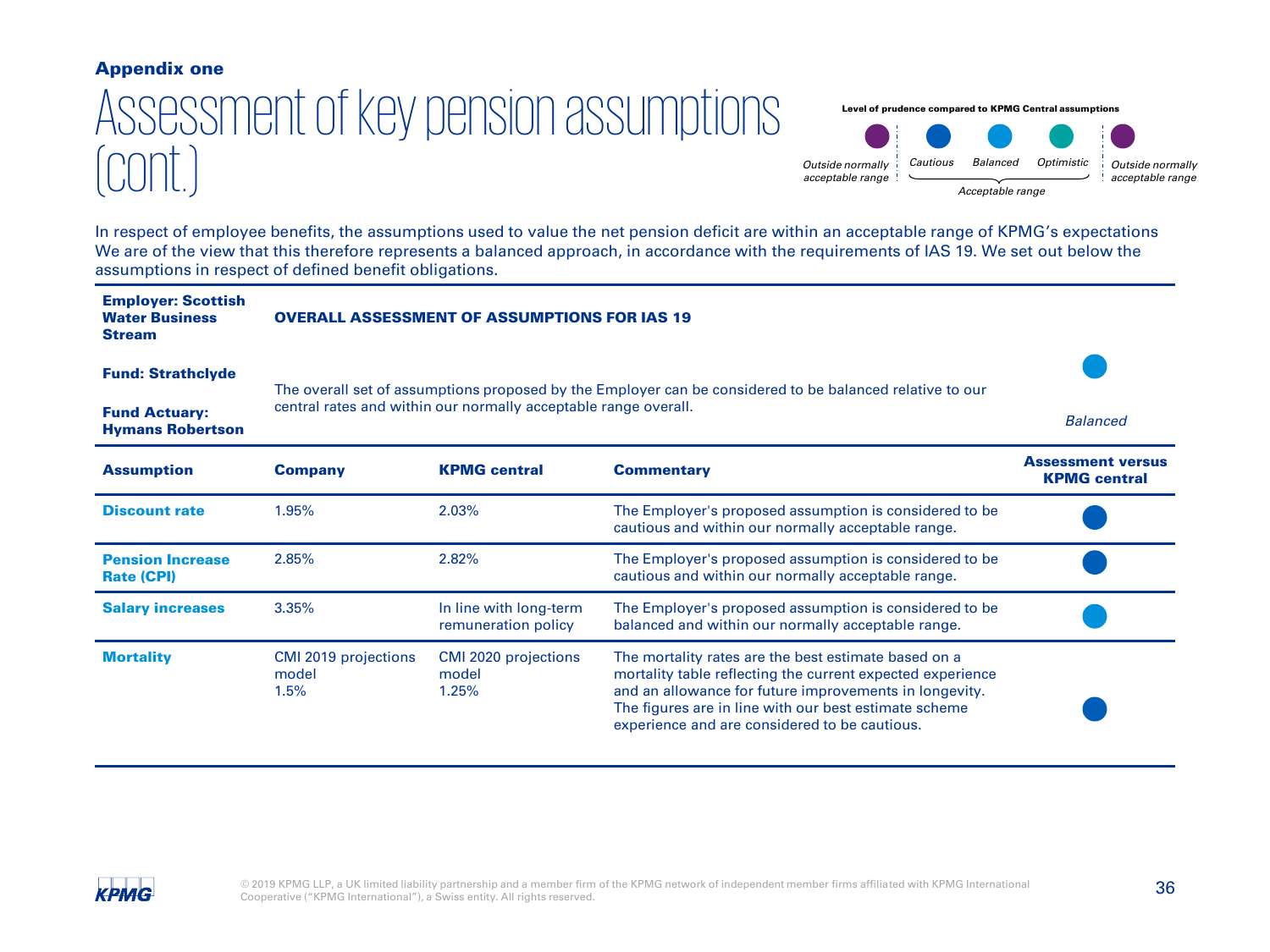**Appendix one**

# Assessment of key pension assumptions (cont.)

**Level of prudence compared to KPMG Central assumptions**

*Outside normally acceptable range* | *Cautious* | *Balanced* | *Optimistic* | *Outside normally acceptable range*

*Acceptable range* (Cautious, Balanced, Optimistic)

In respect of employee benefits, the assumptions used to value the net pension deficit are within an acceptable range of KPMG's expectations We are of the view that this therefore represents a balanced approach, in accordance with the requirements of IAS 19. We set out below the assumptions in respect of defined benefit obligations.

**Employer: Scottish Water Business Stream**

**Fund: Strathclyde**

**Fund Actuary: Hymans Robertson**

**OVERALL ASSESSMENT OF ASSUMPTIONS FOR IAS 19**

The overall set of assumptions proposed by the Employer can be considered to be balanced relative to our central rates and within our normally acceptable range overall.

*Balanced*

| Assumption | Company | KPMG central | Commentary | Assessment versus KPMG central |
|---|---|---|---|---|
| **Discount rate** | 1.95% | 2.03% | The Employer's proposed assumption is considered to be cautious and within our normally acceptable range. | Cautious |
| **Pension Increase Rate (CPI)** | 2.85% | 2.82% | The Employer's proposed assumption is considered to be cautious and within our normally acceptable range. | Cautious |
| **Salary increases** | 3.35% | In line with long-term remuneration policy | The Employer's proposed assumption is considered to be balanced and within our normally acceptable range. | Balanced |
| **Mortality** | CMI 2019 projections model 1.5% | CMI 2020 projections model 1.25% | The mortality rates are the best estimate based on a mortality table reflecting the current expected experience and an allowance for future improvements in longevity. The figures are in line with our best estimate scheme experience and are considered to be cautious. | Cautious |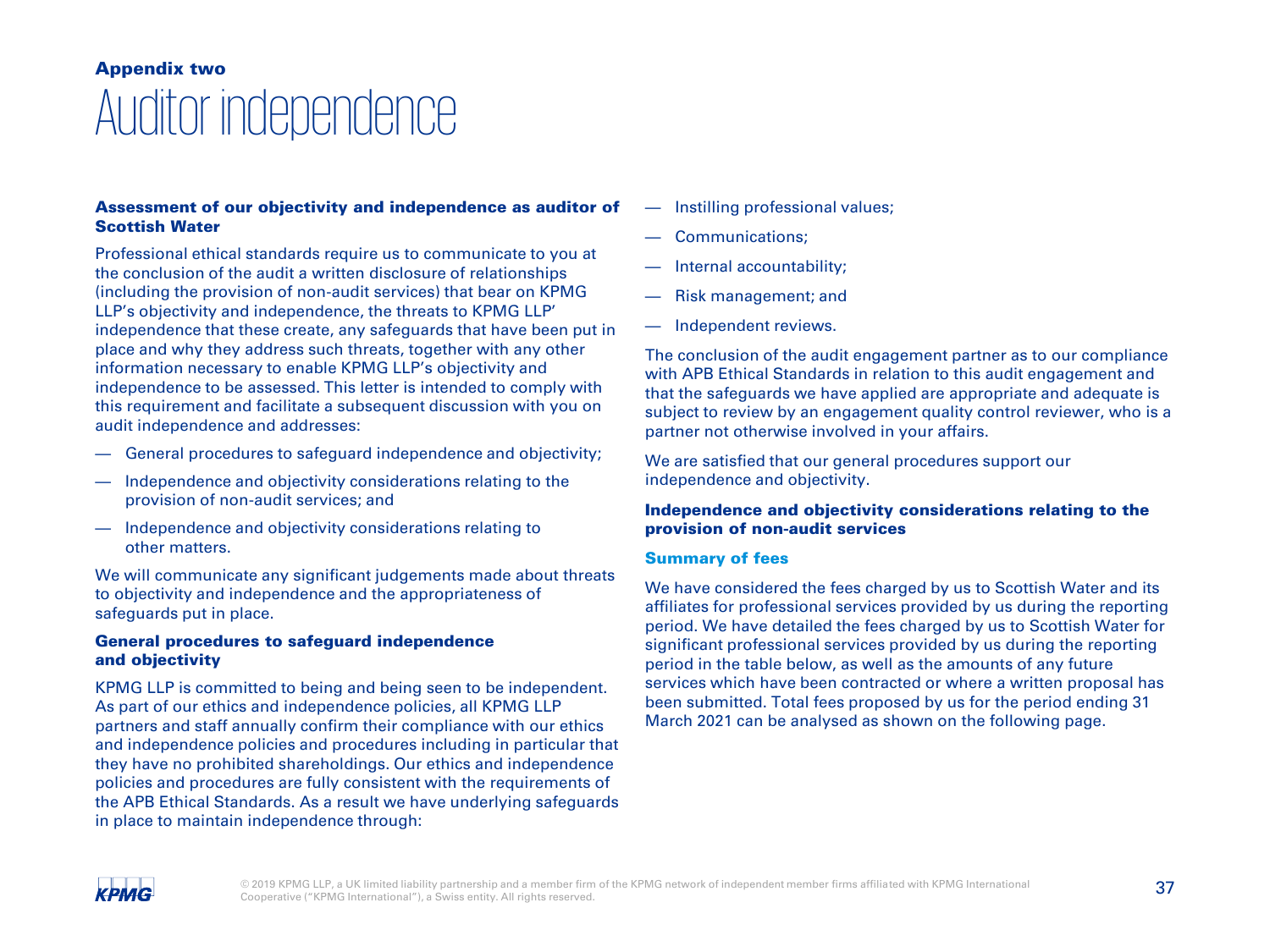**Appendix two**

# Auditor independence

### Assessment of our objectivity and independence as auditor of Scottish Water

Professional ethical standards require us to communicate to you at the conclusion of the audit a written disclosure of relationships (including the provision of non-audit services) that bear on KPMG LLP's objectivity and independence, the threats to KPMG LLP' independence that these create, any safeguards that have been put in place and why they address such threats, together with any other information necessary to enable KPMG LLP's objectivity and independence to be assessed. This letter is intended to comply with this requirement and facilitate a subsequent discussion with you on audit independence and addresses:

- General procedures to safeguard independence and objectivity;
- Independence and objectivity considerations relating to the provision of non-audit services; and
- Independence and objectivity considerations relating to other matters.

We will communicate any significant judgements made about threats to objectivity and independence and the appropriateness of safeguards put in place.

### General procedures to safeguard independence and objectivity

KPMG LLP is committed to being and being seen to be independent. As part of our ethics and independence policies, all KPMG LLP partners and staff annually confirm their compliance with our ethics and independence policies and procedures including in particular that they have no prohibited shareholdings. Our ethics and independence policies and procedures are fully consistent with the requirements of the APB Ethical Standards. As a result we have underlying safeguards in place to maintain independence through:

- Instilling professional values;
- Communications;
- Internal accountability;
- Risk management; and
- Independent reviews.

The conclusion of the audit engagement partner as to our compliance with APB Ethical Standards in relation to this audit engagement and that the safeguards we have applied are appropriate and adequate is subject to review by an engagement quality control reviewer, who is a partner not otherwise involved in your affairs.

We are satisfied that our general procedures support our independence and objectivity.

### Independence and objectivity considerations relating to the provision of non-audit services

#### Summary of fees

We have considered the fees charged by us to Scottish Water and its affiliates for professional services provided by us during the reporting period. We have detailed the fees charged by us to Scottish Water for significant professional services provided by us during the reporting period in the table below, as well as the amounts of any future services which have been contracted or where a written proposal has been submitted. Total fees proposed by us for the period ending 31 March 2021 can be analysed as shown on the following page.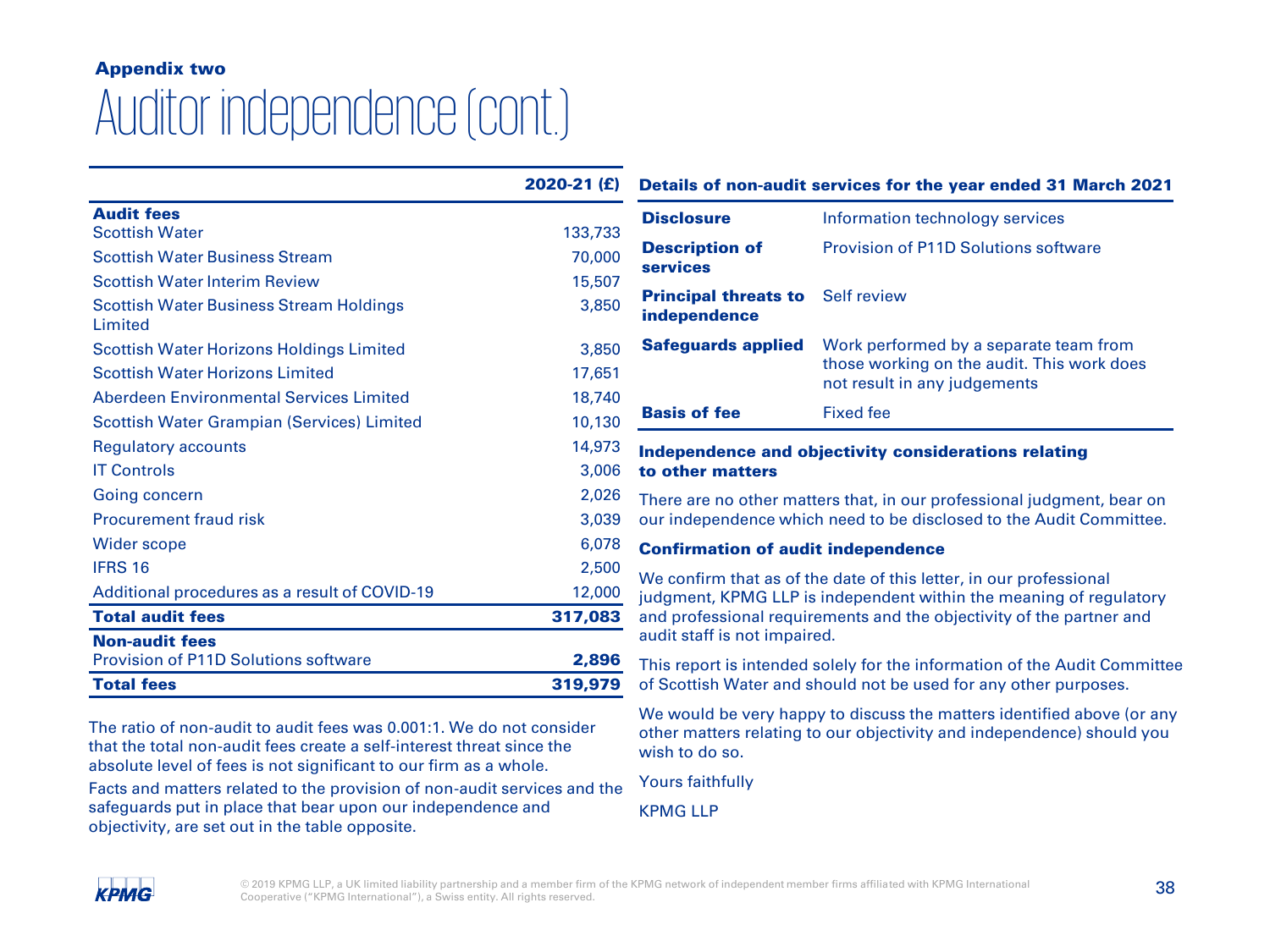**Appendix two**

# Auditor independence (cont.)

| | 2020-21 (£) |
|---|---|
| **Audit fees** | |
| Scottish Water | 133,733 |
| Scottish Water Business Stream | 70,000 |
| Scottish Water Interim Review | 15,507 |
| Scottish Water Business Stream Holdings Limited | 3,850 |
| Scottish Water Horizons Holdings Limited | 3,850 |
| Scottish Water Horizons Limited | 17,651 |
| Aberdeen Environmental Services Limited | 18,740 |
| Scottish Water Grampian (Services) Limited | 10,130 |
| Regulatory accounts | 14,973 |
| IT Controls | 3,006 |
| Going concern | 2,026 |
| Procurement fraud risk | 3,039 |
| Wider scope | 6,078 |
| IFRS 16 | 2,500 |
| Additional procedures as a result of COVID-19 | 12,000 |
| **Total audit fees** | **317,083** |
| **Non-audit fees** | |
| Provision of P11D Solutions software | **2,896** |
| **Total fees** | **319,979** |

The ratio of non-audit to audit fees was 0.001:1. We do not consider that the total non-audit fees create a self-interest threat since the absolute level of fees is not significant to our firm as a whole.

Facts and matters related to the provision of non-audit services and the safeguards put in place that bear upon our independence and objectivity, are set out in the table opposite.

**Details of non-audit services for the year ended 31 March 2021**

| | |
|---|---|
| **Disclosure** | Information technology services |
| **Description of services** | Provision of P11D Solutions software |
| **Principal threats to independence** | Self review |
| **Safeguards applied** | Work performed by a separate team from those working on the audit. This work does not result in any judgements |
| **Basis of fee** | Fixed fee |

**Independence and objectivity considerations relating to other matters**

There are no other matters that, in our professional judgment, bear on our independence which need to be disclosed to the Audit Committee.

**Confirmation of audit independence**

We confirm that as of the date of this letter, in our professional judgment, KPMG LLP is independent within the meaning of regulatory and professional requirements and the objectivity of the partner and audit staff is not impaired.

This report is intended solely for the information of the Audit Committee of Scottish Water and should not be used for any other purposes.

We would be very happy to discuss the matters identified above (or any other matters relating to our objectivity and independence) should you wish to do so.

Yours faithfully

KPMG LLP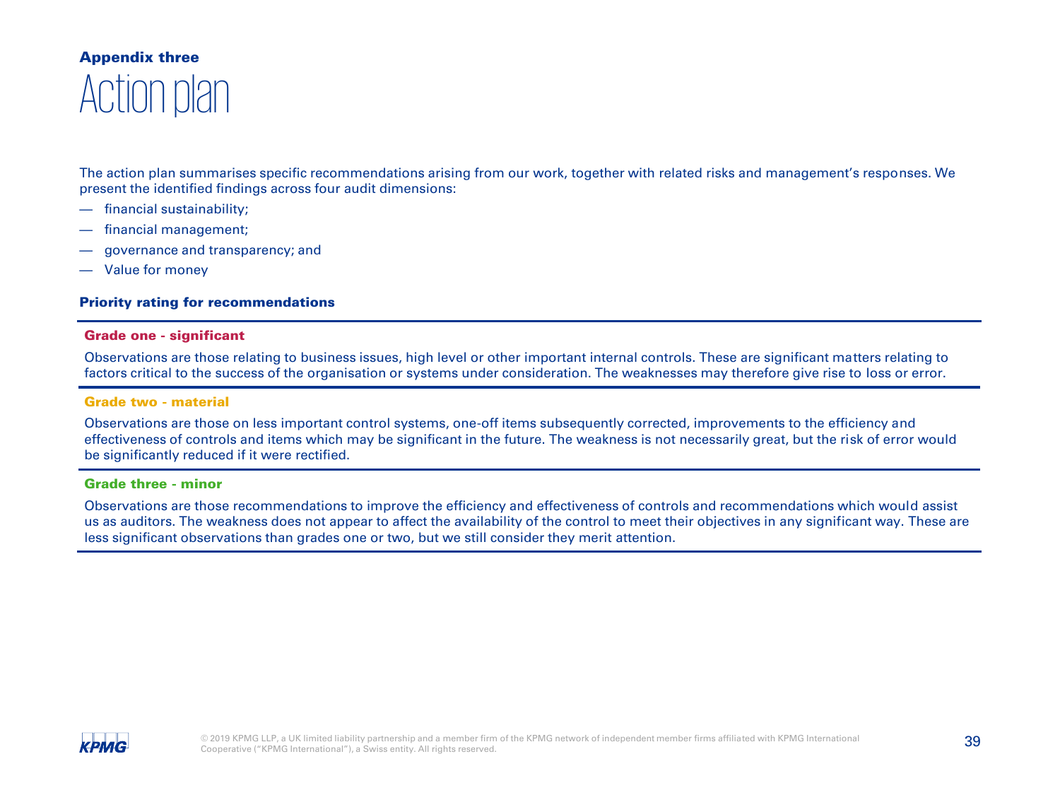### Appendix three

# Action plan

The action plan summarises specific recommendations arising from our work, together with related risks and management's responses. We present the identified findings across four audit dimensions:

- financial sustainability;
- financial management;
- governance and transparency; and
- Value for money

**Priority rating for recommendations**

**Grade one - significant**

Observations are those relating to business issues, high level or other important internal controls. These are significant matters relating to factors critical to the success of the organisation or systems under consideration. The weaknesses may therefore give rise to loss or error.

**Grade two - material**

Observations are those on less important control systems, one-off items subsequently corrected, improvements to the efficiency and effectiveness of controls and items which may be significant in the future. The weakness is not necessarily great, but the risk of error would be significantly reduced if it were rectified.

**Grade three - minor**

Observations are those recommendations to improve the efficiency and effectiveness of controls and recommendations which would assist us as auditors. The weakness does not appear to affect the availability of the control to meet their objectives in any significant way. These are less significant observations than grades one or two, but we still consider they merit attention.

© 2019 KPMG LLP, a UK limited liability partnership and a member firm of the KPMG network of independent member firms affiliated with KPMG International Cooperative ("KPMG International"), a Swiss entity. All rights reserved.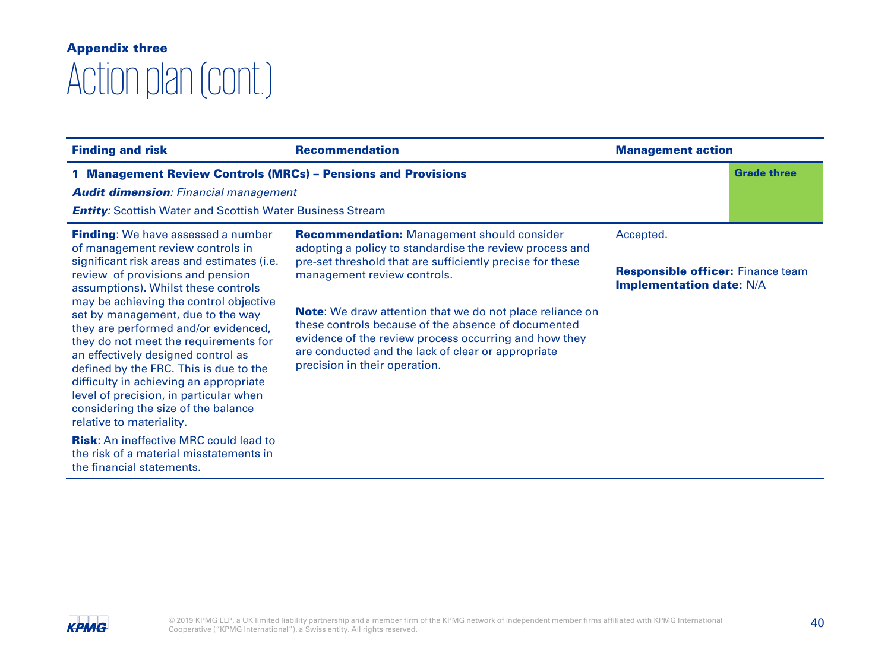**Appendix three**

# Action plan (cont.)

| Finding and risk | Recommendation | Management action |
|---|---|---|
| **1 Management Review Controls (MRCs) – Pensions and Provisions**<br>***Audit dimension**: Financial management*<br>***Entity**:* Scottish Water and Scottish Water Business Stream | | **Grade three** |
| **Finding**: We have assessed a number of management review controls in significant risk areas and estimates (i.e. review of provisions and pension assumptions). Whilst these controls may be achieving the control objective set by management, due to the way they are performed and/or evidenced, they do not meet the requirements for an effectively designed control as defined by the FRC. This is due to the difficulty in achieving an appropriate level of precision, in particular when considering the size of the balance relative to materiality.<br><br>**Risk**: An ineffective MRC could lead to the risk of a material misstatements in the financial statements. | **Recommendation:** Management should consider adopting a policy to standardise the review process and pre-set threshold that are sufficiently precise for these management review controls.<br><br>**Note**: We draw attention that we do not place reliance on these controls because of the absence of documented evidence of the review process occurring and how they are conducted and the lack of clear or appropriate precision in their operation. | Accepted.<br><br>**Responsible officer:** Finance team<br>**Implementation date:** N/A |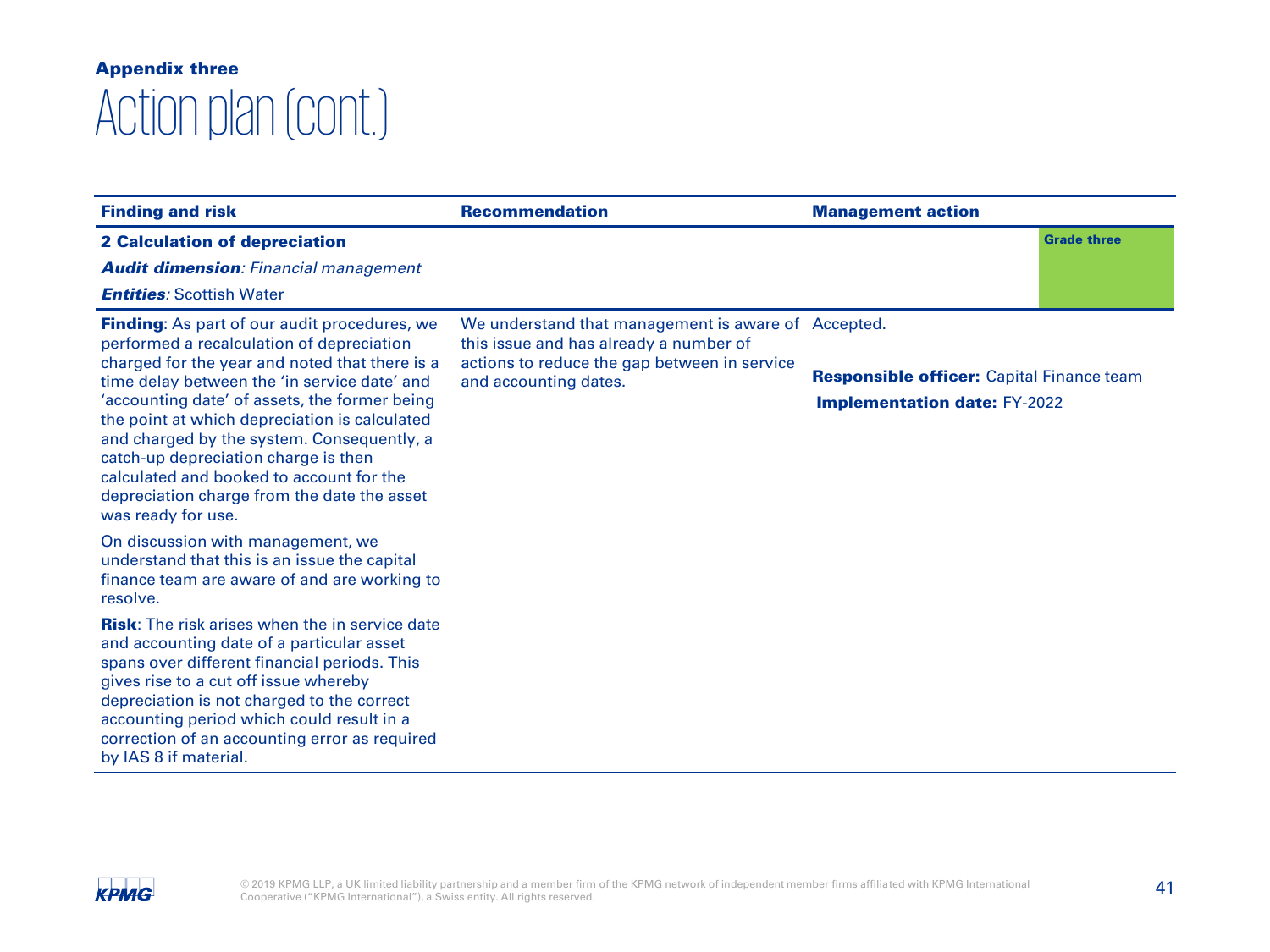**Appendix three**

# Action plan (cont.)

| Finding and risk | Recommendation | Management action |
|---|---|---|
| **2 Calculation of depreciation**<br>***Audit dimension****: Financial management*<br>***Entities****:* Scottish Water | | **Grade three** |
| **Finding**: As part of our audit procedures, we performed a recalculation of depreciation charged for the year and noted that there is a time delay between the 'in service date' and 'accounting date' of assets, the former being the point at which depreciation is calculated and charged by the system. Consequently, a catch-up depreciation charge is then calculated and booked to account for the depreciation charge from the date the asset was ready for use.<br><br>On discussion with management, we understand that this is an issue the capital finance team are aware of and are working to resolve.<br><br>**Risk**: The risk arises when the in service date and accounting date of a particular asset spans over different financial periods. This gives rise to a cut off issue whereby depreciation is not charged to the correct accounting period which could result in a correction of an accounting error as required by IAS 8 if material. | We understand that management is aware of this issue and has already a number of actions to reduce the gap between in service and accounting dates. | Accepted.<br><br>**Responsible officer:** Capital Finance team<br>**Implementation date:** FY-2022 |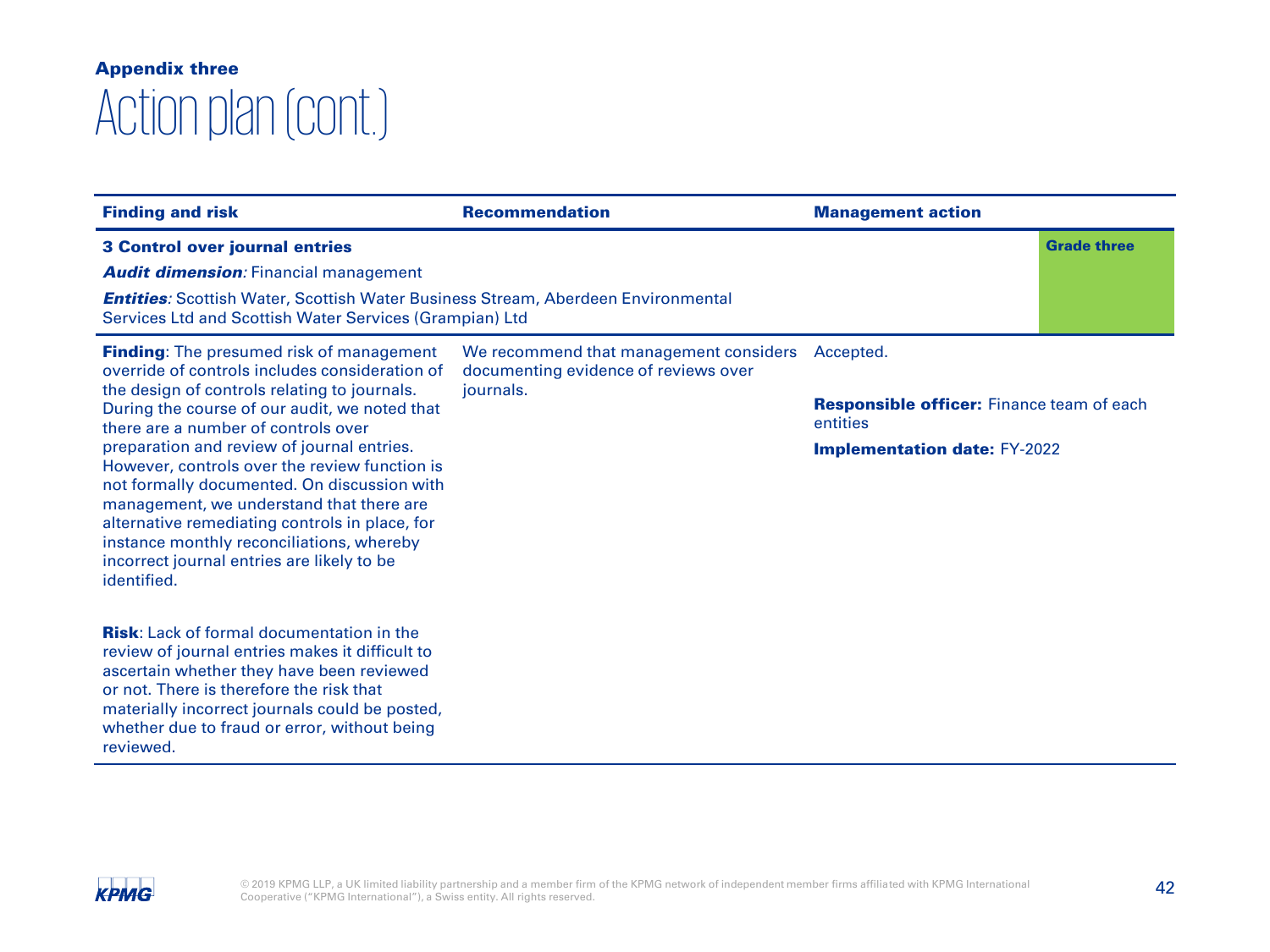**Appendix three**

# Action plan (cont.)

| Finding and risk | Recommendation | Management action | |
|---|---|---|---|
| **3 Control over journal entries**<br>***Audit dimension****:* Financial management<br>***Entities****:* Scottish Water, Scottish Water Business Stream, Aberdeen Environmental Services Ltd and Scottish Water Services (Grampian) Ltd | | | **Grade three** |
| **Finding**: The presumed risk of management override of controls includes consideration of the design of controls relating to journals. During the course of our audit, we noted that there are a number of controls over preparation and review of journal entries. However, controls over the review function is not formally documented. On discussion with management, we understand that there are alternative remediating controls in place, for instance monthly reconciliations, whereby incorrect journal entries are likely to be identified.<br><br>**Risk**: Lack of formal documentation in the review of journal entries makes it difficult to ascertain whether they have been reviewed or not. There is therefore the risk that materially incorrect journals could be posted, whether due to fraud or error, without being reviewed. | We recommend that management considers documenting evidence of reviews over journals. | Accepted.<br><br>**Responsible officer:** Finance team of each entities<br><br>**Implementation date:** FY-2022 | |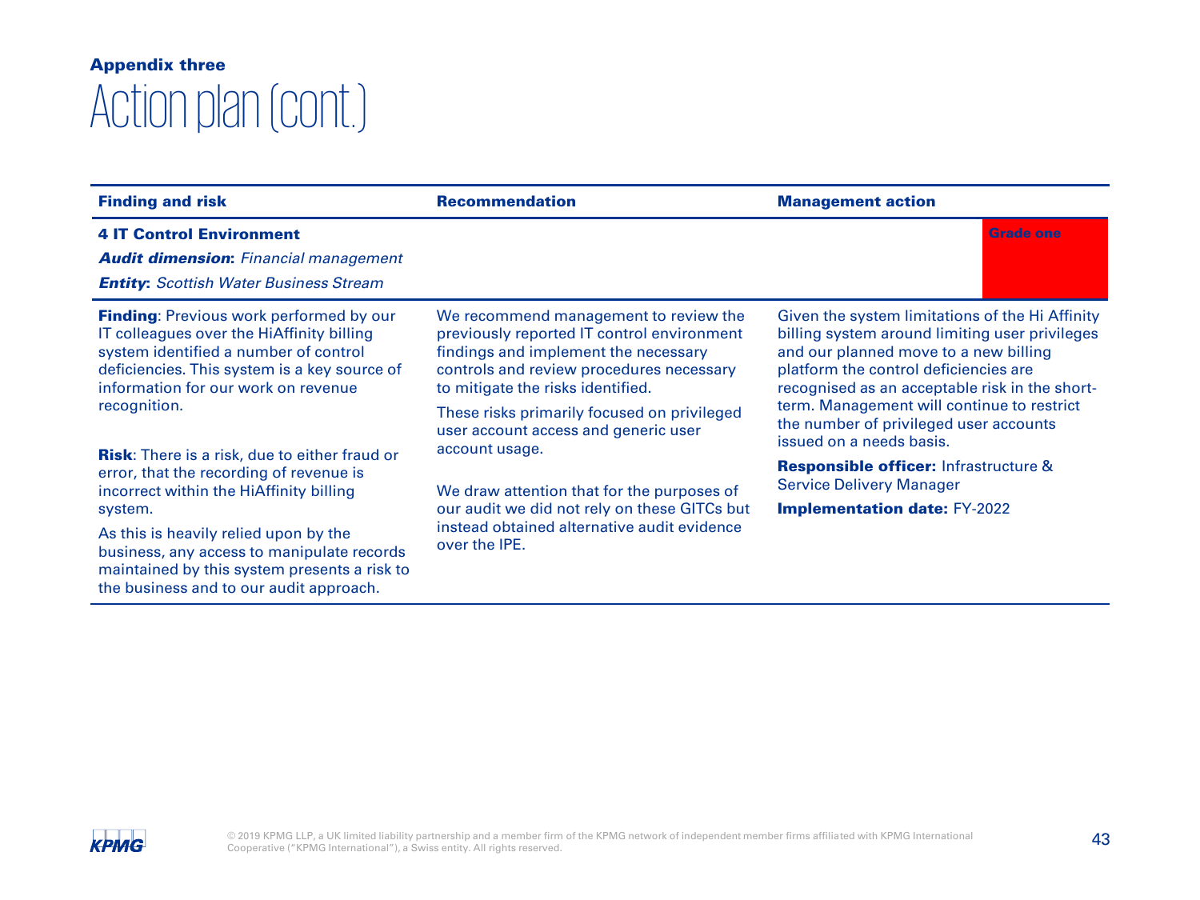**Appendix three**

# Action plan (cont.)

| Finding and risk | Recommendation | Management action |
|---|---|---|
| **4 IT Control Environment**<br>***Audit dimension*****:** *Financial management*<br>***Entity*****:** *Scottish Water Business Stream* | | **Grade one** |
| **Finding**: Previous work performed by our IT colleagues over the HiAffinity billing system identified a number of control deficiencies. This system is a key source of information for our work on revenue recognition.<br><br>**Risk**: There is a risk, due to either fraud or error, that the recording of revenue is incorrect within the HiAffinity billing system.<br><br>As this is heavily relied upon by the business, any access to manipulate records maintained by this system presents a risk to the business and to our audit approach. | We recommend management to review the previously reported IT control environment findings and implement the necessary controls and review procedures necessary to mitigate the risks identified.<br><br>These risks primarily focused on privileged user account access and generic user account usage.<br><br>We draw attention that for the purposes of our audit we did not rely on these GITCs but instead obtained alternative audit evidence over the IPE. | Given the system limitations of the Hi Affinity billing system around limiting user privileges and our planned move to a new billing platform the control deficiencies are recognised as an acceptable risk in the short-term. Management will continue to restrict the number of privileged user accounts issued on a needs basis.<br><br>**Responsible officer:** Infrastructure & Service Delivery Manager<br><br>**Implementation date:** FY-2022 |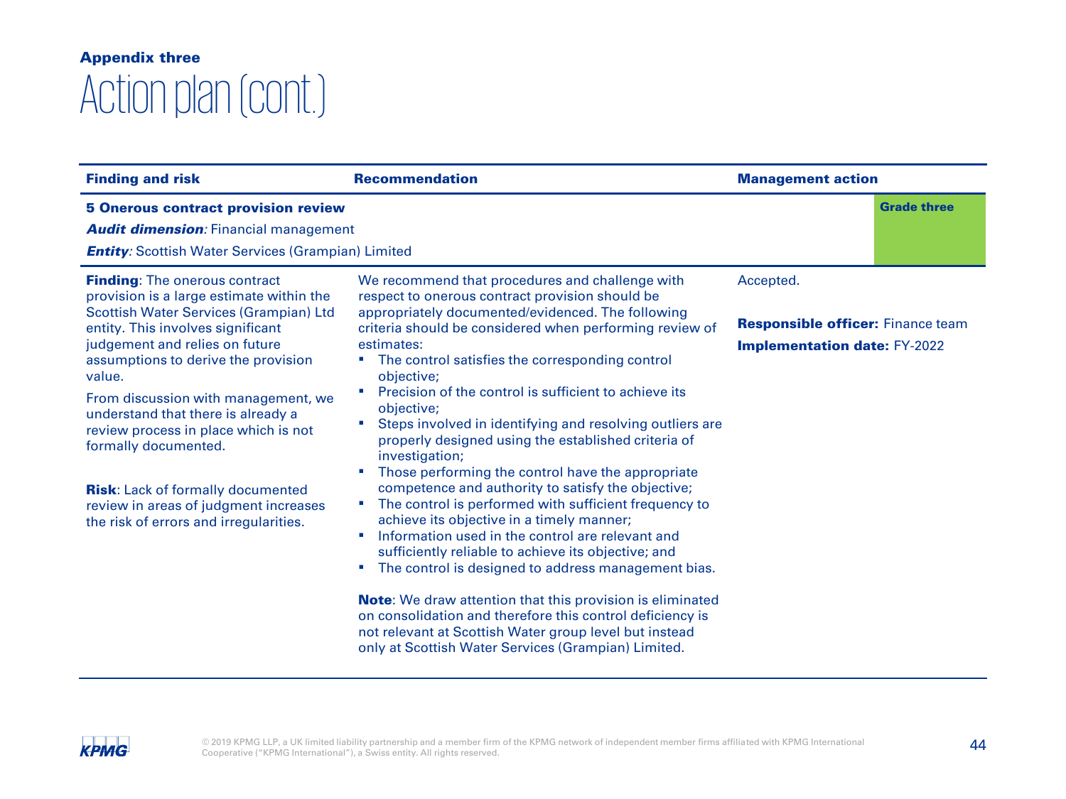**Appendix three**

# Action plan (cont.)

| Finding and risk | Recommendation | Management action |
|---|---|---|
| **5 Onerous contract provision review**<br>***Audit dimension**:* Financial management<br>***Entity**:* Scottish Water Services (Grampian) Limited | | **Grade three** |
| **Finding**: The onerous contract provision is a large estimate within the Scottish Water Services (Grampian) Ltd entity. This involves significant judgement and relies on future assumptions to derive the provision value.<br><br>From discussion with management, we understand that there is already a review process in place which is not formally documented.<br><br>**Risk**: Lack of formally documented review in areas of judgment increases the risk of errors and irregularities. | We recommend that procedures and challenge with respect to onerous contract provision should be appropriately documented/evidenced. The following criteria should be considered when performing review of estimates:<br>▪ The control satisfies the corresponding control objective;<br>▪ Precision of the control is sufficient to achieve its objective;<br>▪ Steps involved in identifying and resolving outliers are properly designed using the established criteria of investigation;<br>▪ Those performing the control have the appropriate competence and authority to satisfy the objective;<br>▪ The control is performed with sufficient frequency to achieve its objective in a timely manner;<br>▪ Information used in the control are relevant and sufficiently reliable to achieve its objective; and<br>▪ The control is designed to address management bias.<br><br>**Note**: We draw attention that this provision is eliminated on consolidation and therefore this control deficiency is not relevant at Scottish Water group level but instead only at Scottish Water Services (Grampian) Limited. | Accepted.<br><br>**Responsible officer:** Finance team<br><br>**Implementation date:** FY-2022 |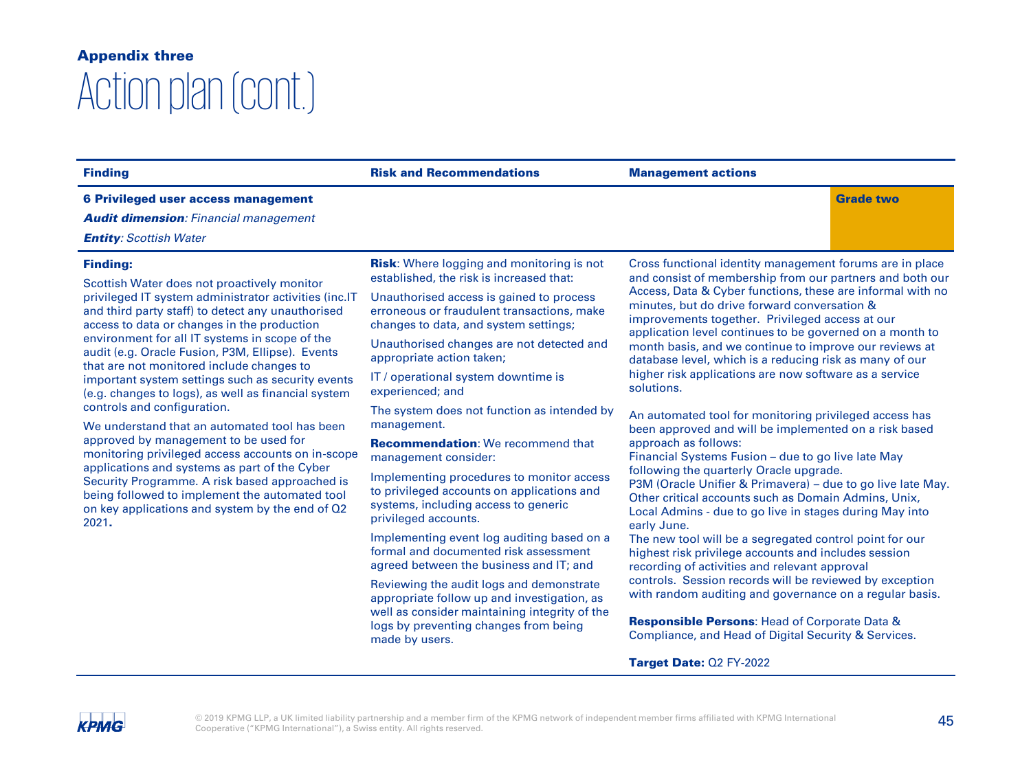## Appendix three

# Action plan (cont.)

| Finding | Risk and Recommendations | Management actions |
|---|---|---|
| **6 Privileged user access management**<br>***Audit dimension**: Financial management*<br>***Entity**: Scottish Water* | | **Grade two** |
| **Finding:**<br><br>Scottish Water does not proactively monitor privileged IT system administrator activities (inc.IT and third party staff) to detect any unauthorised access to data or changes in the production environment for all IT systems in scope of the audit (e.g. Oracle Fusion, P3M, Ellipse). Events that are not monitored include changes to important system settings such as security events (e.g. changes to logs), as well as financial system controls and configuration.<br><br>We understand that an automated tool has been approved by management to be used for monitoring privileged access accounts on in-scope applications and systems as part of the Cyber Security Programme. A risk based approached is being followed to implement the automated tool on key applications and system by the end of Q2 2021**.** | **Risk**: Where logging and monitoring is not established, the risk is increased that:<br><br>Unauthorised access is gained to process erroneous or fraudulent transactions, make changes to data, and system settings;<br><br>Unauthorised changes are not detected and appropriate action taken;<br><br>IT / operational system downtime is experienced; and<br><br>The system does not function as intended by management.<br><br>**Recommendation**: We recommend that management consider:<br><br>Implementing procedures to monitor access to privileged accounts on applications and systems, including access to generic privileged accounts.<br><br>Implementing event log auditing based on a formal and documented risk assessment agreed between the business and IT; and<br><br>Reviewing the audit logs and demonstrate appropriate follow up and investigation, as well as consider maintaining integrity of the logs by preventing changes from being made by users. | Cross functional identity management forums are in place and consist of membership from our partners and both our Access, Data & Cyber functions, these are informal with no minutes, but do drive forward conversation & improvements together. Privileged access at our application level continues to be governed on a month to month basis, and we continue to improve our reviews at database level, which is a reducing risk as many of our higher risk applications are now software as a service solutions.<br><br>An automated tool for monitoring privileged access has been approved and will be implemented on a risk based approach as follows:<br>Financial Systems Fusion – due to go live late May following the quarterly Oracle upgrade.<br>P3M (Oracle Unifier & Primavera) – due to go live late May.<br>Other critical accounts such as Domain Admins, Unix, Local Admins - due to go live in stages during May into early June.<br>The new tool will be a segregated control point for our highest risk privilege accounts and includes session recording of activities and relevant approval controls. Session records will be reviewed by exception with random auditing and governance on a regular basis.<br><br>**Responsible Persons**: Head of Corporate Data & Compliance, and Head of Digital Security & Services.<br><br>**Target Date:** Q2 FY-2022 |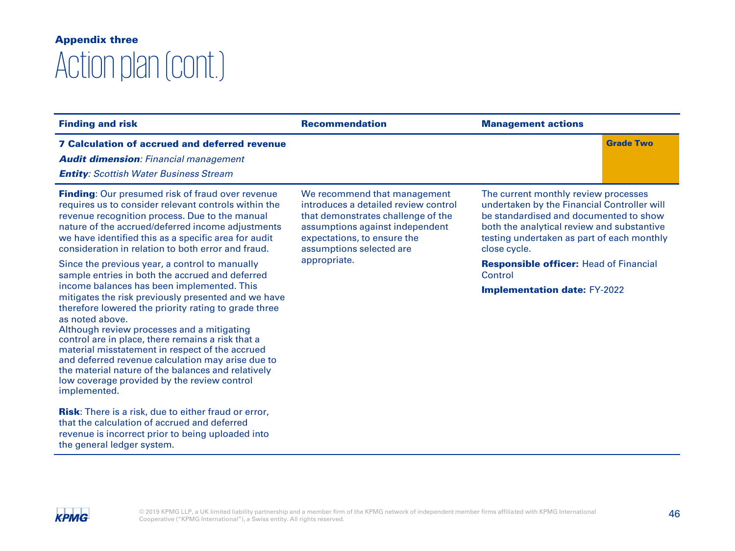**Appendix three**

# Action plan (cont.)

| Finding and risk | Recommendation | Management actions |
|---|---|---|
| **7 Calculation of accrued and deferred revenue**<br>***Audit dimension****: Financial management*<br>***Entity****: Scottish Water Business Stream* | | **Grade Two** |
| **Finding**: Our presumed risk of fraud over revenue requires us to consider relevant controls within the revenue recognition process. Due to the manual nature of the accrued/deferred income adjustments we have identified this as a specific area for audit consideration in relation to both error and fraud.<br><br>Since the previous year, a control to manually sample entries in both the accrued and deferred income balances has been implemented. This mitigates the risk previously presented and we have therefore lowered the priority rating to grade three as noted above.<br>Although review processes and a mitigating control are in place, there remains a risk that a material misstatement in respect of the accrued and deferred revenue calculation may arise due to the material nature of the balances and relatively low coverage provided by the review control implemented.<br><br>**Risk**: There is a risk, due to either fraud or error, that the calculation of accrued and deferred revenue is incorrect prior to being uploaded into the general ledger system. | We recommend that management introduces a detailed review control that demonstrates challenge of the assumptions against independent expectations, to ensure the assumptions selected are appropriate. | The current monthly review processes undertaken by the Financial Controller will be standardised and documented to show both the analytical review and substantive testing undertaken as part of each monthly close cycle.<br><br>**Responsible officer:** Head of Financial Control<br><br>**Implementation date:** FY-2022 |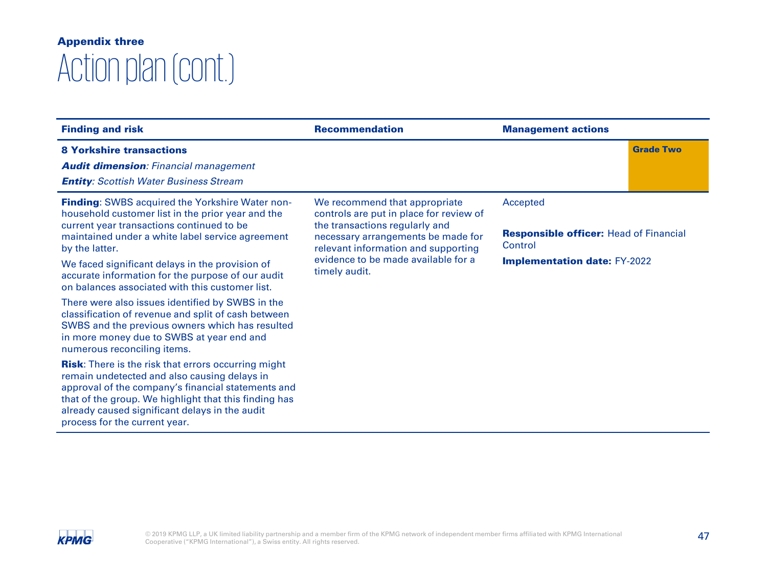**Appendix three**

# Action plan (cont.)

| Finding and risk | Recommendation | Management actions |
|---|---|---|
| **8 Yorkshire transactions**<br>***Audit dimension***: *Financial management*<br>***Entity***: *Scottish Water Business Stream* | | **Grade Two** |
| **Finding**: SWBS acquired the Yorkshire Water non-household customer list in the prior year and the current year transactions continued to be maintained under a white label service agreement by the latter.<br><br>We faced significant delays in the provision of accurate information for the purpose of our audit on balances associated with this customer list.<br><br>There were also issues identified by SWBS in the classification of revenue and split of cash between SWBS and the previous owners which has resulted in more money due to SWBS at year end and numerous reconciling items.<br><br>**Risk**: There is the risk that errors occurring might remain undetected and also causing delays in approval of the company's financial statements and that of the group. We highlight that this finding has already caused significant delays in the audit process for the current year. | We recommend that appropriate controls are put in place for review of the transactions regularly and necessary arrangements be made for relevant information and supporting evidence to be made available for a timely audit. | Accepted<br><br>**Responsible officer:** Head of Financial Control<br><br>**Implementation date:** FY-2022 |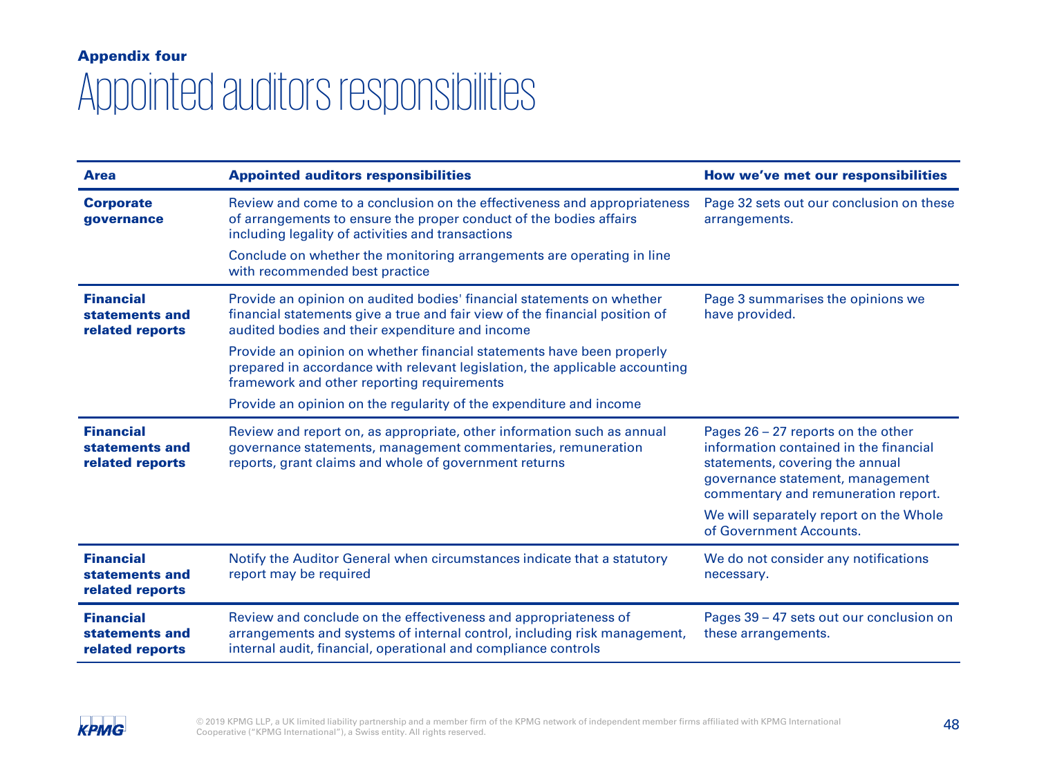**Appendix four**

# Appointed auditors responsibilities

| Area | Appointed auditors responsibilities | How we've met our responsibilities |
|---|---|---|
| **Corporate governance** | Review and come to a conclusion on the effectiveness and appropriateness of arrangements to ensure the proper conduct of the bodies affairs including legality of activities and transactions<br><br>Conclude on whether the monitoring arrangements are operating in line with recommended best practice | Page 32 sets out our conclusion on these arrangements. |
| **Financial statements and related reports** | Provide an opinion on audited bodies' financial statements on whether financial statements give a true and fair view of the financial position of audited bodies and their expenditure and income<br><br>Provide an opinion on whether financial statements have been properly prepared in accordance with relevant legislation, the applicable accounting framework and other reporting requirements<br><br>Provide an opinion on the regularity of the expenditure and income | Page 3 summarises the opinions we have provided. |
| **Financial statements and related reports** | Review and report on, as appropriate, other information such as annual governance statements, management commentaries, remuneration reports, grant claims and whole of government returns | Pages 26 – 27 reports on the other information contained in the financial statements, covering the annual governance statement, management commentary and remuneration report.<br><br>We will separately report on the Whole of Government Accounts. |
| **Financial statements and related reports** | Notify the Auditor General when circumstances indicate that a statutory report may be required | We do not consider any notifications necessary. |
| **Financial statements and related reports** | Review and conclude on the effectiveness and appropriateness of arrangements and systems of internal control, including risk management, internal audit, financial, operational and compliance controls | Pages 39 – 47 sets out our conclusion on these arrangements. |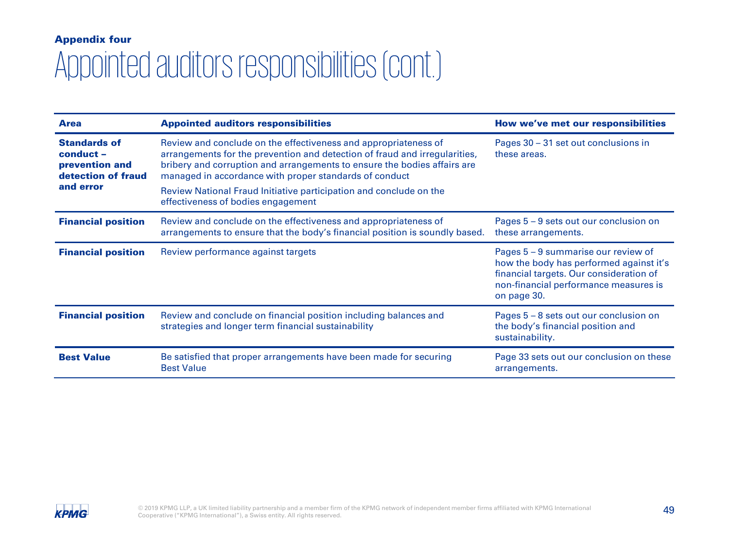**Appendix four**

# Appointed auditors responsibilities (cont.)

| Area | Appointed auditors responsibilities | How we've met our responsibilities |
|---|---|---|
| **Standards of conduct – prevention and detection of fraud and error** | Review and conclude on the effectiveness and appropriateness of arrangements for the prevention and detection of fraud and irregularities, bribery and corruption and arrangements to ensure the bodies affairs are managed in accordance with proper standards of conduct<br><br>Review National Fraud Initiative participation and conclude on the effectiveness of bodies engagement | Pages 30 – 31 set out conclusions in these areas. |
| **Financial position** | Review and conclude on the effectiveness and appropriateness of arrangements to ensure that the body's financial position is soundly based. | Pages 5 – 9 sets out our conclusion on these arrangements. |
| **Financial position** | Review performance against targets | Pages 5 – 9 summarise our review of how the body has performed against it's financial targets. Our consideration of non-financial performance measures is on page 30. |
| **Financial position** | Review and conclude on financial position including balances and strategies and longer term financial sustainability | Pages 5 – 8 sets out our conclusion on the body's financial position and sustainability. |
| **Best Value** | Be satisfied that proper arrangements have been made for securing Best Value | Page 33 sets out our conclusion on these arrangements. |

© 2019 KPMG LLP, a UK limited liability partnership and a member firm of the KPMG network of independent member firms affiliated with KPMG International Cooperative ("KPMG International"), a Swiss entity. All rights reserved.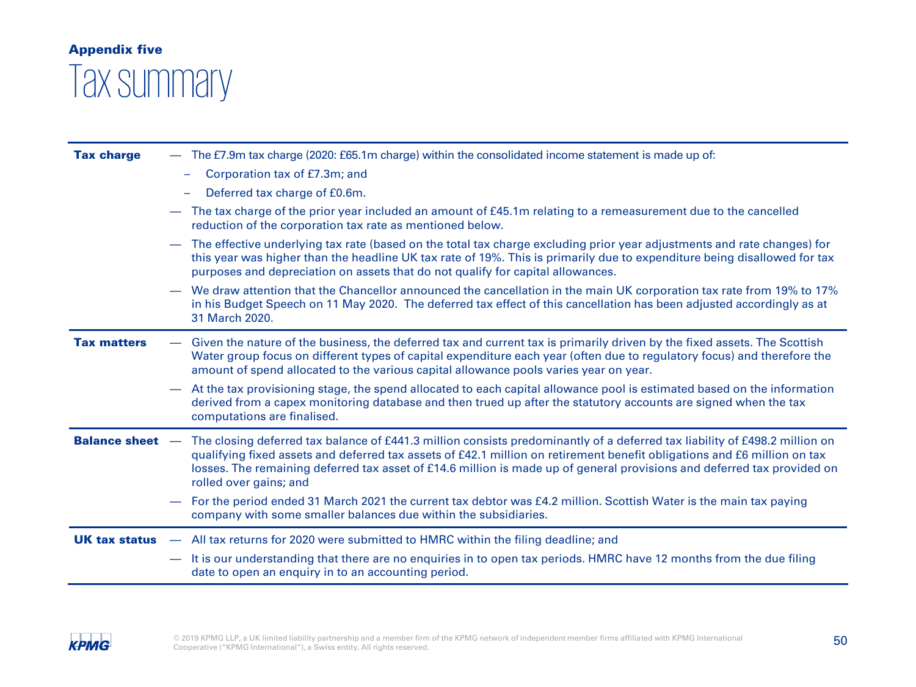**Appendix five**

# Tax summary

| | |
|---|---|
| **Tax charge** | — The £7.9m tax charge (2020: £65.1m charge) within the consolidated income statement is made up of:<br>– Corporation tax of £7.3m; and<br>– Deferred tax charge of £0.6m.<br>— The tax charge of the prior year included an amount of £45.1m relating to a remeasurement due to the cancelled reduction of the corporation tax rate as mentioned below.<br>— The effective underlying tax rate (based on the total tax charge excluding prior year adjustments and rate changes) for this year was higher than the headline UK tax rate of 19%. This is primarily due to expenditure being disallowed for tax purposes and depreciation on assets that do not qualify for capital allowances.<br>— We draw attention that the Chancellor announced the cancellation in the main UK corporation tax rate from 19% to 17% in his Budget Speech on 11 May 2020. The deferred tax effect of this cancellation has been adjusted accordingly as at 31 March 2020. |
| **Tax matters** | — Given the nature of the business, the deferred tax and current tax is primarily driven by the fixed assets. The Scottish Water group focus on different types of capital expenditure each year (often due to regulatory focus) and therefore the amount of spend allocated to the various capital allowance pools varies year on year.<br>— At the tax provisioning stage, the spend allocated to each capital allowance pool is estimated based on the information derived from a capex monitoring database and then trued up after the statutory accounts are signed when the tax computations are finalised. |
| **Balance sheet** | — The closing deferred tax balance of £441.3 million consists predominantly of a deferred tax liability of £498.2 million on qualifying fixed assets and deferred tax assets of £42.1 million on retirement benefit obligations and £6 million on tax losses. The remaining deferred tax asset of £14.6 million is made up of general provisions and deferred tax provided on rolled over gains; and<br>— For the period ended 31 March 2021 the current tax debtor was £4.2 million. Scottish Water is the main tax paying company with some smaller balances due within the subsidiaries. |
| **UK tax status** | — All tax returns for 2020 were submitted to HMRC within the filing deadline; and<br>— It is our understanding that there are no enquiries in to open tax periods. HMRC have 12 months from the due filing date to open an enquiry in to an accounting period. |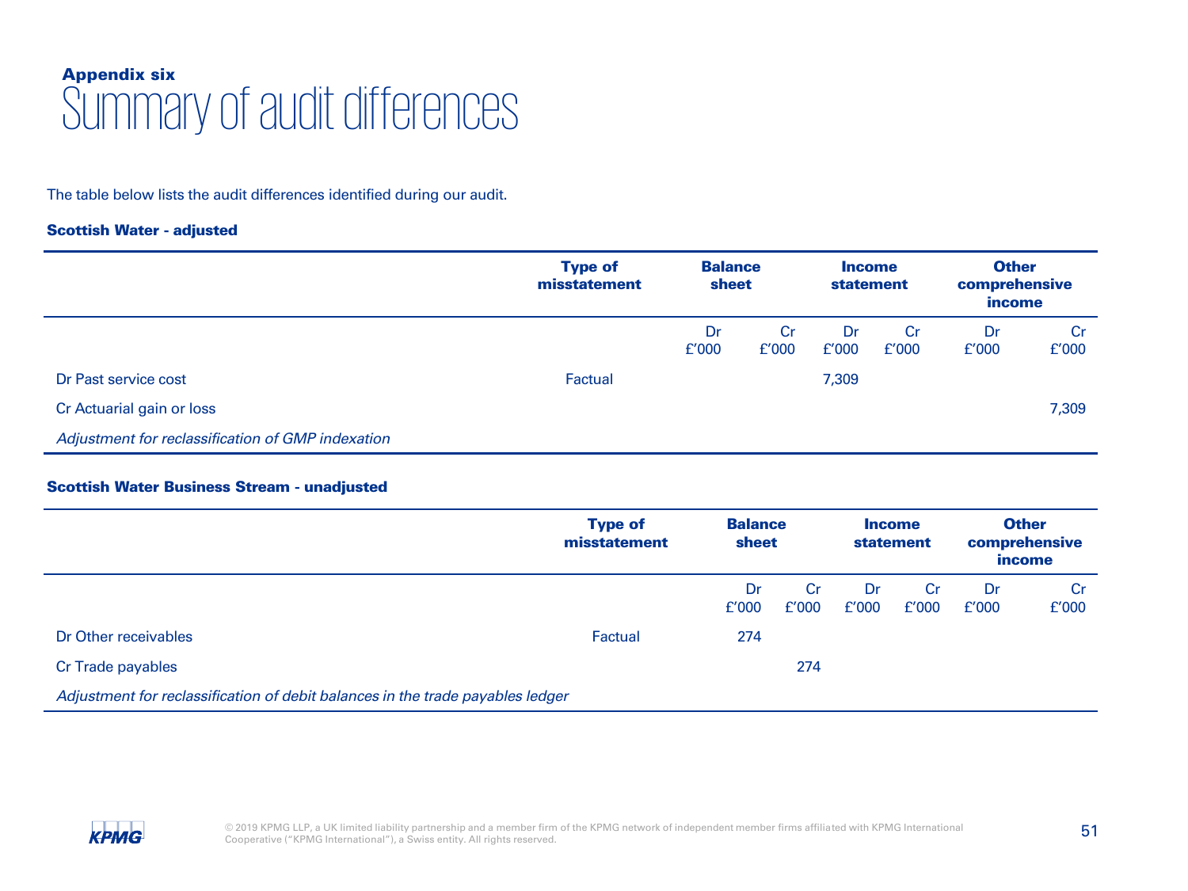## Appendix six

# Summary of audit differences

The table below lists the audit differences identified during our audit.

**Scottish Water - adjusted**

| | Type of misstatement | Balance sheet | | Income statement | | Other comprehensive income | |
|---|---|---|---|---|---|---|---|
| | | Dr £'000 | Cr £'000 | Dr £'000 | Cr £'000 | Dr £'000 | Cr £'000 |
| Dr Past service cost | Factual | | | 7,309 | | | |
| Cr Actuarial gain or loss | | | | | | | 7,309 |
| *Adjustment for reclassification of GMP indexation* | | | | | | | |

**Scottish Water Business Stream - unadjusted**

| | Type of misstatement | Balance sheet | | Income statement | | Other comprehensive income | |
|---|---|---|---|---|---|---|---|
| | | Dr £'000 | Cr £'000 | Dr £'000 | Cr £'000 | Dr £'000 | Cr £'000 |
| Dr Other receivables | Factual | 274 | | | | | |
| Cr Trade payables | | | 274 | | | | |
| *Adjustment for reclassification of debit balances in the trade payables ledger* | | | | | | | |

© 2019 KPMG LLP, a UK limited liability partnership and a member firm of the KPMG network of independent member firms affiliated with KPMG International Cooperative ("KPMG International"), a Swiss entity. All rights reserved.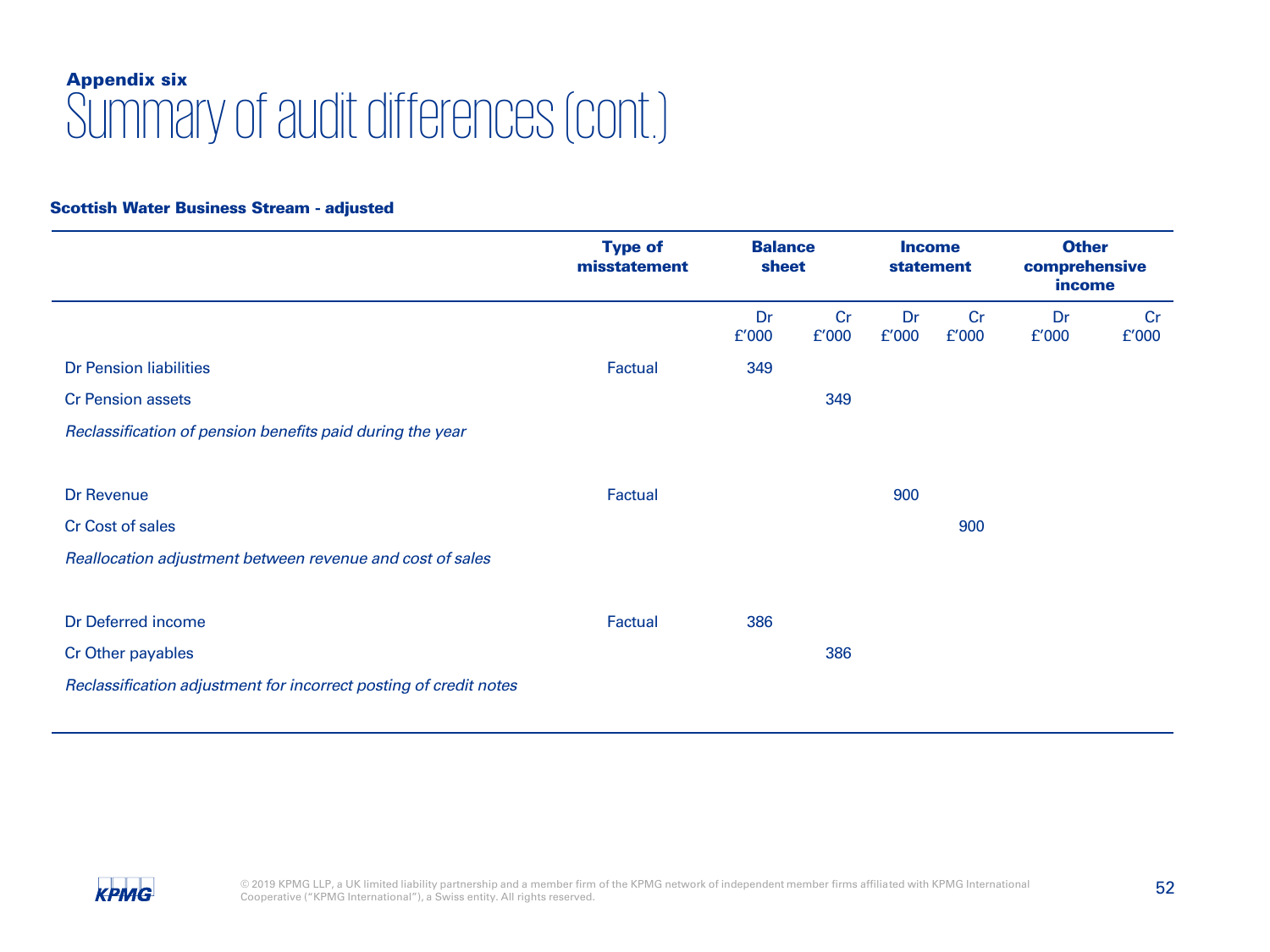**Appendix six**

# Summary of audit differences (cont.)

**Scottish Water Business Stream - adjusted**

| | Type of misstatement | Balance sheet | | Income statement | | Other comprehensive income | |
|---|---|---|---|---|---|---|---|
| | | Dr £'000 | Cr £'000 | Dr £'000 | Cr £'000 | Dr £'000 | Cr £'000 |
| Dr Pension liabilities | Factual | 349 | | | | | |
| Cr Pension assets | | | 349 | | | | |
| *Reclassification of pension benefits paid during the year* | | | | | | | |
| Dr Revenue | Factual | | | 900 | | | |
| Cr Cost of sales | | | | | 900 | | |
| *Reallocation adjustment between revenue and cost of sales* | | | | | | | |
| Dr Deferred income | Factual | 386 | | | | | |
| Cr Other payables | | | 386 | | | | |
| *Reclassification adjustment for incorrect posting of credit notes* | | | | | | | |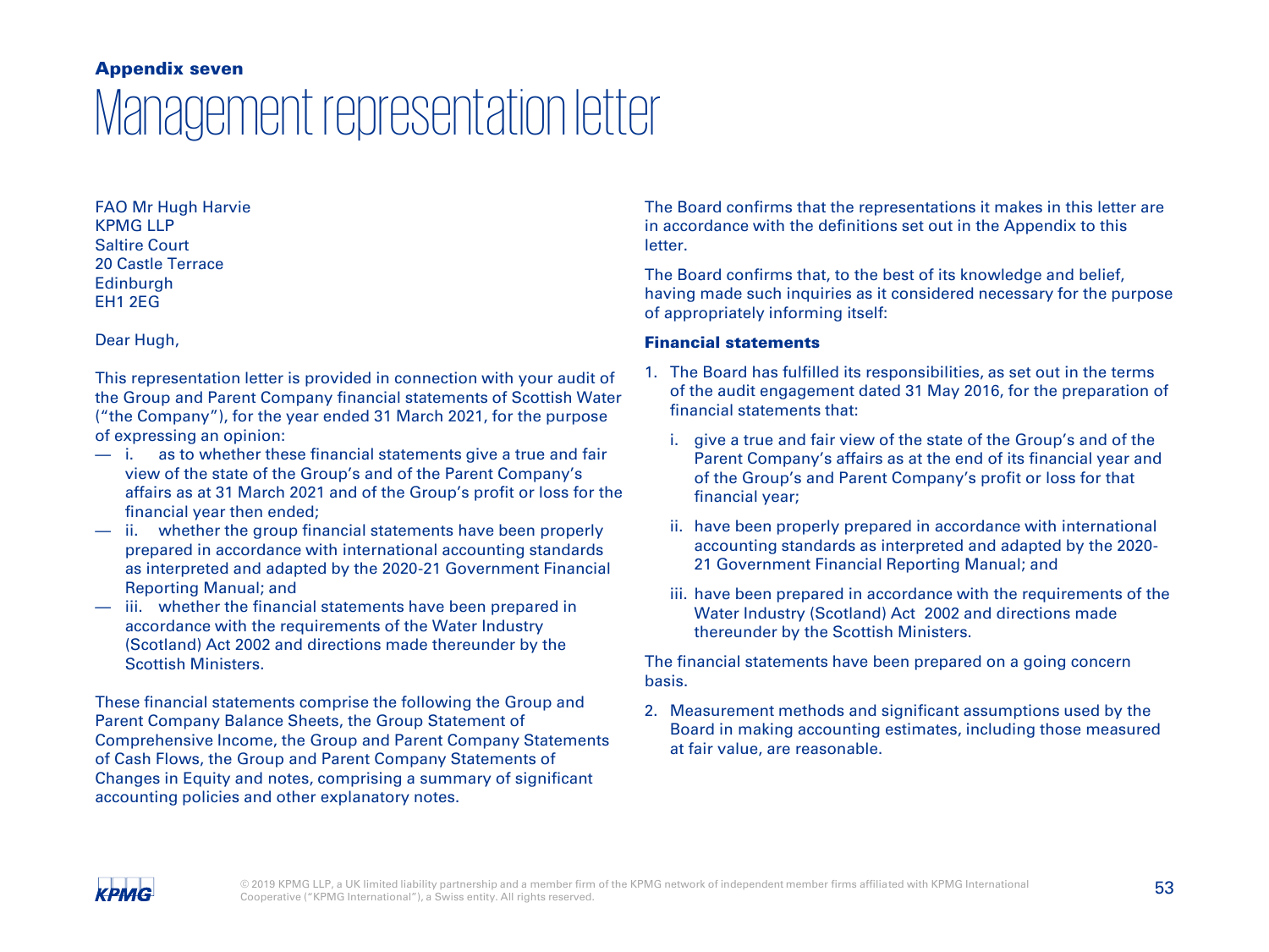**Appendix seven**

# Management representation letter

FAO Mr Hugh Harvie
KPMG LLP
Saltire Court
20 Castle Terrace
Edinburgh
EH1 2EG

Dear Hugh,

This representation letter is provided in connection with your audit of the Group and Parent Company financial statements of Scottish Water ("the Company"), for the year ended 31 March 2021, for the purpose of expressing an opinion:

- i. as to whether these financial statements give a true and fair view of the state of the Group's and of the Parent Company's affairs as at 31 March 2021 and of the Group's profit or loss for the financial year then ended;
- ii. whether the group financial statements have been properly prepared in accordance with international accounting standards as interpreted and adapted by the 2020-21 Government Financial Reporting Manual; and
- iii. whether the financial statements have been prepared in accordance with the requirements of the Water Industry (Scotland) Act 2002 and directions made thereunder by the Scottish Ministers.

These financial statements comprise the following the Group and Parent Company Balance Sheets, the Group Statement of Comprehensive Income, the Group and Parent Company Statements of Cash Flows, the Group and Parent Company Statements of Changes in Equity and notes, comprising a summary of significant accounting policies and other explanatory notes.

The Board confirms that the representations it makes in this letter are in accordance with the definitions set out in the Appendix to this letter.

The Board confirms that, to the best of its knowledge and belief, having made such inquiries as it considered necessary for the purpose of appropriately informing itself:

**Financial statements**

1. The Board has fulfilled its responsibilities, as set out in the terms of the audit engagement dated 31 May 2016, for the preparation of financial statements that:

   i. give a true and fair view of the state of the Group's and of the Parent Company's affairs as at the end of its financial year and of the Group's and Parent Company's profit or loss for that financial year;

   ii. have been properly prepared in accordance with international accounting standards as interpreted and adapted by the 2020-21 Government Financial Reporting Manual; and

   iii. have been prepared in accordance with the requirements of the Water Industry (Scotland) Act 2002 and directions made thereunder by the Scottish Ministers.

   The financial statements have been prepared on a going concern basis.

2. Measurement methods and significant assumptions used by the Board in making accounting estimates, including those measured at fair value, are reasonable.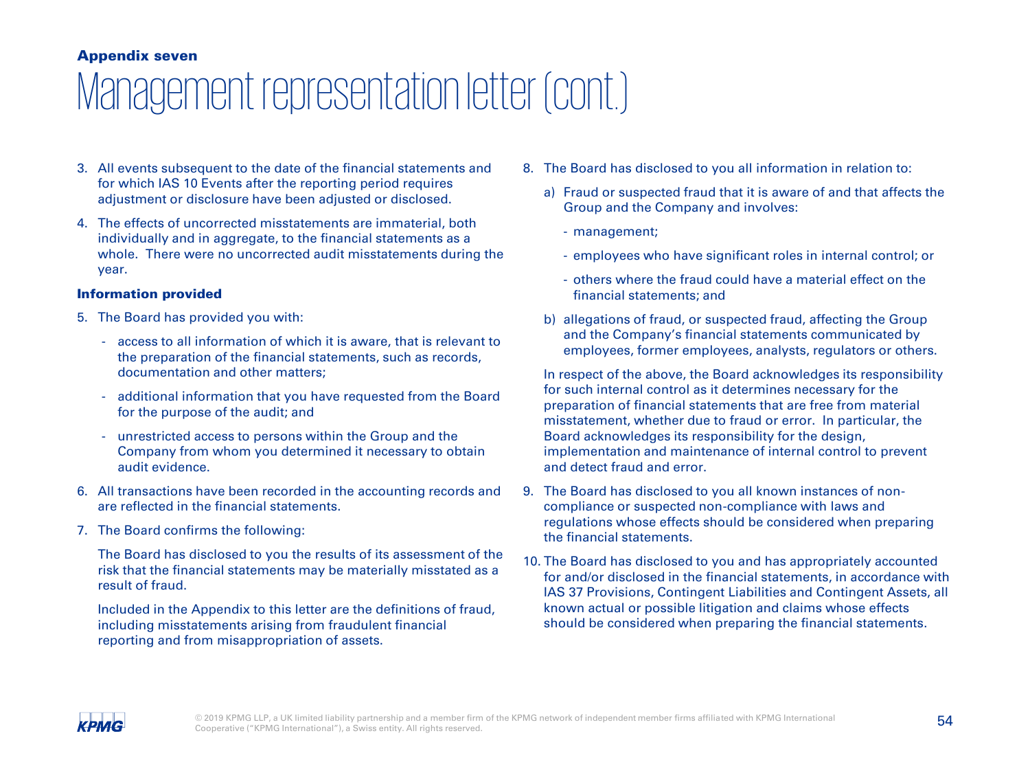**Appendix seven**

# Management representation letter (cont.)

3. All events subsequent to the date of the financial statements and for which IAS 10 Events after the reporting period requires adjustment or disclosure have been adjusted or disclosed.

4. The effects of uncorrected misstatements are immaterial, both individually and in aggregate, to the financial statements as a whole. There were no uncorrected audit misstatements during the year.

**Information provided**

5. The Board has provided you with:

   - access to all information of which it is aware, that is relevant to the preparation of the financial statements, such as records, documentation and other matters;
   - additional information that you have requested from the Board for the purpose of the audit; and
   - unrestricted access to persons within the Group and the Company from whom you determined it necessary to obtain audit evidence.

6. All transactions have been recorded in the accounting records and are reflected in the financial statements.

7. The Board confirms the following:

   The Board has disclosed to you the results of its assessment of the risk that the financial statements may be materially misstated as a result of fraud.

   Included in the Appendix to this letter are the definitions of fraud, including misstatements arising from fraudulent financial reporting and from misappropriation of assets.

8. The Board has disclosed to you all information in relation to:

   a) Fraud or suspected fraud that it is aware of and that affects the Group and the Company and involves:

      - management;
      - employees who have significant roles in internal control; or
      - others where the fraud could have a material effect on the financial statements; and

   b) allegations of fraud, or suspected fraud, affecting the Group and the Company's financial statements communicated by employees, former employees, analysts, regulators or others.

   In respect of the above, the Board acknowledges its responsibility for such internal control as it determines necessary for the preparation of financial statements that are free from material misstatement, whether due to fraud or error. In particular, the Board acknowledges its responsibility for the design, implementation and maintenance of internal control to prevent and detect fraud and error.

9. The Board has disclosed to you all known instances of non-compliance or suspected non-compliance with laws and regulations whose effects should be considered when preparing the financial statements.

10. The Board has disclosed to you and has appropriately accounted for and/or disclosed in the financial statements, in accordance with IAS 37 Provisions, Contingent Liabilities and Contingent Assets, all known actual or possible litigation and claims whose effects should be considered when preparing the financial statements.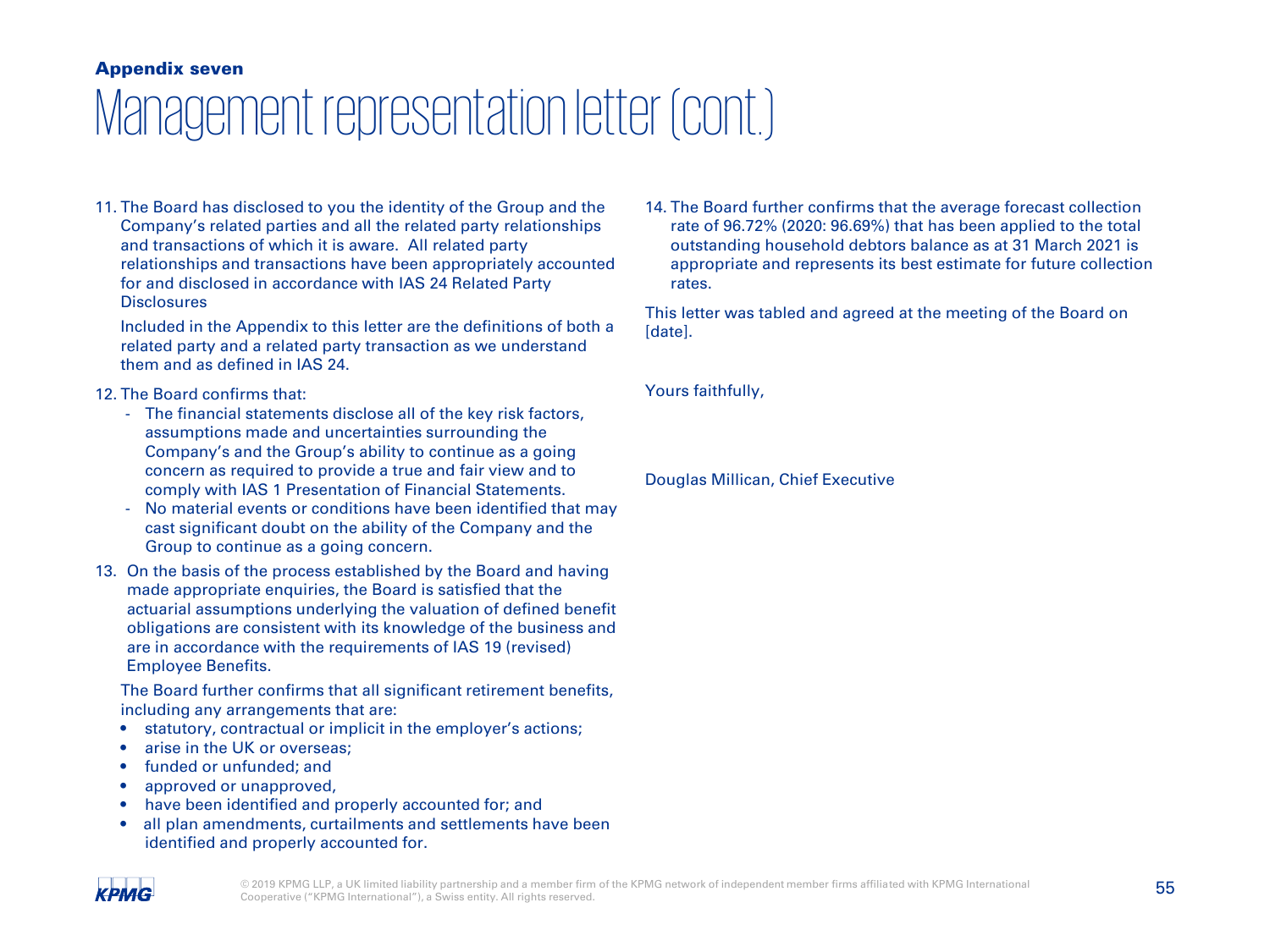**Appendix seven**

# Management representation letter (cont.)

11. The Board has disclosed to you the identity of the Group and the Company's related parties and all the related party relationships and transactions of which it is aware. All related party relationships and transactions have been appropriately accounted for and disclosed in accordance with IAS 24 Related Party Disclosures

    Included in the Appendix to this letter are the definitions of both a related party and a related party transaction as we understand them and as defined in IAS 24.

12. The Board confirms that:
    - The financial statements disclose all of the key risk factors, assumptions made and uncertainties surrounding the Company's and the Group's ability to continue as a going concern as required to provide a true and fair view and to comply with IAS 1 Presentation of Financial Statements.
    - No material events or conditions have been identified that may cast significant doubt on the ability of the Company and the Group to continue as a going concern.

13. On the basis of the process established by the Board and having made appropriate enquiries, the Board is satisfied that the actuarial assumptions underlying the valuation of defined benefit obligations are consistent with its knowledge of the business and are in accordance with the requirements of IAS 19 (revised) Employee Benefits.

    The Board further confirms that all significant retirement benefits, including any arrangements that are:
    - statutory, contractual or implicit in the employer's actions;
    - arise in the UK or overseas;
    - funded or unfunded; and
    - approved or unapproved,
    - have been identified and properly accounted for; and
    - all plan amendments, curtailments and settlements have been identified and properly accounted for.

14. The Board further confirms that the average forecast collection rate of 96.72% (2020: 96.69%) that has been applied to the total outstanding household debtors balance as at 31 March 2021 is appropriate and represents its best estimate for future collection rates.

This letter was tabled and agreed at the meeting of the Board on [date].

Yours faithfully,

Douglas Millican, Chief Executive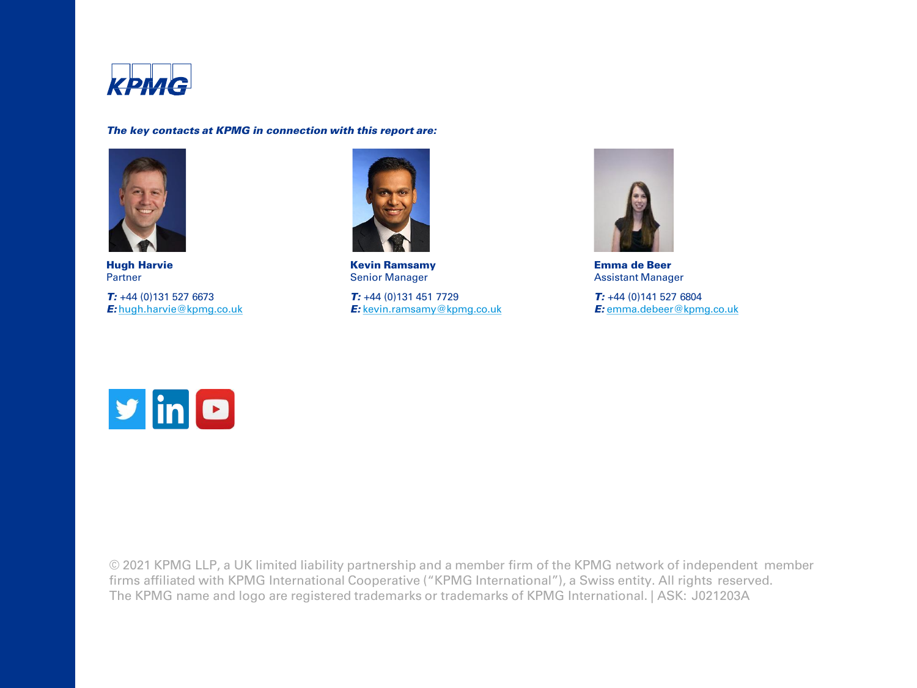***The key contacts at KPMG in connection with this report are:***

**Hugh Harvie**
Partner

***T:*** +44 (0)131 527 6673
***E:*** hugh.harvie@kpmg.co.uk

**Kevin Ramsamy**
Senior Manager

***T:*** +44 (0)131 451 7729
***E:*** kevin.ramsamy@kpmg.co.uk

**Emma de Beer**
Assistant Manager

***T:*** +44 (0)141 527 6804
***E:*** emma.debeer@kpmg.co.uk

© 2021 KPMG LLP, a UK limited liability partnership and a member firm of the KPMG network of independent member firms affiliated with KPMG International Cooperative ("KPMG International"), a Swiss entity. All rights reserved.
The KPMG name and logo are registered trademarks or trademarks of KPMG International. | ASK: J021203A